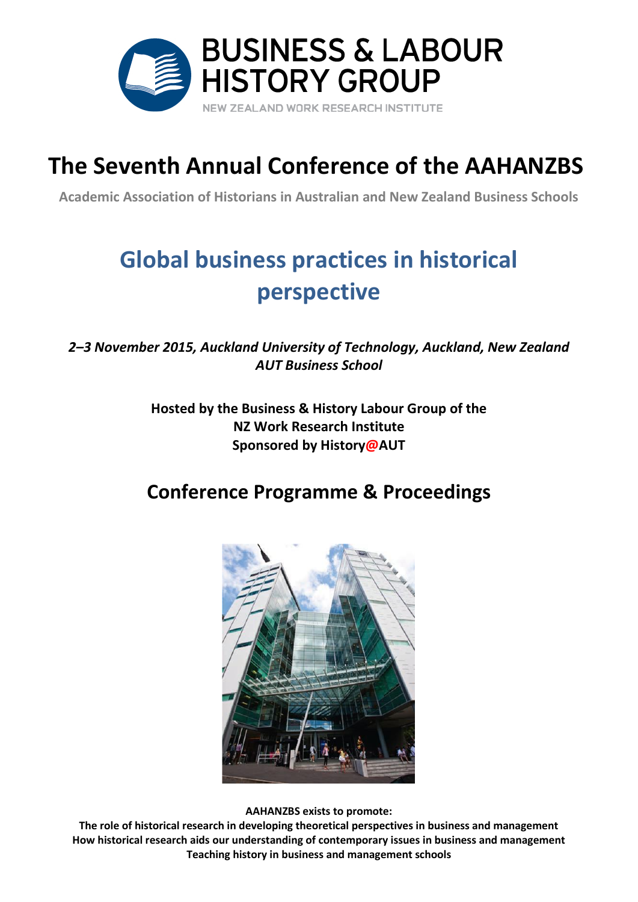BUSINESS & LABOUR HISTORY GROUP

NEW ZEALAND WORK RESEARCH INSTITUTE

# The Seventh Annual Conference of the AAHANZBS

**Academic Association of Historians in Australian and New Zealand Business Schools**

## Global business practices in historical perspective

***2–3 November 2015, Auckland University of Technology, Auckland, New Zealand***
***AUT Business School***

**Hosted by the Business & History Labour Group of the**
**NZ Work Research Institute**
**Sponsored by History@AUT**

## Conference Programme & Proceedings

**AAHANZBS exists to promote:**
**The role of historical research in developing theoretical perspectives in business and management**
**How historical research aids our understanding of contemporary issues in business and management**
**Teaching history in business and management schools**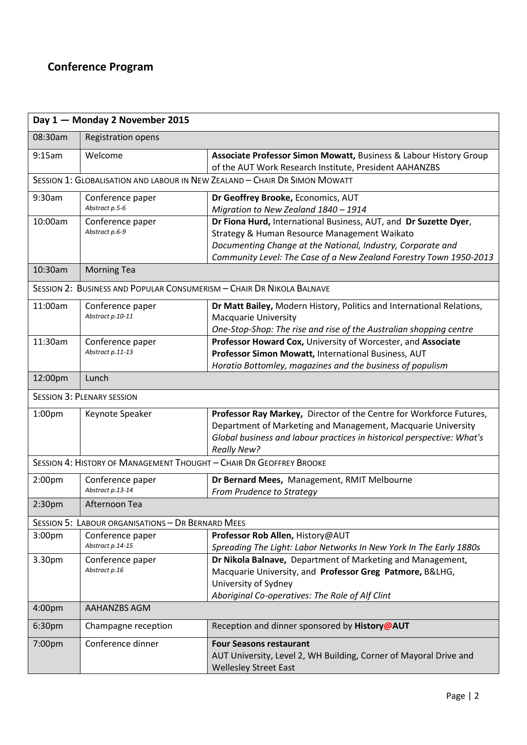## Conference Program

| Day 1 — Monday 2 November 2015 | | |
|---|---|---|
| 08:30am | Registration opens | |
| 9:15am | Welcome | **Associate Professor Simon Mowatt,** Business & Labour History Group of the AUT Work Research Institute, President AAHANZBS |
| SESSION 1: GLOBALISATION AND LABOUR IN NEW ZEALAND – CHAIR DR SIMON MOWATT | | |
| 9:30am | Conference paper<br>*Abstract p.5-6* | **Dr Geoffrey Brooke,** Economics, AUT<br>*Migration to New Zealand 1840 – 1914* |
| 10:00am | Conference paper<br>*Abstract p.6-9* | **Dr Fiona Hurd,** International Business, AUT, and **Dr Suzette Dyer**, Strategy & Human Resource Management Waikato<br>*Documenting Change at the National, Industry, Corporate and Community Level: The Case of a New Zealand Forestry Town 1950-2013* |
| 10:30am | Morning Tea | |
| SESSION 2: BUSINESS AND POPULAR CONSUMERISM – CHAIR DR NIKOLA BALNAVE | | |
| 11:00am | Conference paper<br>*Abstract p.10-11* | **Dr Matt Bailey,** Modern History, Politics and International Relations, Macquarie University<br>*One-Stop-Shop: The rise and rise of the Australian shopping centre* |
| 11:30am | Conference paper<br>*Abstract p.11-13* | **Professor Howard Cox,** University of Worcester, and **Associate Professor Simon Mowatt,** International Business, AUT<br>*Horatio Bottomley, magazines and the business of populism* |
| 12:00pm | Lunch | |
| SESSION 3: PLENARY SESSION | | |
| 1:00pm | Keynote Speaker | **Professor Ray Markey,** Director of the Centre for Workforce Futures, Department of Marketing and Management, Macquarie University<br>*Global business and labour practices in historical perspective: What's Really New?* |
| SESSION 4: HISTORY OF MANAGEMENT THOUGHT – CHAIR DR GEOFFREY BROOKE | | |
| 2:00pm | Conference paper<br>*Abstract p.13-14* | **Dr Bernard Mees,** Management, RMIT Melbourne<br>*From Prudence to Strategy* |
| 2:30pm | Afternoon Tea | |
| SESSION 5: LABOUR ORGANISATIONS – DR BERNARD MEES | | |
| 3:00pm | Conference paper<br>*Abstract p.14-15* | **Professor Rob Allen,** History@AUT<br>*Spreading The Light: Labor Networks In New York In The Early 1880s* |
| 3.30pm | Conference paper<br>*Abstract p.16* | **Dr Nikola Balnave,** Department of Marketing and Management, Macquarie University, and **Professor Greg Patmore,** B&LHG, University of Sydney<br>*Aboriginal Co-operatives: The Role of Alf Clint* |
| 4:00pm | AAHANZBS AGM | |
| 6:30pm | Champagne reception | Reception and dinner sponsored by **History@AUT** |
| 7:00pm | Conference dinner | **Four Seasons restaurant**<br>AUT University, Level 2, WH Building, Corner of Mayoral Drive and Wellesley Street East |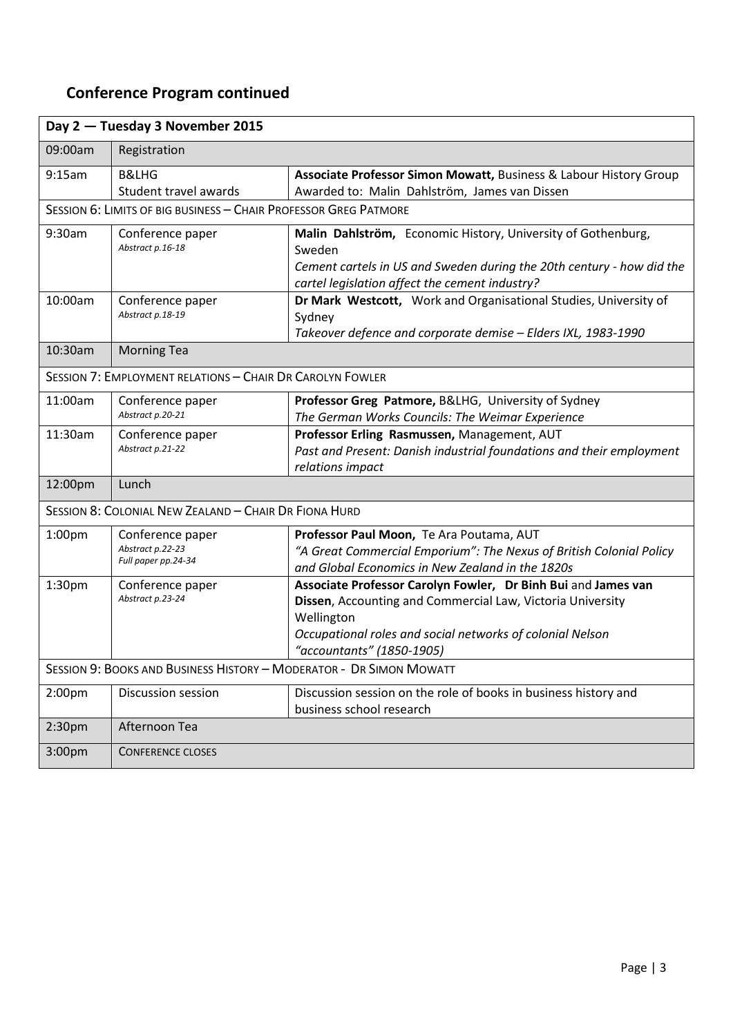## Conference Program continued

| Day 2 — Tuesday 3 November 2015 | | |
|---|---|---|
| 09:00am | Registration | |
| 9:15am | B&LHG<br>Student travel awards | **Associate Professor Simon Mowatt,** Business & Labour History Group<br>Awarded to: Malin Dahlström, James van Dissen |
| SESSION 6: LIMITS OF BIG BUSINESS – CHAIR PROFESSOR GREG PATMORE | | |
| 9:30am | Conference paper<br>*Abstract p.16-18* | **Malin Dahlström,** Economic History, University of Gothenburg, Sweden<br>*Cement cartels in US and Sweden during the 20th century - how did the cartel legislation affect the cement industry?* |
| 10:00am | Conference paper<br>*Abstract p.18-19* | **Dr Mark Westcott,** Work and Organisational Studies, University of Sydney<br>*Takeover defence and corporate demise – Elders IXL, 1983-1990* |
| 10:30am | Morning Tea | |
| SESSION 7: EMPLOYMENT RELATIONS – CHAIR DR CAROLYN FOWLER | | |
| 11:00am | Conference paper<br>*Abstract p.20-21* | **Professor Greg Patmore,** B&LHG, University of Sydney<br>*The German Works Councils: The Weimar Experience* |
| 11:30am | Conference paper<br>*Abstract p.21-22* | **Professor Erling Rasmussen,** Management, AUT<br>*Past and Present: Danish industrial foundations and their employment relations impact* |
| 12:00pm | Lunch | |
| SESSION 8: COLONIAL NEW ZEALAND – CHAIR DR FIONA HURD | | |
| 1:00pm | Conference paper<br>*Abstract p.22-23*<br>*Full paper pp.24-34* | **Professor Paul Moon,** Te Ara Poutama, AUT<br>*"A Great Commercial Emporium": The Nexus of British Colonial Policy and Global Economics in New Zealand in the 1820s* |
| 1:30pm | Conference paper<br>*Abstract p.23-24* | **Associate Professor Carolyn Fowler, Dr Binh Bui** and **James van Dissen**, Accounting and Commercial Law, Victoria University Wellington<br>*Occupational roles and social networks of colonial Nelson "accountants" (1850-1905)* |
| SESSION 9: BOOKS AND BUSINESS HISTORY – MODERATOR - DR SIMON MOWATT | | |
| 2:00pm | Discussion session | Discussion session on the role of books in business history and business school research |
| 2:30pm | Afternoon Tea | |
| 3:00pm | CONFERENCE CLOSES | |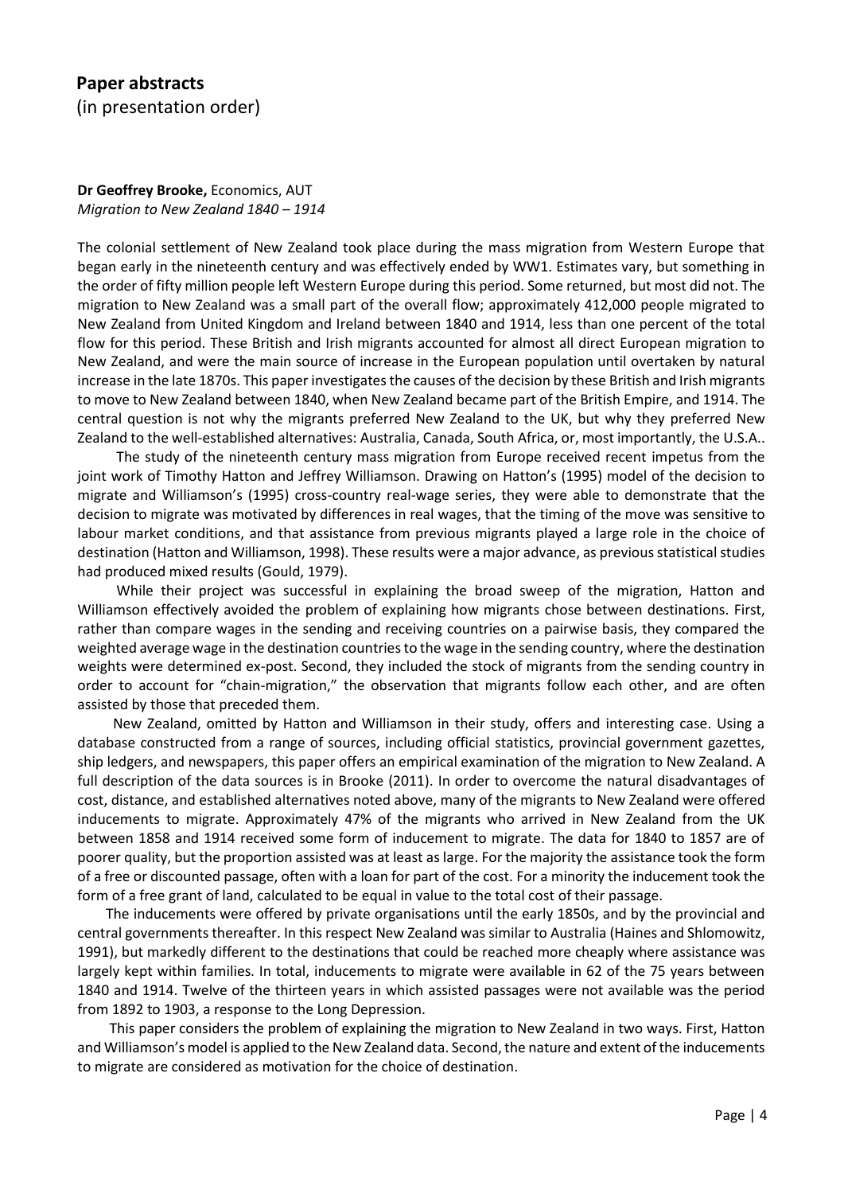## Paper abstracts

(in presentation order)

**Dr Geoffrey Brooke,** Economics, AUT
*Migration to New Zealand 1840 – 1914*

The colonial settlement of New Zealand took place during the mass migration from Western Europe that began early in the nineteenth century and was effectively ended by WW1. Estimates vary, but something in the order of fifty million people left Western Europe during this period. Some returned, but most did not. The migration to New Zealand was a small part of the overall flow; approximately 412,000 people migrated to New Zealand from United Kingdom and Ireland between 1840 and 1914, less than one percent of the total flow for this period. These British and Irish migrants accounted for almost all direct European migration to New Zealand, and were the main source of increase in the European population until overtaken by natural increase in the late 1870s. This paper investigates the causes of the decision by these British and Irish migrants to move to New Zealand between 1840, when New Zealand became part of the British Empire, and 1914. The central question is not why the migrants preferred New Zealand to the UK, but why they preferred New Zealand to the well-established alternatives: Australia, Canada, South Africa, or, most importantly, the U.S.A..

The study of the nineteenth century mass migration from Europe received recent impetus from the joint work of Timothy Hatton and Jeffrey Williamson. Drawing on Hatton's (1995) model of the decision to migrate and Williamson's (1995) cross-country real-wage series, they were able to demonstrate that the decision to migrate was motivated by differences in real wages, that the timing of the move was sensitive to labour market conditions, and that assistance from previous migrants played a large role in the choice of destination (Hatton and Williamson, 1998). These results were a major advance, as previous statistical studies had produced mixed results (Gould, 1979).

While their project was successful in explaining the broad sweep of the migration, Hatton and Williamson effectively avoided the problem of explaining how migrants chose between destinations. First, rather than compare wages in the sending and receiving countries on a pairwise basis, they compared the weighted average wage in the destination countries to the wage in the sending country, where the destination weights were determined ex-post. Second, they included the stock of migrants from the sending country in order to account for "chain-migration," the observation that migrants follow each other, and are often assisted by those that preceded them.

New Zealand, omitted by Hatton and Williamson in their study, offers and interesting case. Using a database constructed from a range of sources, including official statistics, provincial government gazettes, ship ledgers, and newspapers, this paper offers an empirical examination of the migration to New Zealand. A full description of the data sources is in Brooke (2011). In order to overcome the natural disadvantages of cost, distance, and established alternatives noted above, many of the migrants to New Zealand were offered inducements to migrate. Approximately 47% of the migrants who arrived in New Zealand from the UK between 1858 and 1914 received some form of inducement to migrate. The data for 1840 to 1857 are of poorer quality, but the proportion assisted was at least as large. For the majority the assistance took the form of a free or discounted passage, often with a loan for part of the cost. For a minority the inducement took the form of a free grant of land, calculated to be equal in value to the total cost of their passage.

The inducements were offered by private organisations until the early 1850s, and by the provincial and central governments thereafter. In this respect New Zealand was similar to Australia (Haines and Shlomowitz, 1991), but markedly different to the destinations that could be reached more cheaply where assistance was largely kept within families. In total, inducements to migrate were available in 62 of the 75 years between 1840 and 1914. Twelve of the thirteen years in which assisted passages were not available was the period from 1892 to 1903, a response to the Long Depression.

This paper considers the problem of explaining the migration to New Zealand in two ways. First, Hatton and Williamson's model is applied to the New Zealand data. Second, the nature and extent of the inducements to migrate are considered as motivation for the choice of destination.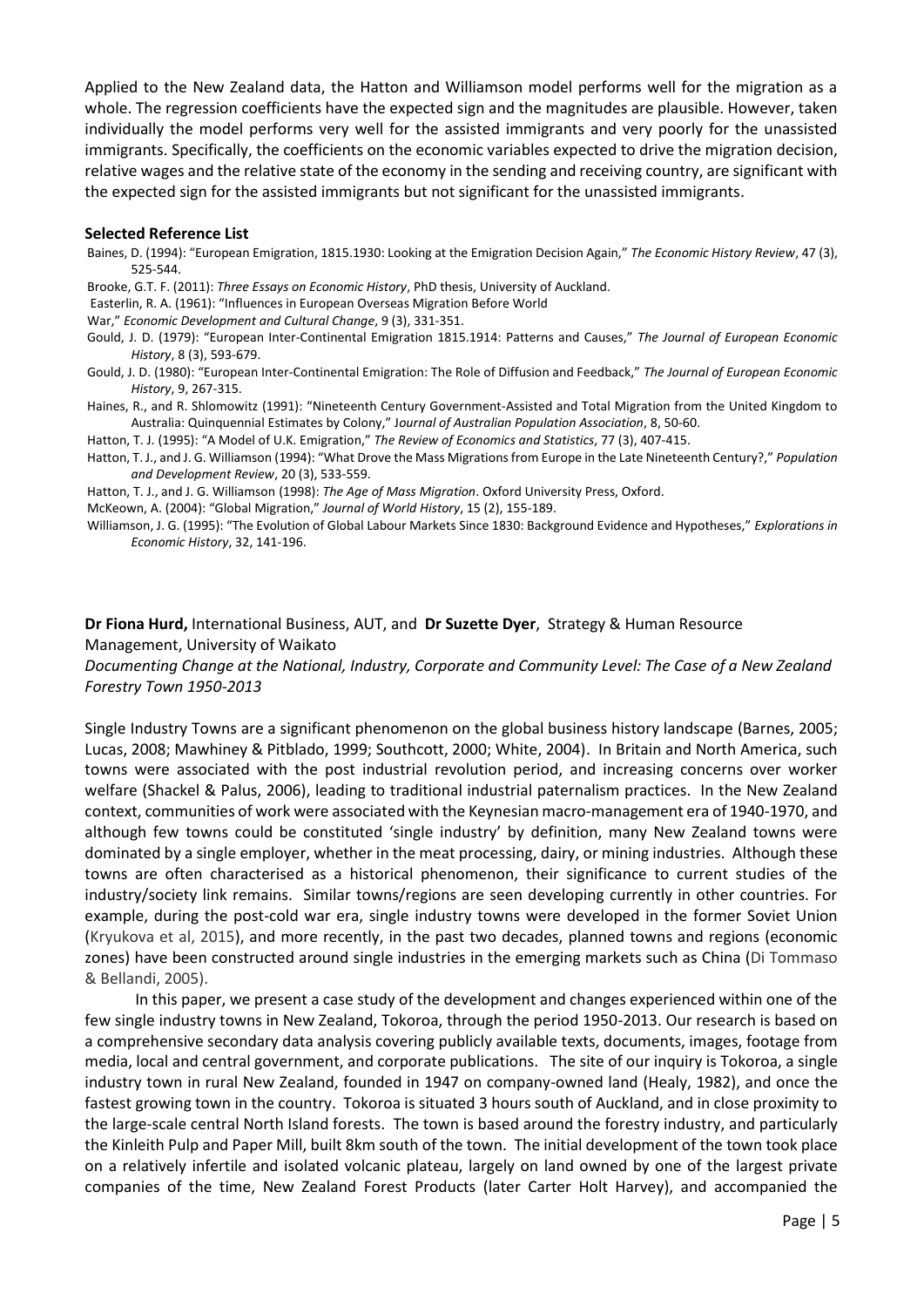Applied to the New Zealand data, the Hatton and Williamson model performs well for the migration as a whole. The regression coefficients have the expected sign and the magnitudes are plausible. However, taken individually the model performs very well for the assisted immigrants and very poorly for the unassisted immigrants. Specifically, the coefficients on the economic variables expected to drive the migration decision, relative wages and the relative state of the economy in the sending and receiving country, are significant with the expected sign for the assisted immigrants but not significant for the unassisted immigrants.

#### Selected Reference List

Baines, D. (1994): "European Emigration, 1815.1930: Looking at the Emigration Decision Again," *The Economic History Review*, 47 (3), 525-544.

Brooke, G.T. F. (2011): *Three Essays on Economic History*, PhD thesis, University of Auckland.

Easterlin, R. A. (1961): "Influences in European Overseas Migration Before World War," *Economic Development and Cultural Change*, 9 (3), 331-351.

Gould, J. D. (1979): "European Inter-Continental Emigration 1815.1914: Patterns and Causes," *The Journal of European Economic History*, 8 (3), 593-679.

Gould, J. D. (1980): "European Inter-Continental Emigration: The Role of Diffusion and Feedback," *The Journal of European Economic History*, 9, 267-315.

Haines, R., and R. Shlomowitz (1991): "Nineteenth Century Government-Assisted and Total Migration from the United Kingdom to Australia: Quinquennial Estimates by Colony," J*ournal of Australian Population Association*, 8, 50-60.

Hatton, T. J. (1995): "A Model of U.K. Emigration," *The Review of Economics and Statistics*, 77 (3), 407-415.

Hatton, T. J., and J. G. Williamson (1994): "What Drove the Mass Migrations from Europe in the Late Nineteenth Century?," *Population and Development Review*, 20 (3), 533-559.

Hatton, T. J., and J. G. Williamson (1998): *The Age of Mass Migration*. Oxford University Press, Oxford.

McKeown, A. (2004): "Global Migration," *Journal of World History*, 15 (2), 155-189.

Williamson, J. G. (1995): "The Evolution of Global Labour Markets Since 1830: Background Evidence and Hypotheses," *Explorations in Economic History*, 32, 141-196.

**Dr Fiona Hurd,** International Business, AUT, and **Dr Suzette Dyer**, Strategy & Human Resource Management, University of Waikato

*Documenting Change at the National, Industry, Corporate and Community Level: The Case of a New Zealand Forestry Town 1950-2013*

Single Industry Towns are a significant phenomenon on the global business history landscape (Barnes, 2005; Lucas, 2008; Mawhiney & Pitblado, 1999; Southcott, 2000; White, 2004). In Britain and North America, such towns were associated with the post industrial revolution period, and increasing concerns over worker welfare (Shackel & Palus, 2006), leading to traditional industrial paternalism practices. In the New Zealand context, communities of work were associated with the Keynesian macro-management era of 1940-1970, and although few towns could be constituted 'single industry' by definition, many New Zealand towns were dominated by a single employer, whether in the meat processing, dairy, or mining industries. Although these towns are often characterised as a historical phenomenon, their significance to current studies of the industry/society link remains. Similar towns/regions are seen developing currently in other countries. For example, during the post-cold war era, single industry towns were developed in the former Soviet Union (Kryukova et al, 2015), and more recently, in the past two decades, planned towns and regions (economic zones) have been constructed around single industries in the emerging markets such as China (Di Tommaso & Bellandi, 2005).

In this paper, we present a case study of the development and changes experienced within one of the few single industry towns in New Zealand, Tokoroa, through the period 1950-2013. Our research is based on a comprehensive secondary data analysis covering publicly available texts, documents, images, footage from media, local and central government, and corporate publications. The site of our inquiry is Tokoroa, a single industry town in rural New Zealand, founded in 1947 on company-owned land (Healy, 1982), and once the fastest growing town in the country. Tokoroa is situated 3 hours south of Auckland, and in close proximity to the large-scale central North Island forests. The town is based around the forestry industry, and particularly the Kinleith Pulp and Paper Mill, built 8km south of the town. The initial development of the town took place on a relatively infertile and isolated volcanic plateau, largely on land owned by one of the largest private companies of the time, New Zealand Forest Products (later Carter Holt Harvey), and accompanied the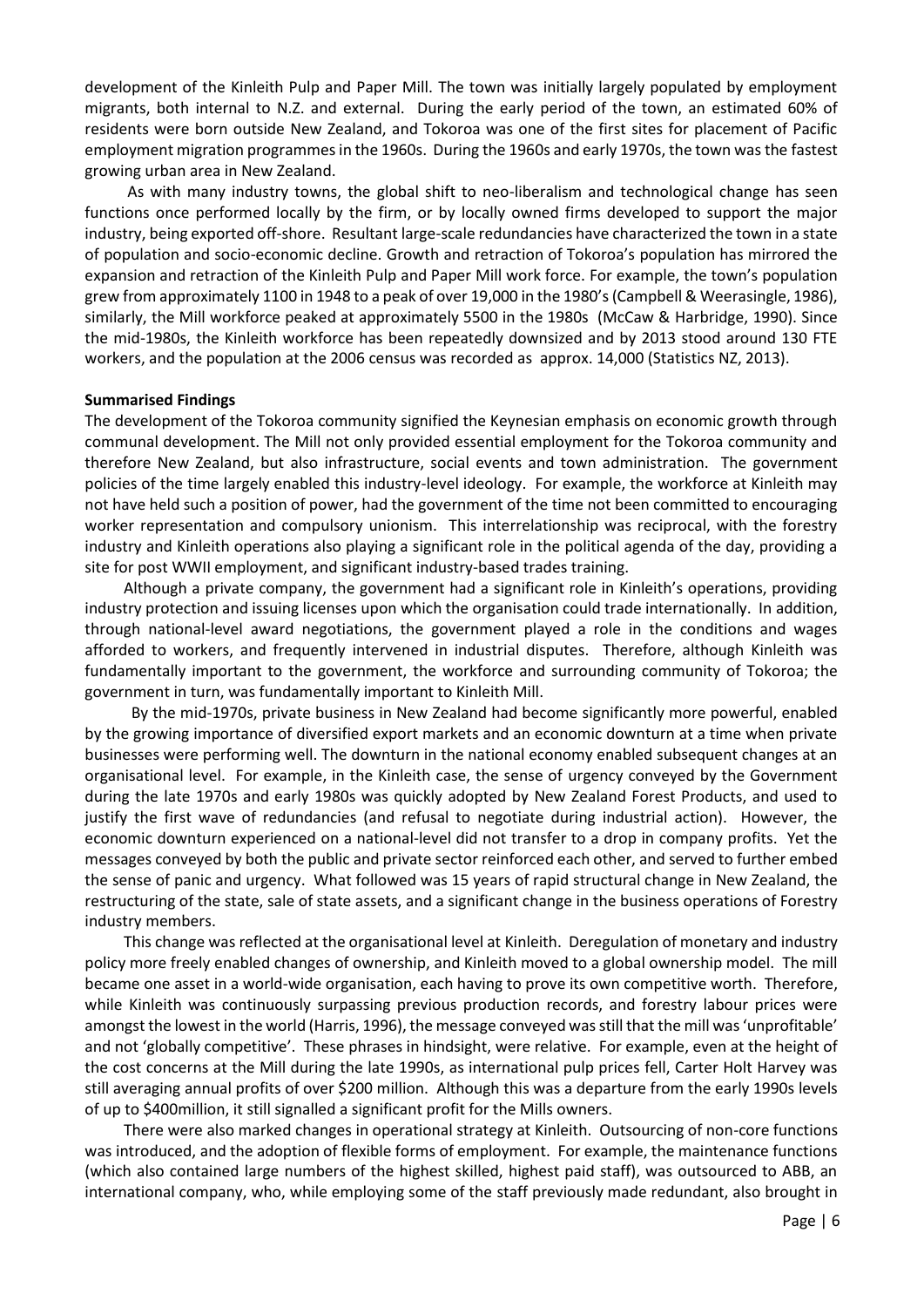development of the Kinleith Pulp and Paper Mill. The town was initially largely populated by employment migrants, both internal to N.Z. and external. During the early period of the town, an estimated 60% of residents were born outside New Zealand, and Tokoroa was one of the first sites for placement of Pacific employment migration programmes in the 1960s. During the 1960s and early 1970s, the town was the fastest growing urban area in New Zealand.

As with many industry towns, the global shift to neo-liberalism and technological change has seen functions once performed locally by the firm, or by locally owned firms developed to support the major industry, being exported off-shore. Resultant large-scale redundancies have characterized the town in a state of population and socio-economic decline. Growth and retraction of Tokoroa's population has mirrored the expansion and retraction of the Kinleith Pulp and Paper Mill work force. For example, the town's population grew from approximately 1100 in 1948 to a peak of over 19,000 in the 1980's (Campbell & Weerasingle, 1986), similarly, the Mill workforce peaked at approximately 5500 in the 1980s (McCaw & Harbridge, 1990). Since the mid-1980s, the Kinleith workforce has been repeatedly downsized and by 2013 stood around 130 FTE workers, and the population at the 2006 census was recorded as approx. 14,000 (Statistics NZ, 2013).

**Summarised Findings**

The development of the Tokoroa community signified the Keynesian emphasis on economic growth through communal development. The Mill not only provided essential employment for the Tokoroa community and therefore New Zealand, but also infrastructure, social events and town administration. The government policies of the time largely enabled this industry-level ideology. For example, the workforce at Kinleith may not have held such a position of power, had the government of the time not been committed to encouraging worker representation and compulsory unionism. This interrelationship was reciprocal, with the forestry industry and Kinleith operations also playing a significant role in the political agenda of the day, providing a site for post WWII employment, and significant industry-based trades training.

Although a private company, the government had a significant role in Kinleith's operations, providing industry protection and issuing licenses upon which the organisation could trade internationally. In addition, through national-level award negotiations, the government played a role in the conditions and wages afforded to workers, and frequently intervened in industrial disputes. Therefore, although Kinleith was fundamentally important to the government, the workforce and surrounding community of Tokoroa; the government in turn, was fundamentally important to Kinleith Mill.

By the mid-1970s, private business in New Zealand had become significantly more powerful, enabled by the growing importance of diversified export markets and an economic downturn at a time when private businesses were performing well. The downturn in the national economy enabled subsequent changes at an organisational level. For example, in the Kinleith case, the sense of urgency conveyed by the Government during the late 1970s and early 1980s was quickly adopted by New Zealand Forest Products, and used to justify the first wave of redundancies (and refusal to negotiate during industrial action). However, the economic downturn experienced on a national-level did not transfer to a drop in company profits. Yet the messages conveyed by both the public and private sector reinforced each other, and served to further embed the sense of panic and urgency. What followed was 15 years of rapid structural change in New Zealand, the restructuring of the state, sale of state assets, and a significant change in the business operations of Forestry industry members.

This change was reflected at the organisational level at Kinleith. Deregulation of monetary and industry policy more freely enabled changes of ownership, and Kinleith moved to a global ownership model. The mill became one asset in a world-wide organisation, each having to prove its own competitive worth. Therefore, while Kinleith was continuously surpassing previous production records, and forestry labour prices were amongst the lowest in the world (Harris, 1996), the message conveyed was still that the mill was 'unprofitable' and not 'globally competitive'. These phrases in hindsight, were relative. For example, even at the height of the cost concerns at the Mill during the late 1990s, as international pulp prices fell, Carter Holt Harvey was still averaging annual profits of over $200 million. Although this was a departure from the early 1990s levels of up to $400million, it still signalled a significant profit for the Mills owners.

There were also marked changes in operational strategy at Kinleith. Outsourcing of non-core functions was introduced, and the adoption of flexible forms of employment. For example, the maintenance functions (which also contained large numbers of the highest skilled, highest paid staff), was outsourced to ABB, an international company, who, while employing some of the staff previously made redundant, also brought in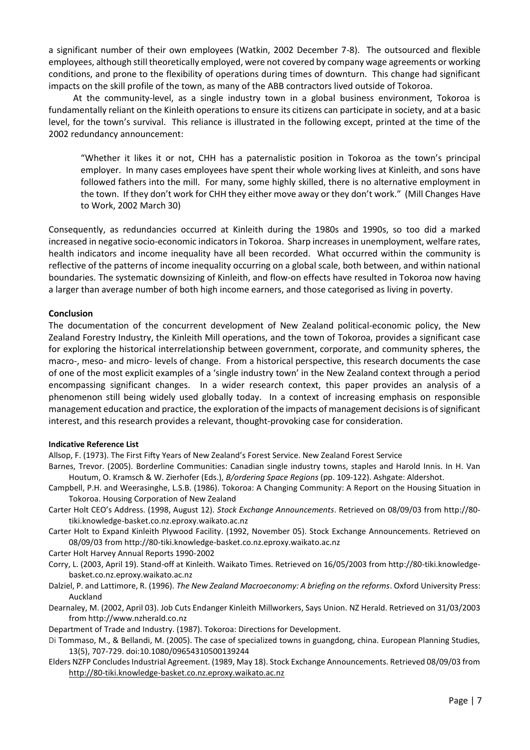a significant number of their own employees (Watkin, 2002 December 7-8). The outsourced and flexible employees, although still theoretically employed, were not covered by company wage agreements or working conditions, and prone to the flexibility of operations during times of downturn. This change had significant impacts on the skill profile of the town, as many of the ABB contractors lived outside of Tokoroa.

At the community-level, as a single industry town in a global business environment, Tokoroa is fundamentally reliant on the Kinleith operations to ensure its citizens can participate in society, and at a basic level, for the town's survival. This reliance is illustrated in the following except, printed at the time of the 2002 redundancy announcement:

> "Whether it likes it or not, CHH has a paternalistic position in Tokoroa as the town's principal employer. In many cases employees have spent their whole working lives at Kinleith, and sons have followed fathers into the mill. For many, some highly skilled, there is no alternative employment in the town. If they don't work for CHH they either move away or they don't work." (Mill Changes Have to Work, 2002 March 30)

Consequently, as redundancies occurred at Kinleith during the 1980s and 1990s, so too did a marked increased in negative socio-economic indicators in Tokoroa. Sharp increases in unemployment, welfare rates, health indicators and income inequality have all been recorded. What occurred within the community is reflective of the patterns of income inequality occurring on a global scale, both between, and within national boundaries. The systematic downsizing of Kinleith, and flow-on effects have resulted in Tokoroa now having a larger than average number of both high income earners, and those categorised as living in poverty.

## Conclusion

The documentation of the concurrent development of New Zealand political-economic policy, the New Zealand Forestry Industry, the Kinleith Mill operations, and the town of Tokoroa, provides a significant case for exploring the historical interrelationship between government, corporate, and community spheres, the macro-, meso- and micro- levels of change. From a historical perspective, this research documents the case of one of the most explicit examples of a 'single industry town' in the New Zealand context through a period encompassing significant changes. In a wider research context, this paper provides an analysis of a phenomenon still being widely used globally today. In a context of increasing emphasis on responsible management education and practice, the exploration of the impacts of management decisions is of significant interest, and this research provides a relevant, thought-provoking case for consideration.

### Indicative Reference List

Allsop, F. (1973). The First Fifty Years of New Zealand's Forest Service. New Zealand Forest Service

Barnes, Trevor. (2005). Borderline Communities: Canadian single industry towns, staples and Harold Innis. In H. Van Houtum, O. Kramsch & W. Zierhofer (Eds.), *B/ordering Space Regions* (pp. 109-122). Ashgate: Aldershot.

Campbell, P.H. and Weerasinghe, L.S.B. (1986). Tokoroa: A Changing Community: A Report on the Housing Situation in Tokoroa. Housing Corporation of New Zealand

Carter Holt CEO's Address. (1998, August 12). *Stock Exchange Announcements*. Retrieved on 08/09/03 from http://80-tiki.knowledge-basket.co.nz.eproxy.waikato.ac.nz

Carter Holt to Expand Kinleith Plywood Facility. (1992, November 05). Stock Exchange Announcements. Retrieved on 08/09/03 from http://80-tiki.knowledge-basket.co.nz.eproxy.waikato.ac.nz

Carter Holt Harvey Annual Reports 1990-2002

Corry, L. (2003, April 19). Stand-off at Kinleith. Waikato Times. Retrieved on 16/05/2003 from http://80-tiki.knowledge-basket.co.nz.eproxy.waikato.ac.nz

Dalziel, P. and Lattimore, R. (1996). *The New Zealand Macroeconomy: A briefing on the reforms*. Oxford University Press: Auckland

Dearnaley, M. (2002, April 03). Job Cuts Endanger Kinleith Millworkers, Says Union. NZ Herald. Retrieved on 31/03/2003 from http://www.nzherald.co.nz

Department of Trade and Industry. (1987). Tokoroa: Directions for Development.

Di Tommaso, M., & Bellandi, M. (2005). The case of specialized towns in guangdong, china. European Planning Studies, 13(5), 707-729. doi:10.1080/09654310500139244

Elders NZFP Concludes Industrial Agreement. (1989, May 18). Stock Exchange Announcements. Retrieved 08/09/03 from http://80-tiki.knowledge-basket.co.nz.eproxy.waikato.ac.nz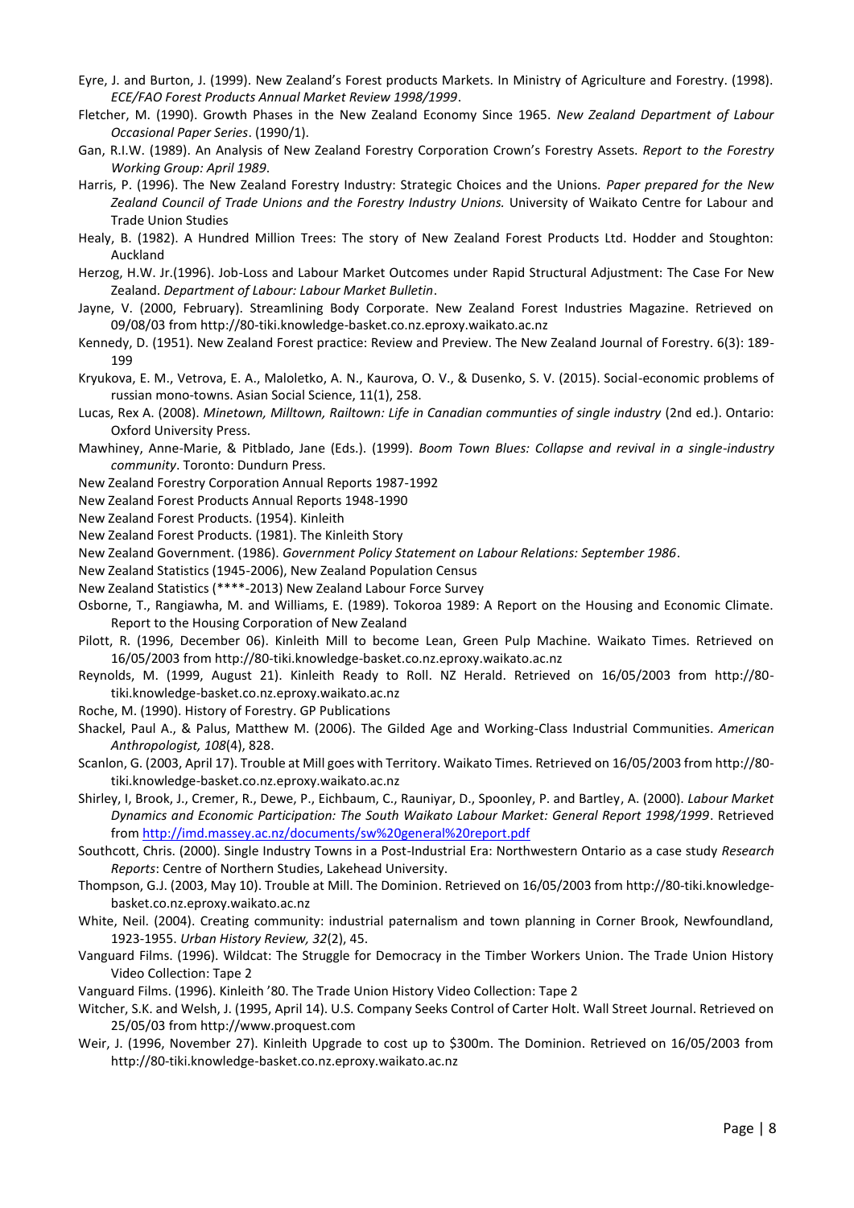Eyre, J. and Burton, J. (1999). New Zealand's Forest products Markets. In Ministry of Agriculture and Forestry. (1998). *ECE/FAO Forest Products Annual Market Review 1998/1999*.

Fletcher, M. (1990). Growth Phases in the New Zealand Economy Since 1965. *New Zealand Department of Labour Occasional Paper Series*. (1990/1).

Gan, R.I.W. (1989). An Analysis of New Zealand Forestry Corporation Crown's Forestry Assets. *Report to the Forestry Working Group: April 1989*.

Harris, P. (1996). The New Zealand Forestry Industry: Strategic Choices and the Unions. *Paper prepared for the New Zealand Council of Trade Unions and the Forestry Industry Unions.* University of Waikato Centre for Labour and Trade Union Studies

Healy, B. (1982). A Hundred Million Trees: The story of New Zealand Forest Products Ltd. Hodder and Stoughton: Auckland

Herzog, H.W. Jr.(1996). Job-Loss and Labour Market Outcomes under Rapid Structural Adjustment: The Case For New Zealand. *Department of Labour: Labour Market Bulletin*.

Jayne, V. (2000, February). Streamlining Body Corporate. New Zealand Forest Industries Magazine. Retrieved on 09/08/03 from http://80-tiki.knowledge-basket.co.nz.eproxy.waikato.ac.nz

Kennedy, D. (1951). New Zealand Forest practice: Review and Preview. The New Zealand Journal of Forestry. 6(3): 189-199

Kryukova, E. M., Vetrova, E. A., Maloletko, A. N., Kaurova, O. V., & Dusenko, S. V. (2015). Social-economic problems of russian mono-towns. Asian Social Science, 11(1), 258.

Lucas, Rex A. (2008). *Minetown, Milltown, Railtown: Life in Canadian communties of single industry* (2nd ed.). Ontario: Oxford University Press.

Mawhiney, Anne-Marie, & Pitblado, Jane (Eds.). (1999). *Boom Town Blues: Collapse and revival in a single-industry community*. Toronto: Dundurn Press.

New Zealand Forestry Corporation Annual Reports 1987-1992

New Zealand Forest Products Annual Reports 1948-1990

New Zealand Forest Products. (1954). Kinleith

New Zealand Forest Products. (1981). The Kinleith Story

New Zealand Government. (1986). *Government Policy Statement on Labour Relations: September 1986*.

New Zealand Statistics (1945-2006), New Zealand Population Census

New Zealand Statistics (****-2013) New Zealand Labour Force Survey

Osborne, T., Rangiawha, M. and Williams, E. (1989). Tokoroa 1989: A Report on the Housing and Economic Climate. Report to the Housing Corporation of New Zealand

Pilott, R. (1996, December 06). Kinleith Mill to become Lean, Green Pulp Machine. Waikato Times. Retrieved on 16/05/2003 from http://80-tiki.knowledge-basket.co.nz.eproxy.waikato.ac.nz

Reynolds, M. (1999, August 21). Kinleith Ready to Roll. NZ Herald. Retrieved on 16/05/2003 from http://80-tiki.knowledge-basket.co.nz.eproxy.waikato.ac.nz

Roche, M. (1990). History of Forestry. GP Publications

Shackel, Paul A., & Palus, Matthew M. (2006). The Gilded Age and Working-Class Industrial Communities. *American Anthropologist, 108*(4), 828.

Scanlon, G. (2003, April 17). Trouble at Mill goes with Territory. Waikato Times. Retrieved on 16/05/2003 from http://80-tiki.knowledge-basket.co.nz.eproxy.waikato.ac.nz

Shirley, I, Brook, J., Cremer, R., Dewe, P., Eichbaum, C., Rauniyar, D., Spoonley, P. and Bartley, A. (2000). *Labour Market Dynamics and Economic Participation: The South Waikato Labour Market: General Report 1998/1999*. Retrieved from http://imd.massey.ac.nz/documents/sw%20general%20report.pdf

Southcott, Chris. (2000). Single Industry Towns in a Post-Industrial Era: Northwestern Ontario as a case study *Research Reports*: Centre of Northern Studies, Lakehead University.

Thompson, G.J. (2003, May 10). Trouble at Mill. The Dominion. Retrieved on 16/05/2003 from http://80-tiki.knowledge-basket.co.nz.eproxy.waikato.ac.nz

White, Neil. (2004). Creating community: industrial paternalism and town planning in Corner Brook, Newfoundland, 1923-1955. *Urban History Review, 32*(2), 45.

Vanguard Films. (1996). Wildcat: The Struggle for Democracy in the Timber Workers Union. The Trade Union History Video Collection: Tape 2

Vanguard Films. (1996). Kinleith '80. The Trade Union History Video Collection: Tape 2

Witcher, S.K. and Welsh, J. (1995, April 14). U.S. Company Seeks Control of Carter Holt. Wall Street Journal. Retrieved on 25/05/03 from http://www.proquest.com

Weir, J. (1996, November 27). Kinleith Upgrade to cost up to $300m. The Dominion. Retrieved on 16/05/2003 from http://80-tiki.knowledge-basket.co.nz.eproxy.waikato.ac.nz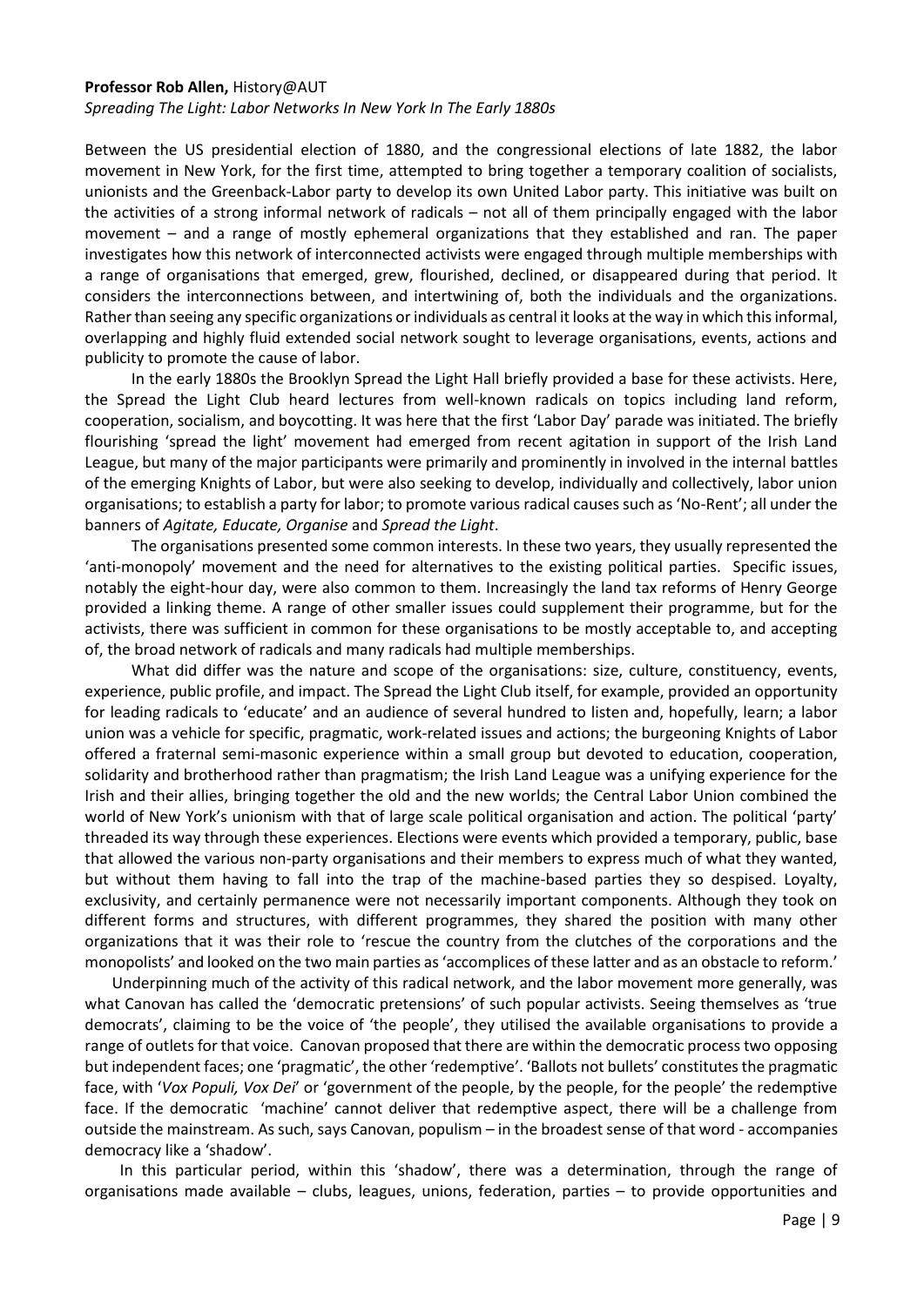**Professor Rob Allen,** History@AUT

*Spreading The Light: Labor Networks In New York In The Early 1880s*

Between the US presidential election of 1880, and the congressional elections of late 1882, the labor movement in New York, for the first time, attempted to bring together a temporary coalition of socialists, unionists and the Greenback-Labor party to develop its own United Labor party. This initiative was built on the activities of a strong informal network of radicals – not all of them principally engaged with the labor movement – and a range of mostly ephemeral organizations that they established and ran. The paper investigates how this network of interconnected activists were engaged through multiple memberships with a range of organisations that emerged, grew, flourished, declined, or disappeared during that period. It considers the interconnections between, and intertwining of, both the individuals and the organizations. Rather than seeing any specific organizations or individuals as central it looks at the way in which this informal, overlapping and highly fluid extended social network sought to leverage organisations, events, actions and publicity to promote the cause of labor.

In the early 1880s the Brooklyn Spread the Light Hall briefly provided a base for these activists. Here, the Spread the Light Club heard lectures from well-known radicals on topics including land reform, cooperation, socialism, and boycotting. It was here that the first 'Labor Day' parade was initiated. The briefly flourishing 'spread the light' movement had emerged from recent agitation in support of the Irish Land League, but many of the major participants were primarily and prominently in involved in the internal battles of the emerging Knights of Labor, but were also seeking to develop, individually and collectively, labor union organisations; to establish a party for labor; to promote various radical causes such as 'No-Rent'; all under the banners of *Agitate, Educate, Organise* and *Spread the Light*.

The organisations presented some common interests. In these two years, they usually represented the 'anti-monopoly' movement and the need for alternatives to the existing political parties. Specific issues, notably the eight-hour day, were also common to them. Increasingly the land tax reforms of Henry George provided a linking theme. A range of other smaller issues could supplement their programme, but for the activists, there was sufficient in common for these organisations to be mostly acceptable to, and accepting of, the broad network of radicals and many radicals had multiple memberships.

What did differ was the nature and scope of the organisations: size, culture, constituency, events, experience, public profile, and impact. The Spread the Light Club itself, for example, provided an opportunity for leading radicals to 'educate' and an audience of several hundred to listen and, hopefully, learn; a labor union was a vehicle for specific, pragmatic, work-related issues and actions; the burgeoning Knights of Labor offered a fraternal semi-masonic experience within a small group but devoted to education, cooperation, solidarity and brotherhood rather than pragmatism; the Irish Land League was a unifying experience for the Irish and their allies, bringing together the old and the new worlds; the Central Labor Union combined the world of New York's unionism with that of large scale political organisation and action. The political 'party' threaded its way through these experiences. Elections were events which provided a temporary, public, base that allowed the various non-party organisations and their members to express much of what they wanted, but without them having to fall into the trap of the machine-based parties they so despised. Loyalty, exclusivity, and certainly permanence were not necessarily important components. Although they took on different forms and structures, with different programmes, they shared the position with many other organizations that it was their role to 'rescue the country from the clutches of the corporations and the monopolists' and looked on the two main parties as 'accomplices of these latter and as an obstacle to reform.'

Underpinning much of the activity of this radical network, and the labor movement more generally, was what Canovan has called the 'democratic pretensions' of such popular activists. Seeing themselves as 'true democrats', claiming to be the voice of 'the people', they utilised the available organisations to provide a range of outlets for that voice. Canovan proposed that there are within the democratic process two opposing but independent faces; one 'pragmatic', the other 'redemptive'. 'Ballots not bullets' constitutes the pragmatic face, with '*Vox Populi, Vox Dei*' or 'government of the people, by the people, for the people' the redemptive face. If the democratic 'machine' cannot deliver that redemptive aspect, there will be a challenge from outside the mainstream. As such, says Canovan, populism – in the broadest sense of that word - accompanies democracy like a 'shadow'.

In this particular period, within this 'shadow', there was a determination, through the range of organisations made available – clubs, leagues, unions, federation, parties – to provide opportunities and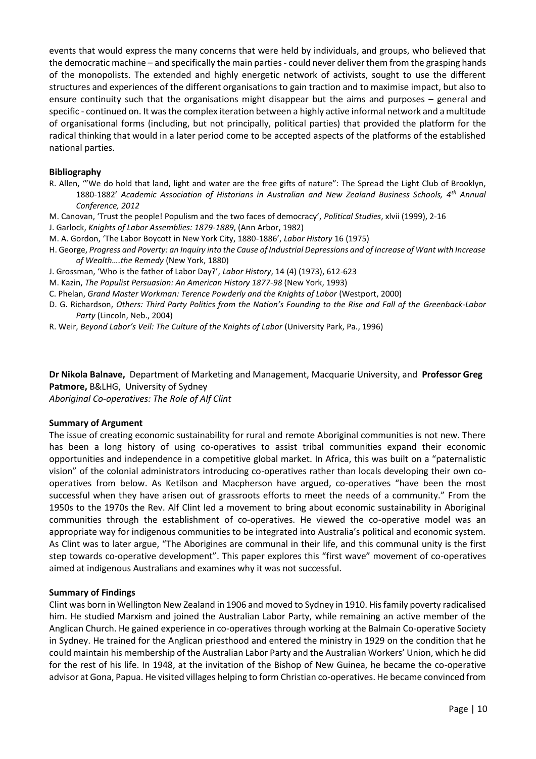events that would express the many concerns that were held by individuals, and groups, who believed that the democratic machine – and specifically the main parties - could never deliver them from the grasping hands of the monopolists. The extended and highly energetic network of activists, sought to use the different structures and experiences of the different organisations to gain traction and to maximise impact, but also to ensure continuity such that the organisations might disappear but the aims and purposes – general and specific - continued on. It was the complex iteration between a highly active informal network and a multitude of organisational forms (including, but not principally, political parties) that provided the platform for the radical thinking that would in a later period come to be accepted aspects of the platforms of the established national parties.

### Bibliography

R. Allen, '"We do hold that land, light and water are the free gifts of nature": The Spread the Light Club of Brooklyn, 1880-1882' *Academic Association of Historians in Australian and New Zealand Business Schools, 4th Annual Conference, 2012*

M. Canovan, 'Trust the people! Populism and the two faces of democracy', *Political Studies*, xlvii (1999), 2-16

J. Garlock, *Knights of Labor Assemblies: 1879-1889*, (Ann Arbor, 1982)

M. A. Gordon, 'The Labor Boycott in New York City, 1880-1886', *Labor History* 16 (1975)

H. George, *Progress and Poverty: an Inquiry into the Cause of Industrial Depressions and of Increase of Want with Increase of Wealth….the Remedy* (New York, 1880)

J. Grossman, 'Who is the father of Labor Day?', *Labor History*, 14 (4) (1973), 612-623

M. Kazin, *The Populist Persuasion: An American History 1877-98* (New York, 1993)

C. Phelan, *Grand Master Workman: Terence Powderly and the Knights of Labor* (Westport, 2000)

D. G. Richardson, *Others: Third Party Politics from the Nation's Founding to the Rise and Fall of the Greenback-Labor Party* (Lincoln, Neb., 2004)

R. Weir, *Beyond Labor's Veil: The Culture of the Knights of Labor* (University Park, Pa., 1996)

**Dr Nikola Balnave,** Department of Marketing and Management, Macquarie University, and **Professor Greg Patmore,** B&LHG, University of Sydney
*Aboriginal Co-operatives: The Role of Alf Clint*

### Summary of Argument

The issue of creating economic sustainability for rural and remote Aboriginal communities is not new. There has been a long history of using co-operatives to assist tribal communities expand their economic opportunities and independence in a competitive global market. In Africa, this was built on a "paternalistic vision" of the colonial administrators introducing co-operatives rather than locals developing their own co-operatives from below. As Ketilson and Macpherson have argued, co-operatives "have been the most successful when they have arisen out of grassroots efforts to meet the needs of a community." From the 1950s to the 1970s the Rev. Alf Clint led a movement to bring about economic sustainability in Aboriginal communities through the establishment of co-operatives. He viewed the co-operative model was an appropriate way for indigenous communities to be integrated into Australia's political and economic system. As Clint was to later argue, "The Aborigines are communal in their life, and this communal unity is the first step towards co-operative development". This paper explores this "first wave" movement of co-operatives aimed at indigenous Australians and examines why it was not successful.

### Summary of Findings

Clint was born in Wellington New Zealand in 1906 and moved to Sydney in 1910. His family poverty radicalised him. He studied Marxism and joined the Australian Labor Party, while remaining an active member of the Anglican Church. He gained experience in co-operatives through working at the Balmain Co-operative Society in Sydney. He trained for the Anglican priesthood and entered the ministry in 1929 on the condition that he could maintain his membership of the Australian Labor Party and the Australian Workers' Union, which he did for the rest of his life. In 1948, at the invitation of the Bishop of New Guinea, he became the co-operative advisor at Gona, Papua. He visited villages helping to form Christian co-operatives. He became convinced from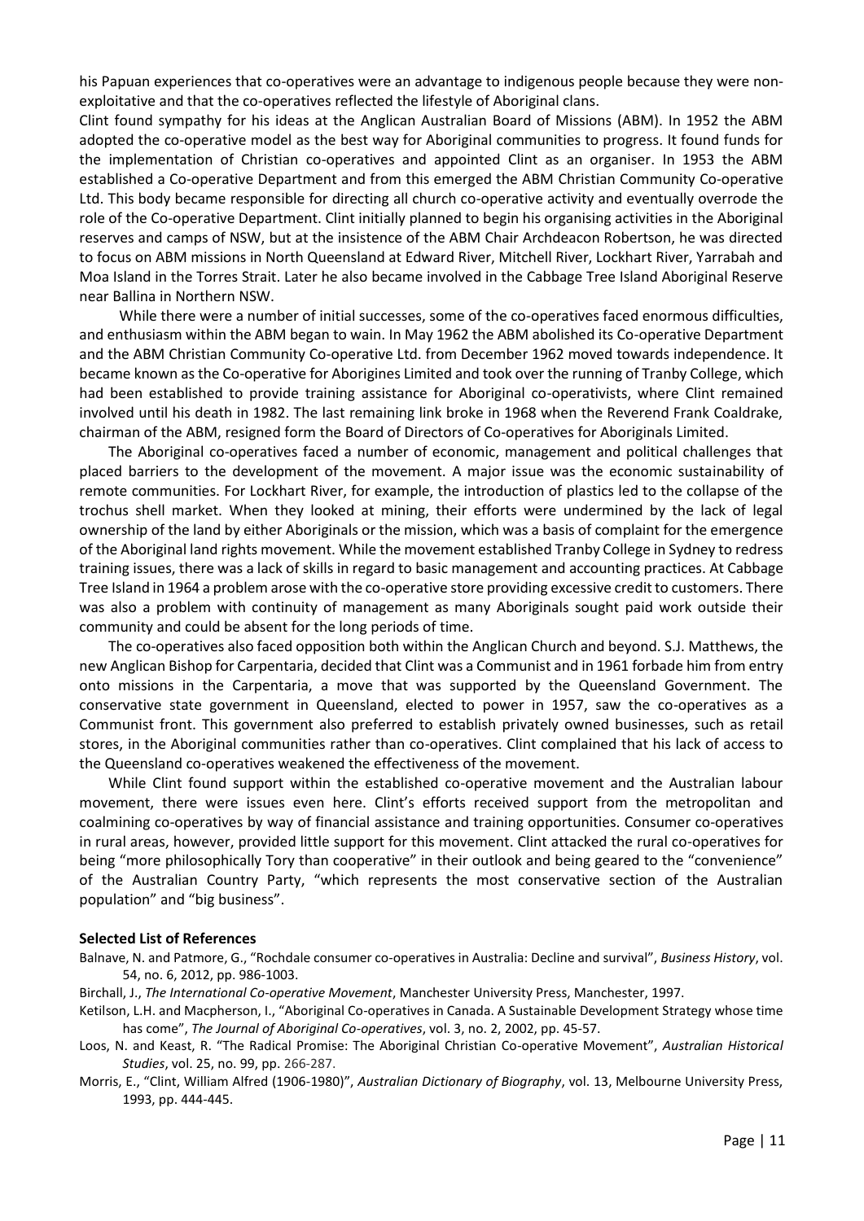his Papuan experiences that co-operatives were an advantage to indigenous people because they were non-exploitative and that the co-operatives reflected the lifestyle of Aboriginal clans.

Clint found sympathy for his ideas at the Anglican Australian Board of Missions (ABM). In 1952 the ABM adopted the co-operative model as the best way for Aboriginal communities to progress. It found funds for the implementation of Christian co-operatives and appointed Clint as an organiser. In 1953 the ABM established a Co-operative Department and from this emerged the ABM Christian Community Co-operative Ltd. This body became responsible for directing all church co-operative activity and eventually overrode the role of the Co-operative Department. Clint initially planned to begin his organising activities in the Aboriginal reserves and camps of NSW, but at the insistence of the ABM Chair Archdeacon Robertson, he was directed to focus on ABM missions in North Queensland at Edward River, Mitchell River, Lockhart River, Yarrabah and Moa Island in the Torres Strait. Later he also became involved in the Cabbage Tree Island Aboriginal Reserve near Ballina in Northern NSW.

While there were a number of initial successes, some of the co-operatives faced enormous difficulties, and enthusiasm within the ABM began to wain. In May 1962 the ABM abolished its Co-operative Department and the ABM Christian Community Co-operative Ltd. from December 1962 moved towards independence. It became known as the Co-operative for Aborigines Limited and took over the running of Tranby College, which had been established to provide training assistance for Aboriginal co-operativists, where Clint remained involved until his death in 1982. The last remaining link broke in 1968 when the Reverend Frank Coaldrake, chairman of the ABM, resigned form the Board of Directors of Co-operatives for Aboriginals Limited.

The Aboriginal co-operatives faced a number of economic, management and political challenges that placed barriers to the development of the movement. A major issue was the economic sustainability of remote communities. For Lockhart River, for example, the introduction of plastics led to the collapse of the trochus shell market. When they looked at mining, their efforts were undermined by the lack of legal ownership of the land by either Aboriginals or the mission, which was a basis of complaint for the emergence of the Aboriginal land rights movement. While the movement established Tranby College in Sydney to redress training issues, there was a lack of skills in regard to basic management and accounting practices. At Cabbage Tree Island in 1964 a problem arose with the co-operative store providing excessive credit to customers. There was also a problem with continuity of management as many Aboriginals sought paid work outside their community and could be absent for the long periods of time.

The co-operatives also faced opposition both within the Anglican Church and beyond. S.J. Matthews, the new Anglican Bishop for Carpentaria, decided that Clint was a Communist and in 1961 forbade him from entry onto missions in the Carpentaria, a move that was supported by the Queensland Government. The conservative state government in Queensland, elected to power in 1957, saw the co-operatives as a Communist front. This government also preferred to establish privately owned businesses, such as retail stores, in the Aboriginal communities rather than co-operatives. Clint complained that his lack of access to the Queensland co-operatives weakened the effectiveness of the movement.

While Clint found support within the established co-operative movement and the Australian labour movement, there were issues even here. Clint's efforts received support from the metropolitan and coalmining co-operatives by way of financial assistance and training opportunities. Consumer co-operatives in rural areas, however, provided little support for this movement. Clint attacked the rural co-operatives for being "more philosophically Tory than cooperative" in their outlook and being geared to the "convenience" of the Australian Country Party, "which represents the most conservative section of the Australian population" and "big business".

**Selected List of References**

Balnave, N. and Patmore, G., "Rochdale consumer co-operatives in Australia: Decline and survival", *Business History*, vol. 54, no. 6, 2012, pp. 986-1003.

Birchall, J., *The International Co-operative Movement*, Manchester University Press, Manchester, 1997.

Ketilson, L.H. and Macpherson, I., "Aboriginal Co-operatives in Canada. A Sustainable Development Strategy whose time has come", *The Journal of Aboriginal Co-operatives*, vol. 3, no. 2, 2002, pp. 45-57.

Loos, N. and Keast, R. "The Radical Promise: The Aboriginal Christian Co-operative Movement", *Australian Historical Studies*, vol. 25, no. 99, pp. 266-287.

Morris, E., "Clint, William Alfred (1906-1980)", *Australian Dictionary of Biography*, vol. 13, Melbourne University Press, 1993, pp. 444-445.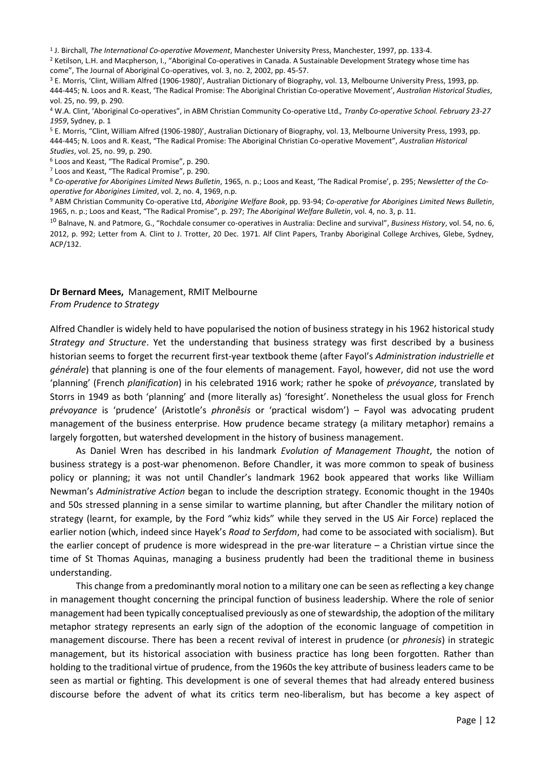[1] J. Birchall, *The International Co-operative Movement*, Manchester University Press, Manchester, 1997, pp. 133-4.

[2] Ketilson, L.H. and Macpherson, I., "Aboriginal Co-operatives in Canada. A Sustainable Development Strategy whose time has come", The Journal of Aboriginal Co-operatives, vol. 3, no. 2, 2002, pp. 45-57.

[3] E. Morris, 'Clint, William Alfred (1906-1980)', Australian Dictionary of Biography, vol. 13, Melbourne University Press, 1993, pp. 444-445; N. Loos and R. Keast, 'The Radical Promise: The Aboriginal Christian Co-operative Movement', *Australian Historical Studies*, vol. 25, no. 99, p. 290.

[4] W.A. Clint, 'Aboriginal Co-operatives", in ABM Christian Community Co-operative Ltd*., Tranby Co-operative School. February 23-27 1959*, Sydney, p. 1

[5] E. Morris, "Clint, William Alfred (1906-1980)', Australian Dictionary of Biography, vol. 13, Melbourne University Press, 1993, pp. 444-445; N. Loos and R. Keast, "The Radical Promise: The Aboriginal Christian Co-operative Movement", *Australian Historical Studies*, vol. 25, no. 99, p. 290.

[6] Loos and Keast, "The Radical Promise", p. 290.

[7] Loos and Keast, "The Radical Promise", p. 290.

[8] *Co-operative for Aborigines Limited News Bulletin*, 1965, n. p.; Loos and Keast, 'The Radical Promise', p. 295; *Newsletter of the Co-operative for Aborigines Limited*, vol. 2, no. 4, 1969, n.p.

[9] ABM Christian Community Co-operative Ltd, *Aborigine Welfare Book*, pp. 93-94; *Co-operative for Aborigines Limited News Bulletin*, 1965, n. p.; Loos and Keast, "The Radical Promise", p. 297; *The Aboriginal Welfare Bulletin*, vol. 4, no. 3, p. 11.

[10] Balnave, N. and Patmore, G., "Rochdale consumer co-operatives in Australia: Decline and survival", *Business History*, vol. 54, no. 6, 2012, p. 992; Letter from A. Clint to J. Trotter, 20 Dec. 1971. Alf Clint Papers, Tranby Aboriginal College Archives, Glebe, Sydney, ACP/132.

**Dr Bernard Mees,** Management, RMIT Melbourne
*From Prudence to Strategy*

Alfred Chandler is widely held to have popularised the notion of business strategy in his 1962 historical study *Strategy and Structure*. Yet the understanding that business strategy was first described by a business historian seems to forget the recurrent first-year textbook theme (after Fayol's *Administration industrielle et générale*) that planning is one of the four elements of management. Fayol, however, did not use the word 'planning' (French *planification*) in his celebrated 1916 work; rather he spoke of *prévoyance*, translated by Storrs in 1949 as both 'planning' and (more literally as) 'foresight'. Nonetheless the usual gloss for French *prévoyance* is 'prudence' (Aristotle's *phronêsis* or 'practical wisdom') – Fayol was advocating prudent management of the business enterprise. How prudence became strategy (a military metaphor) remains a largely forgotten, but watershed development in the history of business management.

As Daniel Wren has described in his landmark *Evolution of Management Thought*, the notion of business strategy is a post-war phenomenon. Before Chandler, it was more common to speak of business policy or planning; it was not until Chandler's landmark 1962 book appeared that works like William Newman's *Administrative Action* began to include the description strategy. Economic thought in the 1940s and 50s stressed planning in a sense similar to wartime planning, but after Chandler the military notion of strategy (learnt, for example, by the Ford "whiz kids" while they served in the US Air Force) replaced the earlier notion (which, indeed since Hayek's *Road to Serfdom*, had come to be associated with socialism). But the earlier concept of prudence is more widespread in the pre-war literature – a Christian virtue since the time of St Thomas Aquinas, managing a business prudently had been the traditional theme in business understanding.

This change from a predominantly moral notion to a military one can be seen as reflecting a key change in management thought concerning the principal function of business leadership. Where the role of senior management had been typically conceptualised previously as one of stewardship, the adoption of the military metaphor strategy represents an early sign of the adoption of the economic language of competition in management discourse. There has been a recent revival of interest in prudence (or *phronesis*) in strategic management, but its historical association with business practice has long been forgotten. Rather than holding to the traditional virtue of prudence, from the 1960s the key attribute of business leaders came to be seen as martial or fighting. This development is one of several themes that had already entered business discourse before the advent of what its critics term neo-liberalism, but has become a key aspect of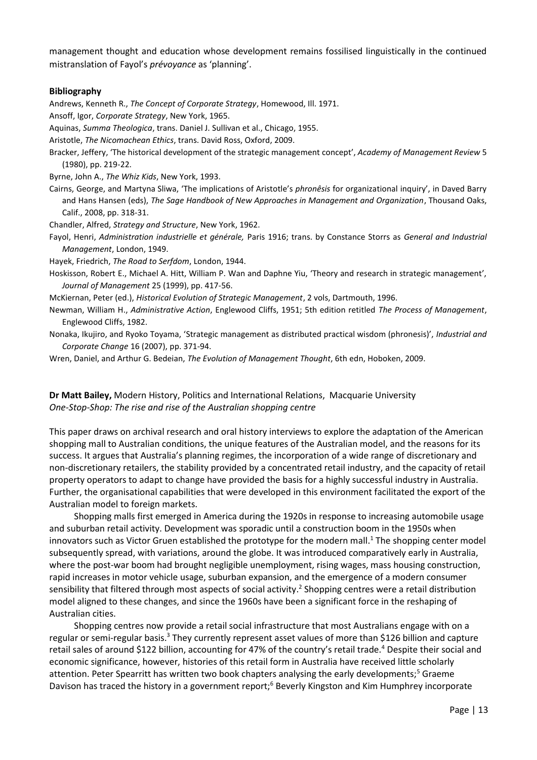management thought and education whose development remains fossilised linguistically in the continued mistranslation of Fayol's *prévoyance* as 'planning'.

**Bibliography**

Andrews, Kenneth R., *The Concept of Corporate Strategy*, Homewood, Ill. 1971.

Ansoff, Igor, *Corporate Strategy*, New York, 1965.

Aquinas, *Summa Theologica*, trans. Daniel J. Sullivan et al., Chicago, 1955.

Aristotle, *The Nicomachean Ethics*, trans. David Ross, Oxford, 2009.

Bracker, Jeffery, 'The historical development of the strategic management concept', *Academy of Management Review* 5 (1980), pp. 219-22.

Byrne, John A., *The Whiz Kids*, New York, 1993.

Cairns, George, and Martyna Sliwa, 'The implications of Aristotle's *phronêsis* for organizational inquiry', in Daved Barry and Hans Hansen (eds), *The Sage Handbook of New Approaches in Management and Organization*, Thousand Oaks, Calif., 2008, pp. 318-31.

Chandler, Alfred, *Strategy and Structure*, New York, 1962.

Fayol, Henri, *Administration industrielle et générale,* Paris 1916; trans. by Constance Storrs as *General and Industrial Management*, London, 1949.

Hayek, Friedrich, *The Road to Serfdom*, London, 1944.

Hoskisson, Robert E., Michael A. Hitt, William P. Wan and Daphne Yiu, 'Theory and research in strategic management', *Journal of Management* 25 (1999), pp. 417-56.

McKiernan, Peter (ed.), *Historical Evolution of Strategic Management*, 2 vols, Dartmouth, 1996.

Newman, William H., *Administrative Action*, Englewood Cliffs, 1951; 5th edition retitled *The Process of Management*, Englewood Cliffs, 1982.

Nonaka, Ikujiro, and Ryoko Toyama, 'Strategic management as distributed practical wisdom (phronesis)', *Industrial and Corporate Change* 16 (2007), pp. 371-94.

Wren, Daniel, and Arthur G. Bedeian, *The Evolution of Management Thought*, 6th edn, Hoboken, 2009.

**Dr Matt Bailey,** Modern History, Politics and International Relations, Macquarie University
*One-Stop-Shop: The rise and rise of the Australian shopping centre*

This paper draws on archival research and oral history interviews to explore the adaptation of the American shopping mall to Australian conditions, the unique features of the Australian model, and the reasons for its success. It argues that Australia's planning regimes, the incorporation of a wide range of discretionary and non-discretionary retailers, the stability provided by a concentrated retail industry, and the capacity of retail property operators to adapt to change have provided the basis for a highly successful industry in Australia. Further, the organisational capabilities that were developed in this environment facilitated the export of the Australian model to foreign markets.

Shopping malls first emerged in America during the 1920s in response to increasing automobile usage and suburban retail activity. Development was sporadic until a construction boom in the 1950s when innovators such as Victor Gruen established the prototype for the modern mall.[1] The shopping center model subsequently spread, with variations, around the globe. It was introduced comparatively early in Australia, where the post-war boom had brought negligible unemployment, rising wages, mass housing construction, rapid increases in motor vehicle usage, suburban expansion, and the emergence of a modern consumer sensibility that filtered through most aspects of social activity.[2] Shopping centres were a retail distribution model aligned to these changes, and since the 1960s have been a significant force in the reshaping of Australian cities.

Shopping centres now provide a retail social infrastructure that most Australians engage with on a regular or semi-regular basis.[3] They currently represent asset values of more than \$126 billion and capture retail sales of around \$122 billion, accounting for 47% of the country's retail trade.[4] Despite their social and economic significance, however, histories of this retail form in Australia have received little scholarly attention. Peter Spearritt has written two book chapters analysing the early developments;[5] Graeme Davison has traced the history in a government report;[6] Beverly Kingston and Kim Humphrey incorporate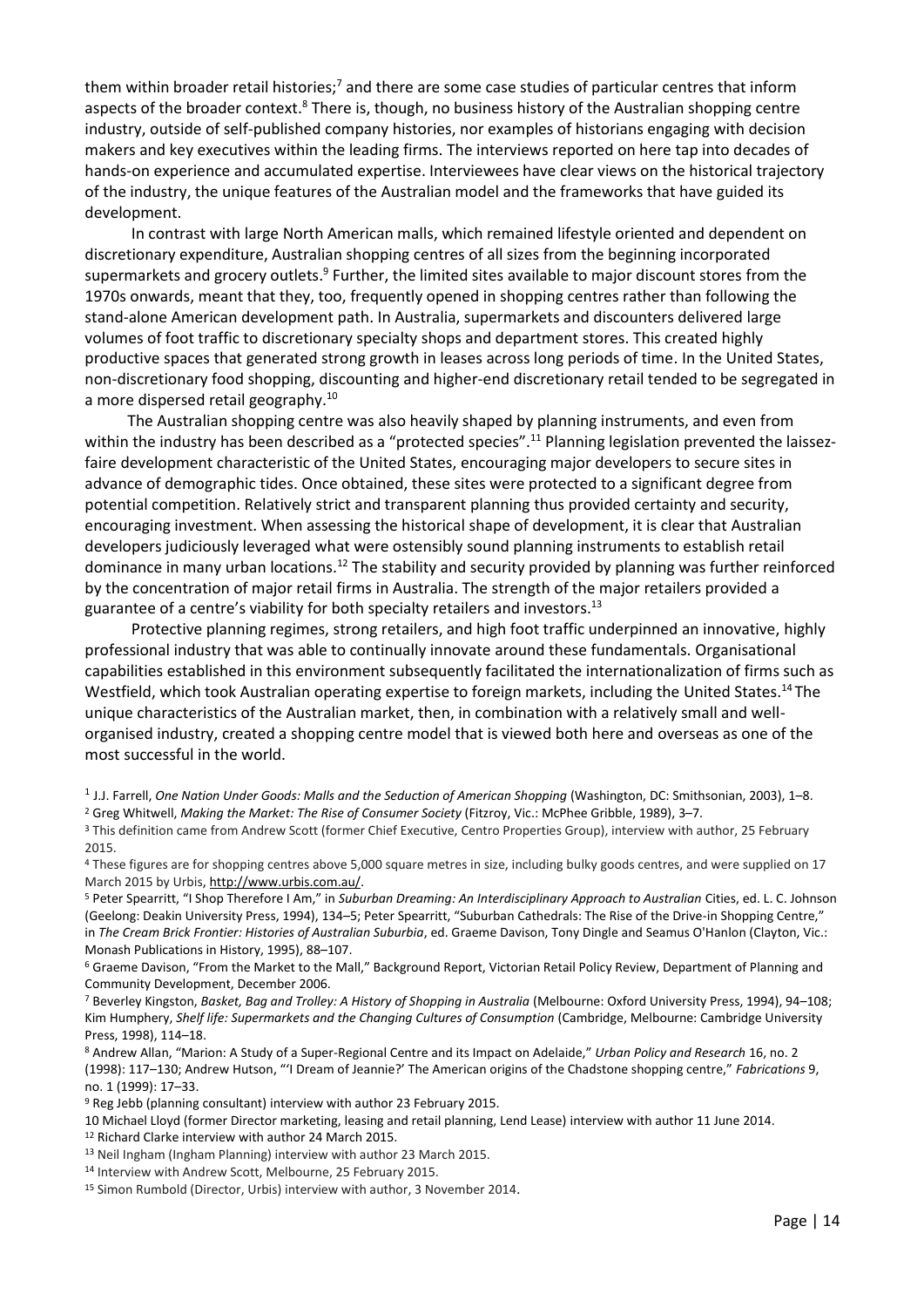them within broader retail histories;[7] and there are some case studies of particular centres that inform aspects of the broader context.[8] There is, though, no business history of the Australian shopping centre industry, outside of self-published company histories, nor examples of historians engaging with decision makers and key executives within the leading firms. The interviews reported on here tap into decades of hands-on experience and accumulated expertise. Interviewees have clear views on the historical trajectory of the industry, the unique features of the Australian model and the frameworks that have guided its development.

In contrast with large North American malls, which remained lifestyle oriented and dependent on discretionary expenditure, Australian shopping centres of all sizes from the beginning incorporated supermarkets and grocery outlets.[9] Further, the limited sites available to major discount stores from the 1970s onwards, meant that they, too, frequently opened in shopping centres rather than following the stand-alone American development path. In Australia, supermarkets and discounters delivered large volumes of foot traffic to discretionary specialty shops and department stores. This created highly productive spaces that generated strong growth in leases across long periods of time. In the United States, non-discretionary food shopping, discounting and higher-end discretionary retail tended to be segregated in a more dispersed retail geography.[10]

The Australian shopping centre was also heavily shaped by planning instruments, and even from within the industry has been described as a "protected species".[11] Planning legislation prevented the laissez-faire development characteristic of the United States, encouraging major developers to secure sites in advance of demographic tides. Once obtained, these sites were protected to a significant degree from potential competition. Relatively strict and transparent planning thus provided certainty and security, encouraging investment. When assessing the historical shape of development, it is clear that Australian developers judiciously leveraged what were ostensibly sound planning instruments to establish retail dominance in many urban locations.[12] The stability and security provided by planning was further reinforced by the concentration of major retail firms in Australia. The strength of the major retailers provided a guarantee of a centre's viability for both specialty retailers and investors.[13]

Protective planning regimes, strong retailers, and high foot traffic underpinned an innovative, highly professional industry that was able to continually innovate around these fundamentals. Organisational capabilities established in this environment subsequently facilitated the internationalization of firms such as Westfield, which took Australian operating expertise to foreign markets, including the United States.[14] The unique characteristics of the Australian market, then, in combination with a relatively small and well-organised industry, created a shopping centre model that is viewed both here and overseas as one of the most successful in the world.

[1] J.J. Farrell, *One Nation Under Goods: Malls and the Seduction of American Shopping* (Washington, DC: Smithsonian, 2003), 1–8.

[2] Greg Whitwell, *Making the Market: The Rise of Consumer Society* (Fitzroy, Vic.: McPhee Gribble, 1989), 3–7.

[3] This definition came from Andrew Scott (former Chief Executive, Centro Properties Group), interview with author, 25 February 2015.

[4] These figures are for shopping centres above 5,000 square metres in size, including bulky goods centres, and were supplied on 17 March 2015 by Urbis, http://www.urbis.com.au/.

[5] Peter Spearritt, "I Shop Therefore I Am," in *Suburban Dreaming: An Interdisciplinary Approach to Australian* Cities, ed. L. C. Johnson (Geelong: Deakin University Press, 1994), 134–5; Peter Spearritt, "Suburban Cathedrals: The Rise of the Drive-in Shopping Centre," in *The Cream Brick Frontier: Histories of Australian Suburbia*, ed. Graeme Davison, Tony Dingle and Seamus O'Hanlon (Clayton, Vic.: Monash Publications in History, 1995), 88–107.

[6] Graeme Davison, "From the Market to the Mall," Background Report, Victorian Retail Policy Review, Department of Planning and Community Development, December 2006.

[7] Beverley Kingston, *Basket, Bag and Trolley: A History of Shopping in Australia* (Melbourne: Oxford University Press, 1994), 94–108; Kim Humphery, *Shelf life: Supermarkets and the Changing Cultures of Consumption* (Cambridge, Melbourne: Cambridge University Press, 1998), 114–18.

[8] Andrew Allan, "Marion: A Study of a Super-Regional Centre and its Impact on Adelaide," *Urban Policy and Research* 16, no. 2 (1998): 117–130; Andrew Hutson, "'I Dream of Jeannie?' The American origins of the Chadstone shopping centre," *Fabrications* 9, no. 1 (1999): 17–33.

[9] Reg Jebb (planning consultant) interview with author 23 February 2015.

10 Michael Lloyd (former Director marketing, leasing and retail planning, Lend Lease) interview with author 11 June 2014.

[12] Richard Clarke interview with author 24 March 2015.

[13] Neil Ingham (Ingham Planning) interview with author 23 March 2015.

[14] Interview with Andrew Scott, Melbourne, 25 February 2015.

[15] Simon Rumbold (Director, Urbis) interview with author, 3 November 2014.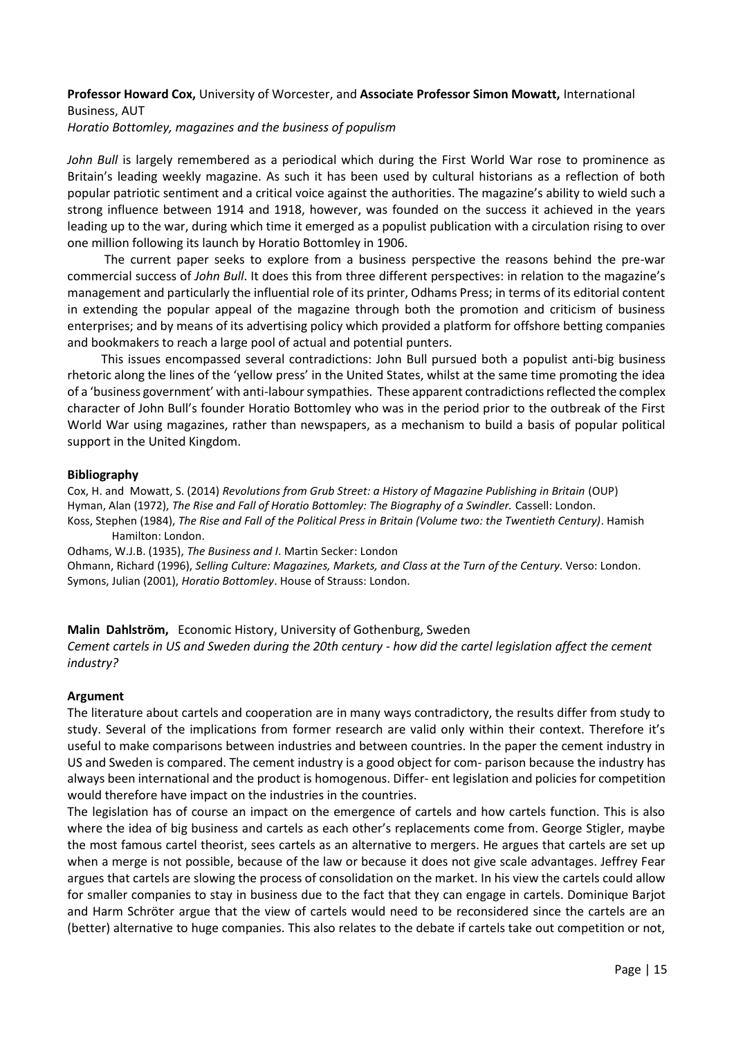**Professor Howard Cox,** University of Worcester, and **Associate Professor Simon Mowatt,** International Business, AUT

*Horatio Bottomley, magazines and the business of populism*

*John Bull* is largely remembered as a periodical which during the First World War rose to prominence as Britain's leading weekly magazine. As such it has been used by cultural historians as a reflection of both popular patriotic sentiment and a critical voice against the authorities. The magazine's ability to wield such a strong influence between 1914 and 1918, however, was founded on the success it achieved in the years leading up to the war, during which time it emerged as a populist publication with a circulation rising to over one million following its launch by Horatio Bottomley in 1906.

The current paper seeks to explore from a business perspective the reasons behind the pre-war commercial success of *John Bull*. It does this from three different perspectives: in relation to the magazine's management and particularly the influential role of its printer, Odhams Press; in terms of its editorial content in extending the popular appeal of the magazine through both the promotion and criticism of business enterprises; and by means of its advertising policy which provided a platform for offshore betting companies and bookmakers to reach a large pool of actual and potential punters.

This issues encompassed several contradictions: John Bull pursued both a populist anti-big business rhetoric along the lines of the 'yellow press' in the United States, whilst at the same time promoting the idea of a 'business government' with anti-labour sympathies. These apparent contradictions reflected the complex character of John Bull's founder Horatio Bottomley who was in the period prior to the outbreak of the First World War using magazines, rather than newspapers, as a mechanism to build a basis of popular political support in the United Kingdom.

**Bibliography**

Cox, H. and Mowatt, S. (2014) *Revolutions from Grub Street: a History of Magazine Publishing in Britain* (OUP)
Hyman, Alan (1972), *The Rise and Fall of Horatio Bottomley: The Biography of a Swindler.* Cassell: London.
Koss, Stephen (1984), *The Rise and Fall of the Political Press in Britain (Volume two: the Twentieth Century)*. Hamish Hamilton: London.
Odhams, W.J.B. (1935), *The Business and I.* Martin Secker: London
Ohmann, Richard (1996), *Selling Culture: Magazines, Markets, and Class at the Turn of the Century*. Verso: London.
Symons, Julian (2001), *Horatio Bottomley*. House of Strauss: London.

**Malin Dahlström,** Economic History, University of Gothenburg, Sweden

*Cement cartels in US and Sweden during the 20th century - how did the cartel legislation affect the cement industry?*

**Argument**

The literature about cartels and cooperation are in many ways contradictory, the results differ from study to study. Several of the implications from former research are valid only within their context. Therefore it's useful to make comparisons between industries and between countries. In the paper the cement industry in US and Sweden is compared. The cement industry is a good object for com- parison because the industry has always been international and the product is homogenous. Differ- ent legislation and policies for competition would therefore have impact on the industries in the countries.

The legislation has of course an impact on the emergence of cartels and how cartels function. This is also where the idea of big business and cartels as each other's replacements come from. George Stigler, maybe the most famous cartel theorist, sees cartels as an alternative to mergers. He argues that cartels are set up when a merge is not possible, because of the law or because it does not give scale advantages. Jeffrey Fear argues that cartels are slowing the process of consolidation on the market. In his view the cartels could allow for smaller companies to stay in business due to the fact that they can engage in cartels. Dominique Barjot and Harm Schröter argue that the view of cartels would need to be reconsidered since the cartels are an (better) alternative to huge companies. This also relates to the debate if cartels take out competition or not,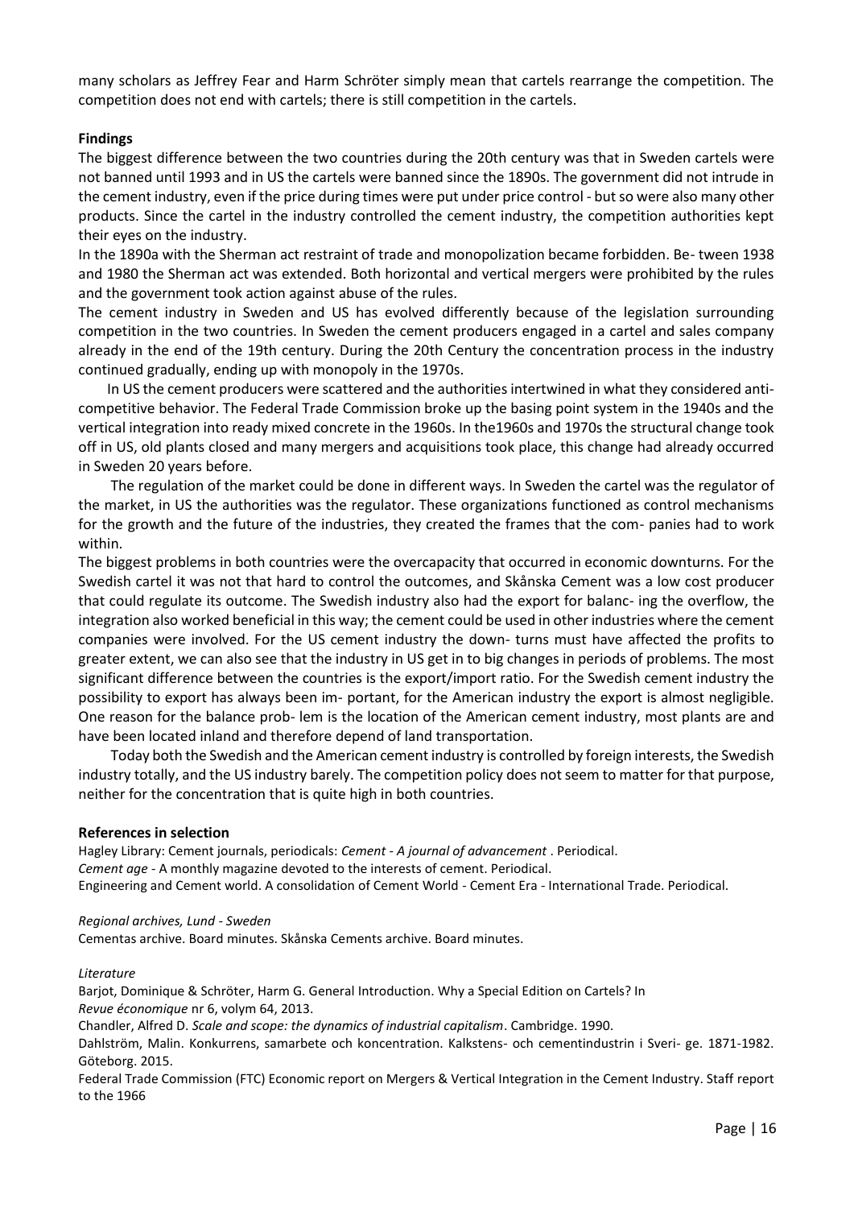many scholars as Jeffrey Fear and Harm Schröter simply mean that cartels rearrange the competition. The competition does not end with cartels; there is still competition in the cartels.

**Findings**

The biggest difference between the two countries during the 20th century was that in Sweden cartels were not banned until 1993 and in US the cartels were banned since the 1890s. The government did not intrude in the cement industry, even if the price during times were put under price control - but so were also many other products. Since the cartel in the industry controlled the cement industry, the competition authorities kept their eyes on the industry.

In the 1890a with the Sherman act restraint of trade and monopolization became forbidden. Be- tween 1938 and 1980 the Sherman act was extended. Both horizontal and vertical mergers were prohibited by the rules and the government took action against abuse of the rules.

The cement industry in Sweden and US has evolved differently because of the legislation surrounding competition in the two countries. In Sweden the cement producers engaged in a cartel and sales company already in the end of the 19th century. During the 20th Century the concentration process in the industry continued gradually, ending up with monopoly in the 1970s.

In US the cement producers were scattered and the authorities intertwined in what they considered anti-competitive behavior. The Federal Trade Commission broke up the basing point system in the 1940s and the vertical integration into ready mixed concrete in the 1960s. In the1960s and 1970s the structural change took off in US, old plants closed and many mergers and acquisitions took place, this change had already occurred in Sweden 20 years before.

The regulation of the market could be done in different ways. In Sweden the cartel was the regulator of the market, in US the authorities was the regulator. These organizations functioned as control mechanisms for the growth and the future of the industries, they created the frames that the com- panies had to work within.

The biggest problems in both countries were the overcapacity that occurred in economic downturns. For the Swedish cartel it was not that hard to control the outcomes, and Skånska Cement was a low cost producer that could regulate its outcome. The Swedish industry also had the export for balanc- ing the overflow, the integration also worked beneficial in this way; the cement could be used in other industries where the cement companies were involved. For the US cement industry the down- turns must have affected the profits to greater extent, we can also see that the industry in US get in to big changes in periods of problems. The most significant difference between the countries is the export/import ratio. For the Swedish cement industry the possibility to export has always been im- portant, for the American industry the export is almost negligible. One reason for the balance prob- lem is the location of the American cement industry, most plants are and have been located inland and therefore depend of land transportation.

Today both the Swedish and the American cement industry is controlled by foreign interests, the Swedish industry totally, and the US industry barely. The competition policy does not seem to matter for that purpose, neither for the concentration that is quite high in both countries.

**References in selection**

Hagley Library: Cement journals, periodicals: *Cement - A journal of advancement* . Periodical.
*Cement age* - A monthly magazine devoted to the interests of cement. Periodical.
Engineering and Cement world. A consolidation of Cement World - Cement Era - International Trade. Periodical.

*Regional archives, Lund - Sweden*
Cementas archive. Board minutes. Skånska Cements archive. Board minutes.

*Literature*
Barjot, Dominique & Schröter, Harm G. General Introduction. Why a Special Edition on Cartels? In *Revue économique* nr 6, volym 64, 2013.
Chandler, Alfred D. *Scale and scope: the dynamics of industrial capitalism*. Cambridge. 1990.
Dahlström, Malin. Konkurrens, samarbete och koncentration. Kalkstens- och cementindustrin i Sveri- ge. 1871-1982. Göteborg. 2015.
Federal Trade Commission (FTC) Economic report on Mergers & Vertical Integration in the Cement Industry. Staff report to the 1966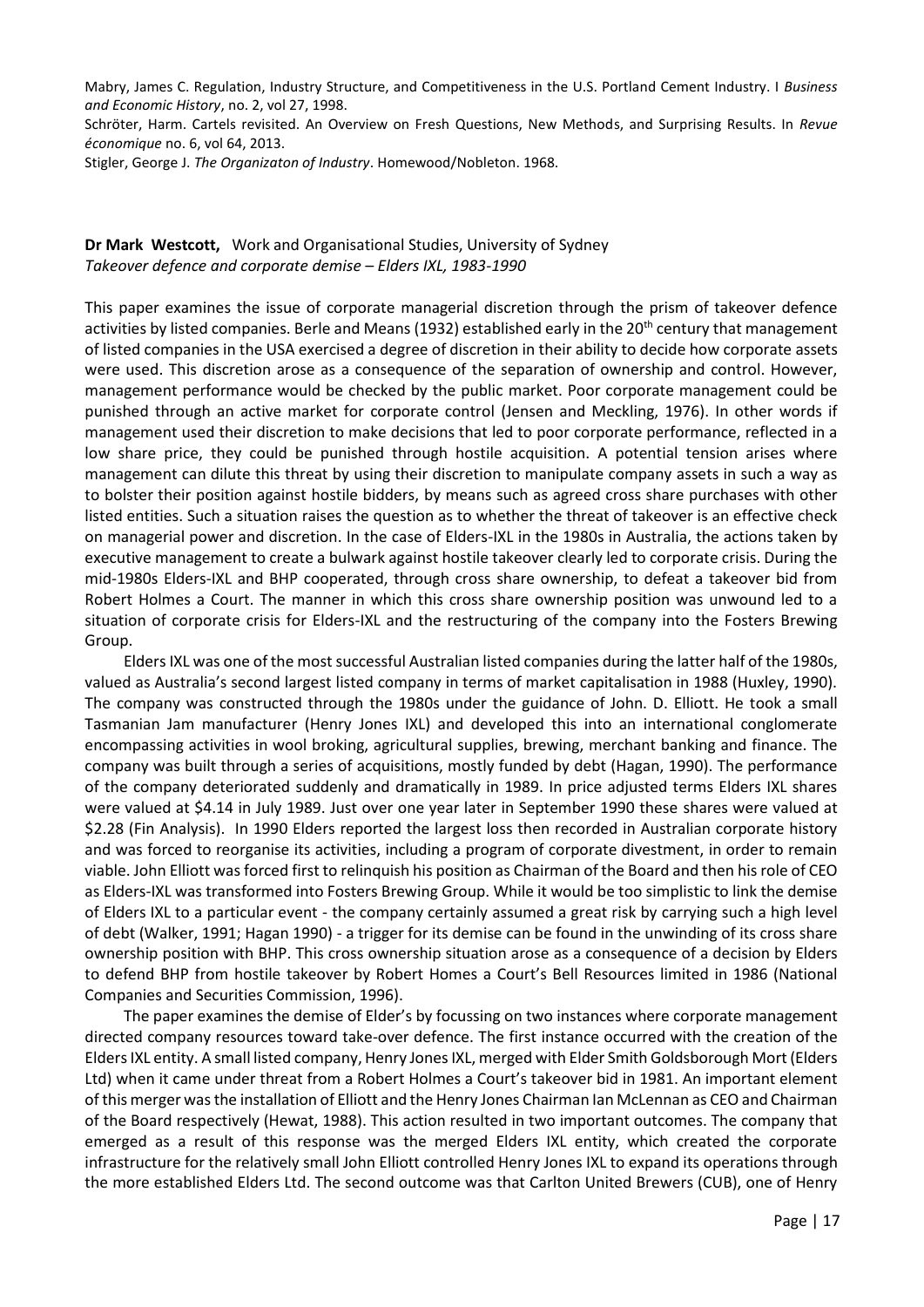Mabry, James C. Regulation, Industry Structure, and Competitiveness in the U.S. Portland Cement Industry. I *Business and Economic History*, no. 2, vol 27, 1998.

Schröter, Harm. Cartels revisited. An Overview on Fresh Questions, New Methods, and Surprising Results. In *Revue économique* no. 6, vol 64, 2013.

Stigler, George J. *The Organizaton of Industry*. Homewood/Nobleton. 1968.

**Dr Mark Westcott,** Work and Organisational Studies, University of Sydney
*Takeover defence and corporate demise – Elders IXL, 1983-1990*

This paper examines the issue of corporate managerial discretion through the prism of takeover defence activities by listed companies. Berle and Means (1932) established early in the 20th century that management of listed companies in the USA exercised a degree of discretion in their ability to decide how corporate assets were used. This discretion arose as a consequence of the separation of ownership and control. However, management performance would be checked by the public market. Poor corporate management could be punished through an active market for corporate control (Jensen and Meckling, 1976). In other words if management used their discretion to make decisions that led to poor corporate performance, reflected in a low share price, they could be punished through hostile acquisition. A potential tension arises where management can dilute this threat by using their discretion to manipulate company assets in such a way as to bolster their position against hostile bidders, by means such as agreed cross share purchases with other listed entities. Such a situation raises the question as to whether the threat of takeover is an effective check on managerial power and discretion. In the case of Elders-IXL in the 1980s in Australia, the actions taken by executive management to create a bulwark against hostile takeover clearly led to corporate crisis. During the mid-1980s Elders-IXL and BHP cooperated, through cross share ownership, to defeat a takeover bid from Robert Holmes a Court. The manner in which this cross share ownership position was unwound led to a situation of corporate crisis for Elders-IXL and the restructuring of the company into the Fosters Brewing Group.

Elders IXL was one of the most successful Australian listed companies during the latter half of the 1980s, valued as Australia's second largest listed company in terms of market capitalisation in 1988 (Huxley, 1990). The company was constructed through the 1980s under the guidance of John. D. Elliott. He took a small Tasmanian Jam manufacturer (Henry Jones IXL) and developed this into an international conglomerate encompassing activities in wool broking, agricultural supplies, brewing, merchant banking and finance. The company was built through a series of acquisitions, mostly funded by debt (Hagan, 1990). The performance of the company deteriorated suddenly and dramatically in 1989. In price adjusted terms Elders IXL shares were valued at $4.14 in July 1989. Just over one year later in September 1990 these shares were valued at $2.28 (Fin Analysis). In 1990 Elders reported the largest loss then recorded in Australian corporate history and was forced to reorganise its activities, including a program of corporate divestment, in order to remain viable. John Elliott was forced first to relinquish his position as Chairman of the Board and then his role of CEO as Elders-IXL was transformed into Fosters Brewing Group. While it would be too simplistic to link the demise of Elders IXL to a particular event - the company certainly assumed a great risk by carrying such a high level of debt (Walker, 1991; Hagan 1990) - a trigger for its demise can be found in the unwinding of its cross share ownership position with BHP. This cross ownership situation arose as a consequence of a decision by Elders to defend BHP from hostile takeover by Robert Homes a Court's Bell Resources limited in 1986 (National Companies and Securities Commission, 1996).

The paper examines the demise of Elder's by focussing on two instances where corporate management directed company resources toward take-over defence. The first instance occurred with the creation of the Elders IXL entity. A small listed company, Henry Jones IXL, merged with Elder Smith Goldsborough Mort (Elders Ltd) when it came under threat from a Robert Holmes a Court's takeover bid in 1981. An important element of this merger was the installation of Elliott and the Henry Jones Chairman Ian McLennan as CEO and Chairman of the Board respectively (Hewat, 1988). This action resulted in two important outcomes. The company that emerged as a result of this response was the merged Elders IXL entity, which created the corporate infrastructure for the relatively small John Elliott controlled Henry Jones IXL to expand its operations through the more established Elders Ltd. The second outcome was that Carlton United Brewers (CUB), one of Henry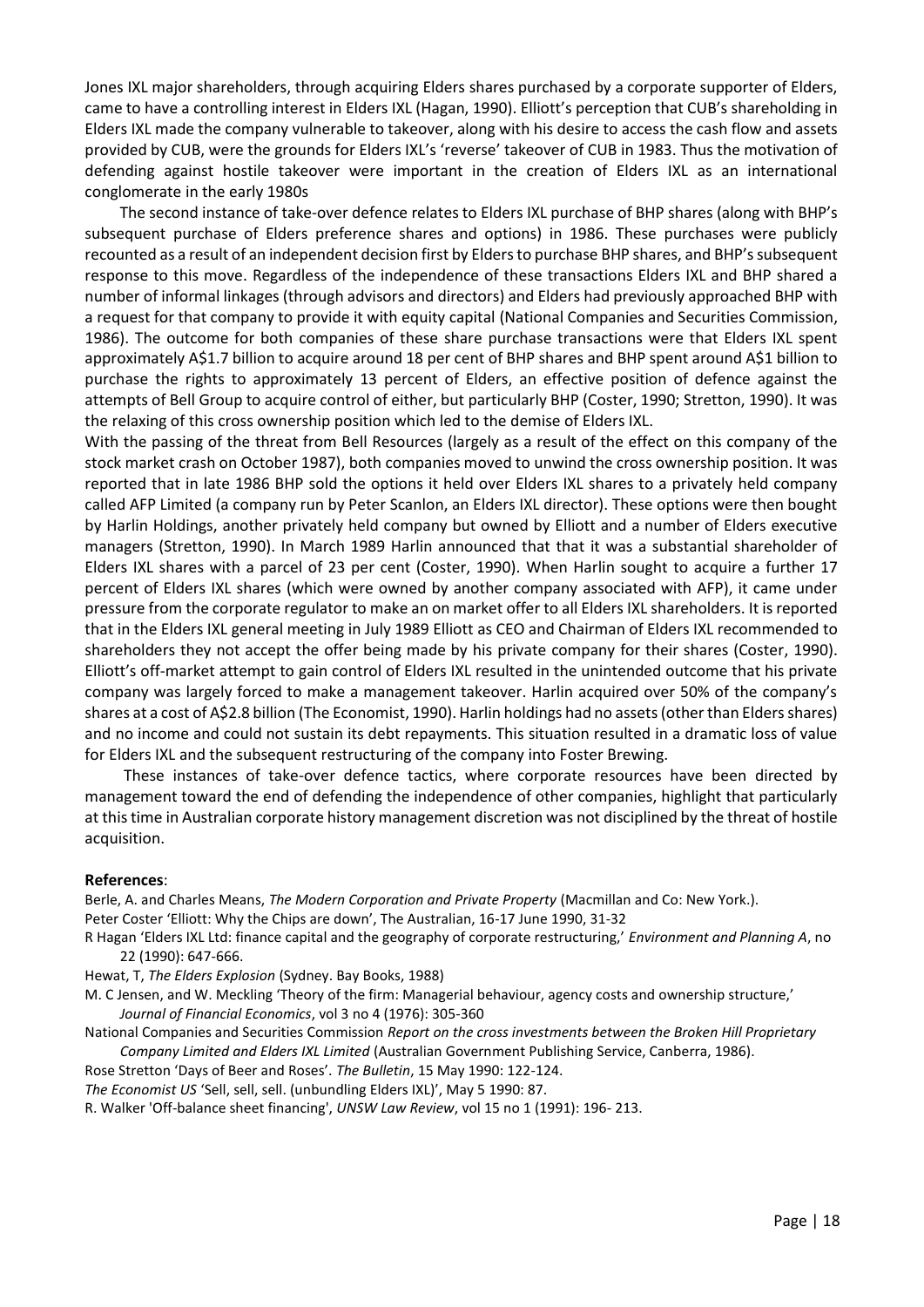Jones IXL major shareholders, through acquiring Elders shares purchased by a corporate supporter of Elders, came to have a controlling interest in Elders IXL (Hagan, 1990). Elliott's perception that CUB's shareholding in Elders IXL made the company vulnerable to takeover, along with his desire to access the cash flow and assets provided by CUB, were the grounds for Elders IXL's 'reverse' takeover of CUB in 1983. Thus the motivation of defending against hostile takeover were important in the creation of Elders IXL as an international conglomerate in the early 1980s

The second instance of take-over defence relates to Elders IXL purchase of BHP shares (along with BHP's subsequent purchase of Elders preference shares and options) in 1986. These purchases were publicly recounted as a result of an independent decision first by Elders to purchase BHP shares, and BHP's subsequent response to this move. Regardless of the independence of these transactions Elders IXL and BHP shared a number of informal linkages (through advisors and directors) and Elders had previously approached BHP with a request for that company to provide it with equity capital (National Companies and Securities Commission, 1986). The outcome for both companies of these share purchase transactions were that Elders IXL spent approximately A$1.7 billion to acquire around 18 per cent of BHP shares and BHP spent around A$1 billion to purchase the rights to approximately 13 percent of Elders, an effective position of defence against the attempts of Bell Group to acquire control of either, but particularly BHP (Coster, 1990; Stretton, 1990). It was the relaxing of this cross ownership position which led to the demise of Elders IXL.

With the passing of the threat from Bell Resources (largely as a result of the effect on this company of the stock market crash on October 1987), both companies moved to unwind the cross ownership position. It was reported that in late 1986 BHP sold the options it held over Elders IXL shares to a privately held company called AFP Limited (a company run by Peter Scanlon, an Elders IXL director). These options were then bought by Harlin Holdings, another privately held company but owned by Elliott and a number of Elders executive managers (Stretton, 1990). In March 1989 Harlin announced that that it was a substantial shareholder of Elders IXL shares with a parcel of 23 per cent (Coster, 1990). When Harlin sought to acquire a further 17 percent of Elders IXL shares (which were owned by another company associated with AFP), it came under pressure from the corporate regulator to make an on market offer to all Elders IXL shareholders. It is reported that in the Elders IXL general meeting in July 1989 Elliott as CEO and Chairman of Elders IXL recommended to shareholders they not accept the offer being made by his private company for their shares (Coster, 1990). Elliott's off-market attempt to gain control of Elders IXL resulted in the unintended outcome that his private company was largely forced to make a management takeover. Harlin acquired over 50% of the company's shares at a cost of A$2.8 billion (The Economist, 1990). Harlin holdings had no assets (other than Elders shares) and no income and could not sustain its debt repayments. This situation resulted in a dramatic loss of value for Elders IXL and the subsequent restructuring of the company into Foster Brewing.

These instances of take-over defence tactics, where corporate resources have been directed by management toward the end of defending the independence of other companies, highlight that particularly at this time in Australian corporate history management discretion was not disciplined by the threat of hostile acquisition.

**References**:

Berle, A. and Charles Means, *The Modern Corporation and Private Property* (Macmillan and Co: New York.).

Peter Coster 'Elliott: Why the Chips are down', The Australian, 16-17 June 1990, 31-32

R Hagan 'Elders IXL Ltd: finance capital and the geography of corporate restructuring,' *Environment and Planning A*, no 22 (1990): 647-666.

Hewat, T, *The Elders Explosion* (Sydney. Bay Books, 1988)

M. C Jensen, and W. Meckling 'Theory of the firm: Managerial behaviour, agency costs and ownership structure,' *Journal of Financial Economics*, vol 3 no 4 (1976): 305-360

National Companies and Securities Commission *Report on the cross investments between the Broken Hill Proprietary Company Limited and Elders IXL Limited* (Australian Government Publishing Service, Canberra, 1986).

Rose Stretton 'Days of Beer and Roses'. *The Bulletin*, 15 May 1990: 122-124.

*The Economist US* 'Sell, sell, sell. (unbundling Elders IXL)', May 5 1990: 87.

R. Walker 'Off-balance sheet financing', *UNSW Law Review*, vol 15 no 1 (1991): 196- 213.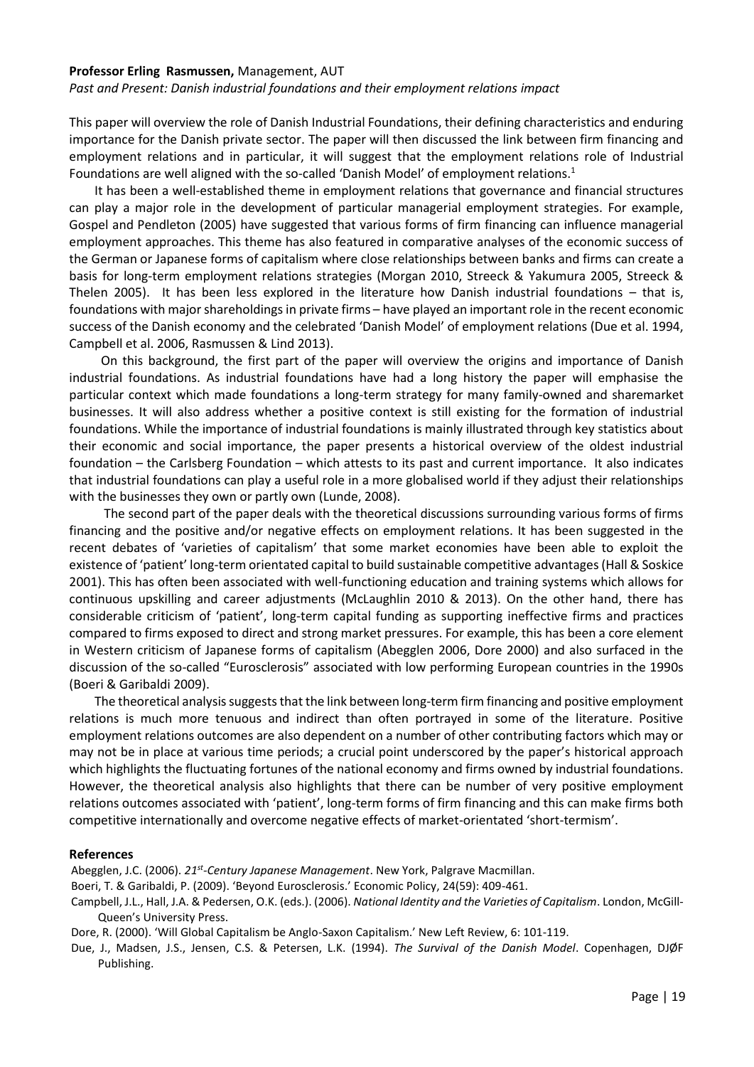**Professor Erling Rasmussen,** Management, AUT

*Past and Present: Danish industrial foundations and their employment relations impact*

This paper will overview the role of Danish Industrial Foundations, their defining characteristics and enduring importance for the Danish private sector. The paper will then discussed the link between firm financing and employment relations and in particular, it will suggest that the employment relations role of Industrial Foundations are well aligned with the so-called 'Danish Model' of employment relations.[1]

It has been a well-established theme in employment relations that governance and financial structures can play a major role in the development of particular managerial employment strategies. For example, Gospel and Pendleton (2005) have suggested that various forms of firm financing can influence managerial employment approaches. This theme has also featured in comparative analyses of the economic success of the German or Japanese forms of capitalism where close relationships between banks and firms can create a basis for long-term employment relations strategies (Morgan 2010, Streeck & Yakumura 2005, Streeck & Thelen 2005). It has been less explored in the literature how Danish industrial foundations – that is, foundations with major shareholdings in private firms – have played an important role in the recent economic success of the Danish economy and the celebrated 'Danish Model' of employment relations (Due et al. 1994, Campbell et al. 2006, Rasmussen & Lind 2013).

On this background, the first part of the paper will overview the origins and importance of Danish industrial foundations. As industrial foundations have had a long history the paper will emphasise the particular context which made foundations a long-term strategy for many family-owned and sharemarket businesses. It will also address whether a positive context is still existing for the formation of industrial foundations. While the importance of industrial foundations is mainly illustrated through key statistics about their economic and social importance, the paper presents a historical overview of the oldest industrial foundation – the Carlsberg Foundation – which attests to its past and current importance. It also indicates that industrial foundations can play a useful role in a more globalised world if they adjust their relationships with the businesses they own or partly own (Lunde, 2008).

The second part of the paper deals with the theoretical discussions surrounding various forms of firms financing and the positive and/or negative effects on employment relations. It has been suggested in the recent debates of 'varieties of capitalism' that some market economies have been able to exploit the existence of 'patient' long-term orientated capital to build sustainable competitive advantages (Hall & Soskice 2001). This has often been associated with well-functioning education and training systems which allows for continuous upskilling and career adjustments (McLaughlin 2010 & 2013). On the other hand, there has considerable criticism of 'patient', long-term capital funding as supporting ineffective firms and practices compared to firms exposed to direct and strong market pressures. For example, this has been a core element in Western criticism of Japanese forms of capitalism (Abegglen 2006, Dore 2000) and also surfaced in the discussion of the so-called "Eurosclerosis" associated with low performing European countries in the 1990s (Boeri & Garibaldi 2009).

The theoretical analysis suggests that the link between long-term firm financing and positive employment relations is much more tenuous and indirect than often portrayed in some of the literature. Positive employment relations outcomes are also dependent on a number of other contributing factors which may or may not be in place at various time periods; a crucial point underscored by the paper's historical approach which highlights the fluctuating fortunes of the national economy and firms owned by industrial foundations. However, the theoretical analysis also highlights that there can be number of very positive employment relations outcomes associated with 'patient', long-term forms of firm financing and this can make firms both competitive internationally and overcome negative effects of market-orientated 'short-termism'.

**References**

Abegglen, J.C. (2006). *21st-Century Japanese Management*. New York, Palgrave Macmillan.

Boeri, T. & Garibaldi, P. (2009). 'Beyond Eurosclerosis.' Economic Policy, 24(59): 409-461.

Campbell, J.L., Hall, J.A. & Pedersen, O.K. (eds.). (2006). *National Identity and the Varieties of Capitalism*. London, McGill-Queen's University Press.

Dore, R. (2000). 'Will Global Capitalism be Anglo-Saxon Capitalism.' New Left Review, 6: 101-119.

Due, J., Madsen, J.S., Jensen, C.S. & Petersen, L.K. (1994). *The Survival of the Danish Model*. Copenhagen, DJØF Publishing.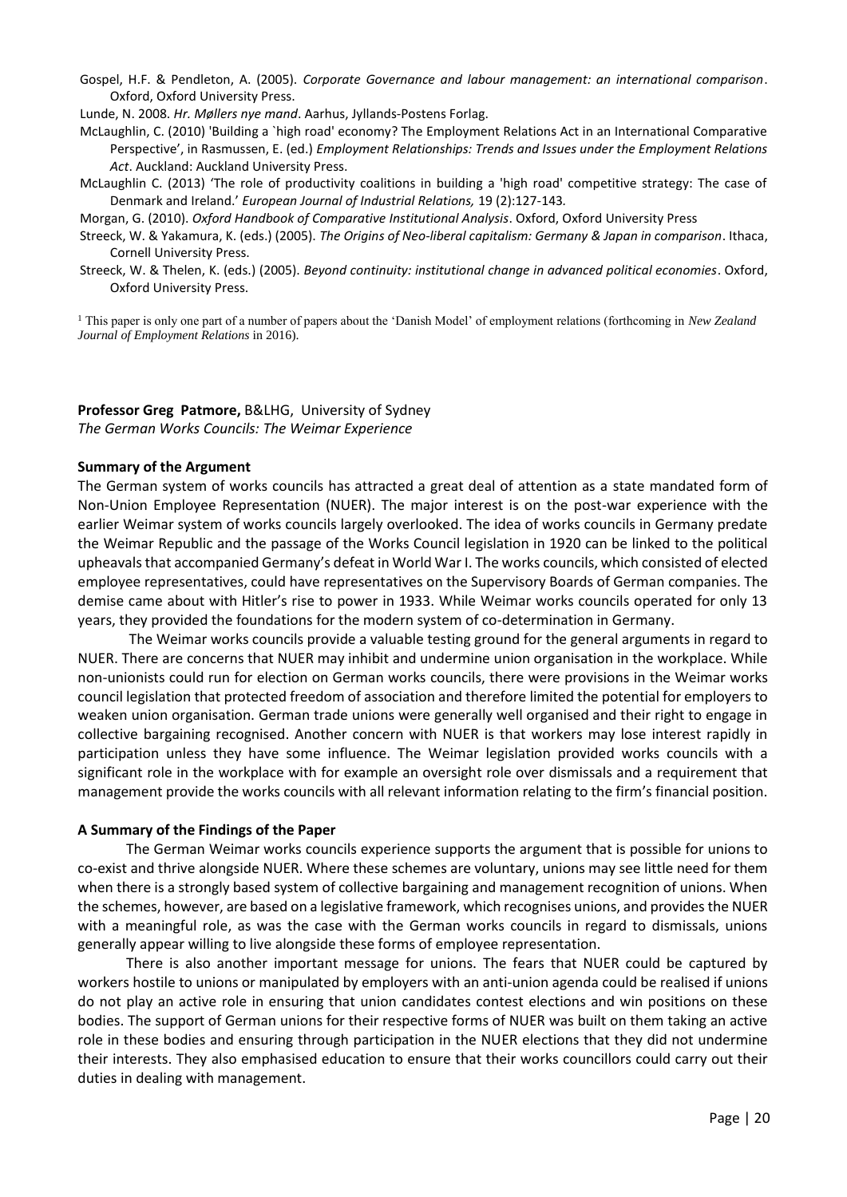Gospel, H.F. & Pendleton, A. (2005). *Corporate Governance and labour management: an international comparison*. Oxford, Oxford University Press.

Lunde, N. 2008. *Hr. Møllers nye mand*. Aarhus, Jyllands-Postens Forlag.

McLaughlin, C. (2010) 'Building a `high road' economy? The Employment Relations Act in an International Comparative Perspective', in Rasmussen, E. (ed.) *Employment Relationships: Trends and Issues under the Employment Relations Act*. Auckland: Auckland University Press.

McLaughlin C. (2013) 'The role of productivity coalitions in building a 'high road' competitive strategy: The case of Denmark and Ireland.' *European Journal of Industrial Relations,* 19 (2):127-143*.*

Morgan, G. (2010). *Oxford Handbook of Comparative Institutional Analysis*. Oxford, Oxford University Press

Streeck, W. & Yakamura, K. (eds.) (2005). *The Origins of Neo-liberal capitalism: Germany & Japan in comparison*. Ithaca, Cornell University Press.

Streeck, W. & Thelen, K. (eds.) (2005). *Beyond continuity: institutional change in advanced political economies*. Oxford, Oxford University Press.

[1] This paper is only one part of a number of papers about the 'Danish Model' of employment relations (forthcoming in *New Zealand Journal of Employment Relations* in 2016).

**Professor Greg Patmore,** B&LHG, University of Sydney
*The German Works Councils: The Weimar Experience*

**Summary of the Argument**

The German system of works councils has attracted a great deal of attention as a state mandated form of Non-Union Employee Representation (NUER). The major interest is on the post-war experience with the earlier Weimar system of works councils largely overlooked. The idea of works councils in Germany predate the Weimar Republic and the passage of the Works Council legislation in 1920 can be linked to the political upheavals that accompanied Germany's defeat in World War I. The works councils, which consisted of elected employee representatives, could have representatives on the Supervisory Boards of German companies. The demise came about with Hitler's rise to power in 1933. While Weimar works councils operated for only 13 years, they provided the foundations for the modern system of co-determination in Germany.

The Weimar works councils provide a valuable testing ground for the general arguments in regard to NUER. There are concerns that NUER may inhibit and undermine union organisation in the workplace. While non-unionists could run for election on German works councils, there were provisions in the Weimar works council legislation that protected freedom of association and therefore limited the potential for employers to weaken union organisation. German trade unions were generally well organised and their right to engage in collective bargaining recognised. Another concern with NUER is that workers may lose interest rapidly in participation unless they have some influence. The Weimar legislation provided works councils with a significant role in the workplace with for example an oversight role over dismissals and a requirement that management provide the works councils with all relevant information relating to the firm's financial position.

**A Summary of the Findings of the Paper**

The German Weimar works councils experience supports the argument that is possible for unions to co-exist and thrive alongside NUER. Where these schemes are voluntary, unions may see little need for them when there is a strongly based system of collective bargaining and management recognition of unions. When the schemes, however, are based on a legislative framework, which recognises unions, and provides the NUER with a meaningful role, as was the case with the German works councils in regard to dismissals, unions generally appear willing to live alongside these forms of employee representation.

There is also another important message for unions. The fears that NUER could be captured by workers hostile to unions or manipulated by employers with an anti-union agenda could be realised if unions do not play an active role in ensuring that union candidates contest elections and win positions on these bodies. The support of German unions for their respective forms of NUER was built on them taking an active role in these bodies and ensuring through participation in the NUER elections that they did not undermine their interests. They also emphasised education to ensure that their works councillors could carry out their duties in dealing with management.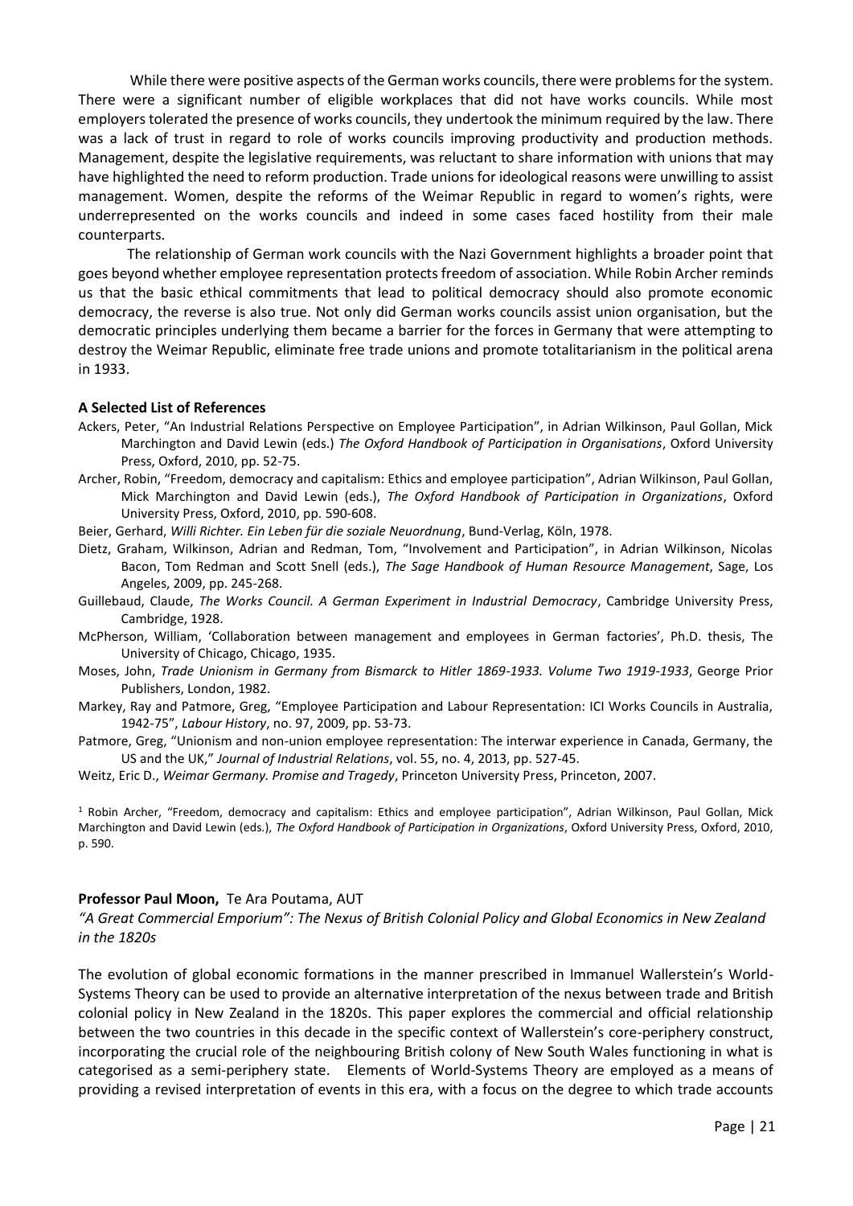While there were positive aspects of the German works councils, there were problems for the system. There were a significant number of eligible workplaces that did not have works councils. While most employers tolerated the presence of works councils, they undertook the minimum required by the law. There was a lack of trust in regard to role of works councils improving productivity and production methods. Management, despite the legislative requirements, was reluctant to share information with unions that may have highlighted the need to reform production. Trade unions for ideological reasons were unwilling to assist management. Women, despite the reforms of the Weimar Republic in regard to women's rights, were underrepresented on the works councils and indeed in some cases faced hostility from their male counterparts.

The relationship of German work councils with the Nazi Government highlights a broader point that goes beyond whether employee representation protects freedom of association. While Robin Archer reminds us that the basic ethical commitments that lead to political democracy should also promote economic democracy, the reverse is also true. Not only did German works councils assist union organisation, but the democratic principles underlying them became a barrier for the forces in Germany that were attempting to destroy the Weimar Republic, eliminate free trade unions and promote totalitarianism in the political arena in 1933.

**A Selected List of References**

Ackers, Peter, "An Industrial Relations Perspective on Employee Participation", in Adrian Wilkinson, Paul Gollan, Mick Marchington and David Lewin (eds.) *The Oxford Handbook of Participation in Organisations*, Oxford University Press, Oxford, 2010, pp. 52-75.

Archer, Robin, "Freedom, democracy and capitalism: Ethics and employee participation", Adrian Wilkinson, Paul Gollan, Mick Marchington and David Lewin (eds.), *The Oxford Handbook of Participation in Organizations*, Oxford University Press, Oxford, 2010, pp. 590-608.

Beier, Gerhard, *Willi Richter. Ein Leben für die soziale Neuordnung*, Bund-Verlag, Köln, 1978.

Dietz, Graham, Wilkinson, Adrian and Redman, Tom, "Involvement and Participation", in Adrian Wilkinson, Nicolas Bacon, Tom Redman and Scott Snell (eds.), *The Sage Handbook of Human Resource Management*, Sage, Los Angeles, 2009, pp. 245-268.

Guillebaud, Claude, *The Works Council. A German Experiment in Industrial Democracy*, Cambridge University Press, Cambridge, 1928.

McPherson, William, 'Collaboration between management and employees in German factories', Ph.D. thesis, The University of Chicago, Chicago, 1935.

Moses, John, *Trade Unionism in Germany from Bismarck to Hitler 1869-1933. Volume Two 1919-1933*, George Prior Publishers, London, 1982.

Markey, Ray and Patmore, Greg, "Employee Participation and Labour Representation: ICI Works Councils in Australia, 1942-75", *Labour History*, no. 97, 2009, pp. 53-73.

Patmore, Greg, "Unionism and non-union employee representation: The interwar experience in Canada, Germany, the US and the UK," *Journal of Industrial Relations*, vol. 55, no. 4, 2013, pp. 527-45.

Weitz, Eric D., *Weimar Germany. Promise and Tragedy*, Princeton University Press, Princeton, 2007.

[1] Robin Archer, "Freedom, democracy and capitalism: Ethics and employee participation", Adrian Wilkinson, Paul Gollan, Mick Marchington and David Lewin (eds.), *The Oxford Handbook of Participation in Organizations*, Oxford University Press, Oxford, 2010, p. 590.

**Professor Paul Moon,** Te Ara Poutama, AUT

*"A Great Commercial Emporium": The Nexus of British Colonial Policy and Global Economics in New Zealand in the 1820s*

The evolution of global economic formations in the manner prescribed in Immanuel Wallerstein's World-Systems Theory can be used to provide an alternative interpretation of the nexus between trade and British colonial policy in New Zealand in the 1820s. This paper explores the commercial and official relationship between the two countries in this decade in the specific context of Wallerstein's core-periphery construct, incorporating the crucial role of the neighbouring British colony of New South Wales functioning in what is categorised as a semi-periphery state. Elements of World-Systems Theory are employed as a means of providing a revised interpretation of events in this era, with a focus on the degree to which trade accounts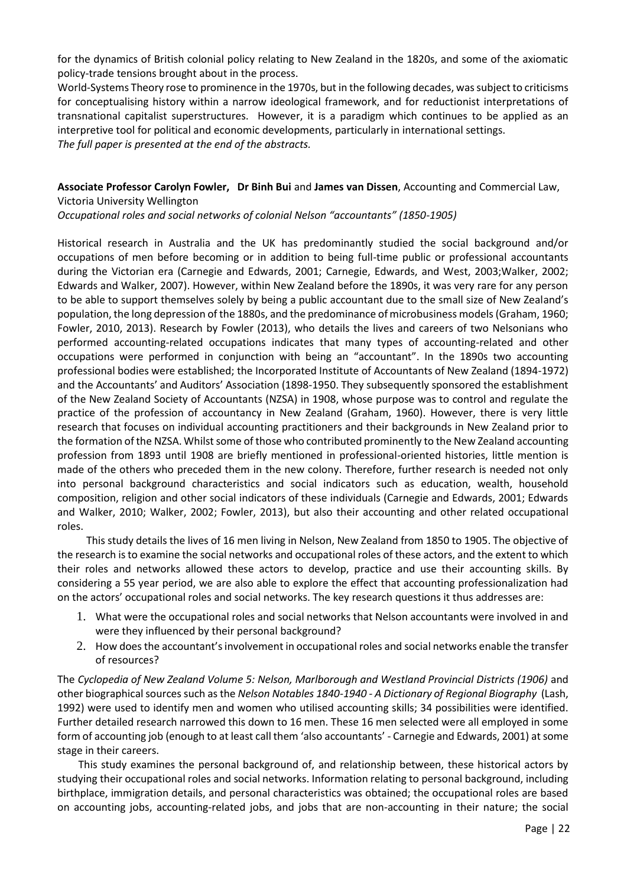for the dynamics of British colonial policy relating to New Zealand in the 1820s, and some of the axiomatic policy-trade tensions brought about in the process.

World-Systems Theory rose to prominence in the 1970s, but in the following decades, was subject to criticisms for conceptualising history within a narrow ideological framework, and for reductionist interpretations of transnational capitalist superstructures. However, it is a paradigm which continues to be applied as an interpretive tool for political and economic developments, particularly in international settings.

*The full paper is presented at the end of the abstracts.*

**Associate Professor Carolyn Fowler, Dr Binh Bui** and **James van Dissen**, Accounting and Commercial Law, Victoria University Wellington

*Occupational roles and social networks of colonial Nelson "accountants" (1850-1905)*

Historical research in Australia and the UK has predominantly studied the social background and/or occupations of men before becoming or in addition to being full-time public or professional accountants during the Victorian era (Carnegie and Edwards, 2001; Carnegie, Edwards, and West, 2003;Walker, 2002; Edwards and Walker, 2007). However, within New Zealand before the 1890s, it was very rare for any person to be able to support themselves solely by being a public accountant due to the small size of New Zealand's population, the long depression of the 1880s, and the predominance of microbusiness models (Graham, 1960; Fowler, 2010, 2013). Research by Fowler (2013), who details the lives and careers of two Nelsonians who performed accounting-related occupations indicates that many types of accounting-related and other occupations were performed in conjunction with being an "accountant". In the 1890s two accounting professional bodies were established; the Incorporated Institute of Accountants of New Zealand (1894-1972) and the Accountants' and Auditors' Association (1898-1950. They subsequently sponsored the establishment of the New Zealand Society of Accountants (NZSA) in 1908, whose purpose was to control and regulate the practice of the profession of accountancy in New Zealand (Graham, 1960). However, there is very little research that focuses on individual accounting practitioners and their backgrounds in New Zealand prior to the formation of the NZSA. Whilst some of those who contributed prominently to the New Zealand accounting profession from 1893 until 1908 are briefly mentioned in professional-oriented histories, little mention is made of the others who preceded them in the new colony. Therefore, further research is needed not only into personal background characteristics and social indicators such as education, wealth, household composition, religion and other social indicators of these individuals (Carnegie and Edwards, 2001; Edwards and Walker, 2010; Walker, 2002; Fowler, 2013), but also their accounting and other related occupational roles.

This study details the lives of 16 men living in Nelson, New Zealand from 1850 to 1905. The objective of the research is to examine the social networks and occupational roles of these actors, and the extent to which their roles and networks allowed these actors to develop, practice and use their accounting skills. By considering a 55 year period, we are also able to explore the effect that accounting professionalization had on the actors' occupational roles and social networks. The key research questions it thus addresses are:

1. What were the occupational roles and social networks that Nelson accountants were involved in and were they influenced by their personal background?
2. How does the accountant's involvement in occupational roles and social networks enable the transfer of resources?

The *Cyclopedia of New Zealand Volume 5: Nelson, Marlborough and Westland Provincial Districts (1906)* and other biographical sources such as the *Nelson Notables 1840-1940 - A Dictionary of Regional Biography* (Lash, 1992) were used to identify men and women who utilised accounting skills; 34 possibilities were identified. Further detailed research narrowed this down to 16 men. These 16 men selected were all employed in some form of accounting job (enough to at least call them 'also accountants' - Carnegie and Edwards, 2001) at some stage in their careers.

This study examines the personal background of, and relationship between, these historical actors by studying their occupational roles and social networks. Information relating to personal background, including birthplace, immigration details, and personal characteristics was obtained; the occupational roles are based on accounting jobs, accounting-related jobs, and jobs that are non-accounting in their nature; the social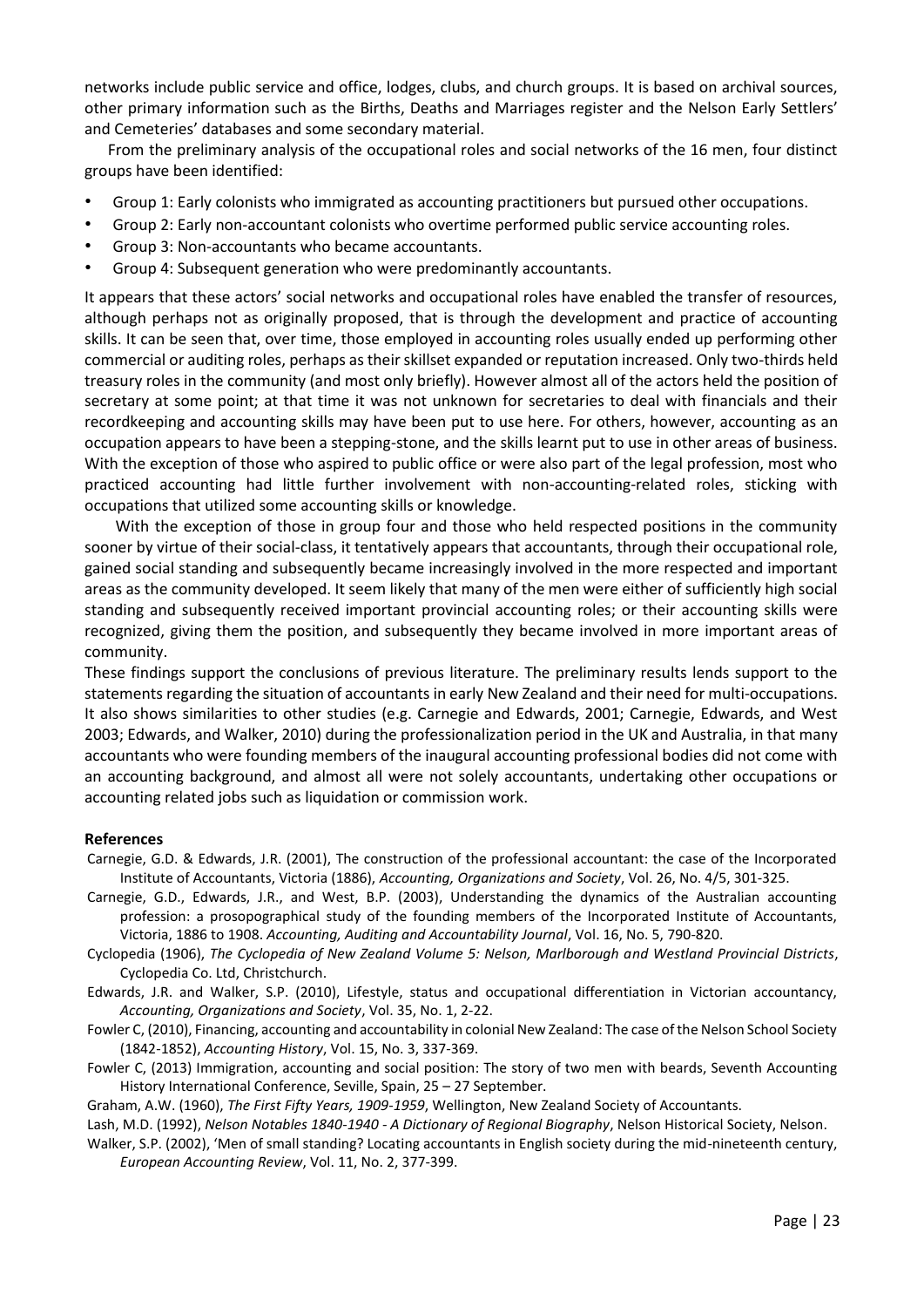networks include public service and office, lodges, clubs, and church groups. It is based on archival sources, other primary information such as the Births, Deaths and Marriages register and the Nelson Early Settlers' and Cemeteries' databases and some secondary material.

From the preliminary analysis of the occupational roles and social networks of the 16 men, four distinct groups have been identified:

- Group 1: Early colonists who immigrated as accounting practitioners but pursued other occupations.
- Group 2: Early non-accountant colonists who overtime performed public service accounting roles.
- Group 3: Non-accountants who became accountants.
- Group 4: Subsequent generation who were predominantly accountants.

It appears that these actors' social networks and occupational roles have enabled the transfer of resources, although perhaps not as originally proposed, that is through the development and practice of accounting skills. It can be seen that, over time, those employed in accounting roles usually ended up performing other commercial or auditing roles, perhaps as their skillset expanded or reputation increased. Only two-thirds held treasury roles in the community (and most only briefly). However almost all of the actors held the position of secretary at some point; at that time it was not unknown for secretaries to deal with financials and their recordkeeping and accounting skills may have been put to use here. For others, however, accounting as an occupation appears to have been a stepping-stone, and the skills learnt put to use in other areas of business. With the exception of those who aspired to public office or were also part of the legal profession, most who practiced accounting had little further involvement with non-accounting-related roles, sticking with occupations that utilized some accounting skills or knowledge.

With the exception of those in group four and those who held respected positions in the community sooner by virtue of their social-class, it tentatively appears that accountants, through their occupational role, gained social standing and subsequently became increasingly involved in the more respected and important areas as the community developed. It seem likely that many of the men were either of sufficiently high social standing and subsequently received important provincial accounting roles; or their accounting skills were recognized, giving them the position, and subsequently they became involved in more important areas of community.

These findings support the conclusions of previous literature. The preliminary results lends support to the statements regarding the situation of accountants in early New Zealand and their need for multi-occupations. It also shows similarities to other studies (e.g. Carnegie and Edwards, 2001; Carnegie, Edwards, and West 2003; Edwards, and Walker, 2010) during the professionalization period in the UK and Australia, in that many accountants who were founding members of the inaugural accounting professional bodies did not come with an accounting background, and almost all were not solely accountants, undertaking other occupations or accounting related jobs such as liquidation or commission work.

**References**

Carnegie, G.D. & Edwards, J.R. (2001), The construction of the professional accountant: the case of the Incorporated Institute of Accountants, Victoria (1886), *Accounting, Organizations and Society*, Vol. 26, No. 4/5, 301-325.

Carnegie, G.D., Edwards, J.R., and West, B.P. (2003), Understanding the dynamics of the Australian accounting profession: a prosopographical study of the founding members of the Incorporated Institute of Accountants, Victoria, 1886 to 1908. *Accounting, Auditing and Accountability Journal*, Vol. 16, No. 5, 790-820.

Cyclopedia (1906), *The Cyclopedia of New Zealand Volume 5: Nelson, Marlborough and Westland Provincial Districts*, Cyclopedia Co. Ltd, Christchurch.

Edwards, J.R. and Walker, S.P. (2010), Lifestyle, status and occupational differentiation in Victorian accountancy, *Accounting, Organizations and Society*, Vol. 35, No. 1, 2-22.

Fowler C, (2010), Financing, accounting and accountability in colonial New Zealand: The case of the Nelson School Society (1842-1852), *Accounting History*, Vol. 15, No. 3, 337-369.

Fowler C, (2013) Immigration, accounting and social position: The story of two men with beards, Seventh Accounting History International Conference, Seville, Spain, 25 – 27 September.

Graham, A.W. (1960), *The First Fifty Years, 1909-1959*, Wellington, New Zealand Society of Accountants.

Lash, M.D. (1992), *Nelson Notables 1840-1940 - A Dictionary of Regional Biography*, Nelson Historical Society, Nelson.

Walker, S.P. (2002), 'Men of small standing? Locating accountants in English society during the mid-nineteenth century, *European Accounting Review*, Vol. 11, No. 2, 377-399.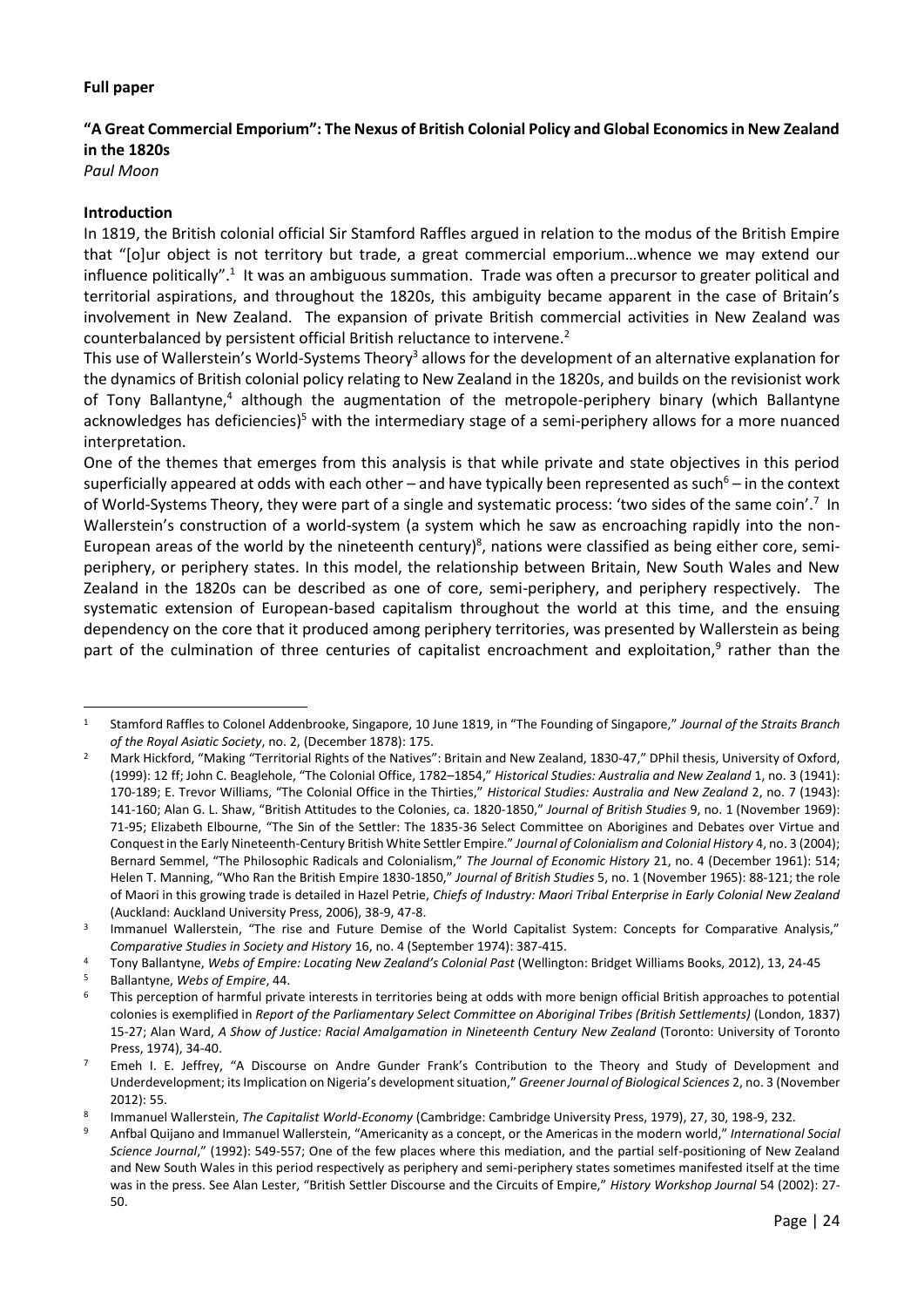**Full paper**

## "A Great Commercial Emporium": The Nexus of British Colonial Policy and Global Economics in New Zealand in the 1820s

*Paul Moon*

### Introduction

In 1819, the British colonial official Sir Stamford Raffles argued in relation to the modus of the British Empire that "[o]ur object is not territory but trade, a great commercial emporium…whence we may extend our influence politically".[1] It was an ambiguous summation. Trade was often a precursor to greater political and territorial aspirations, and throughout the 1820s, this ambiguity became apparent in the case of Britain's involvement in New Zealand. The expansion of private British commercial activities in New Zealand was counterbalanced by persistent official British reluctance to intervene.[2]

This use of Wallerstein's World-Systems Theory[3] allows for the development of an alternative explanation for the dynamics of British colonial policy relating to New Zealand in the 1820s, and builds on the revisionist work of Tony Ballantyne,[4] although the augmentation of the metropole-periphery binary (which Ballantyne acknowledges has deficiencies)[5] with the intermediary stage of a semi-periphery allows for a more nuanced interpretation.

One of the themes that emerges from this analysis is that while private and state objectives in this period superficially appeared at odds with each other – and have typically been represented as such[6] – in the context of World-Systems Theory, they were part of a single and systematic process: 'two sides of the same coin'.[7] In Wallerstein's construction of a world-system (a system which he saw as encroaching rapidly into the non-European areas of the world by the nineteenth century)[8], nations were classified as being either core, semi-periphery, or periphery states. In this model, the relationship between Britain, New South Wales and New Zealand in the 1820s can be described as one of core, semi-periphery, and periphery respectively. The systematic extension of European-based capitalism throughout the world at this time, and the ensuing dependency on the core that it produced among periphery territories, was presented by Wallerstein as being part of the culmination of three centuries of capitalist encroachment and exploitation,[9] rather than the

---

1. Stamford Raffles to Colonel Addenbrooke, Singapore, 10 June 1819, in "The Founding of Singapore," *Journal of the Straits Branch of the Royal Asiatic Society*, no. 2, (December 1878): 175.
2. Mark Hickford, "Making "Territorial Rights of the Natives": Britain and New Zealand, 1830-47," DPhil thesis, University of Oxford, (1999): 12 ff; John C. Beaglehole, "The Colonial Office, 1782–1854," *Historical Studies: Australia and New Zealand* 1, no. 3 (1941): 170-189; E. Trevor Williams, "The Colonial Office in the Thirties," *Historical Studies: Australia and New Zealand* 2, no. 7 (1943): 141-160; Alan G. L. Shaw, "British Attitudes to the Colonies, ca. 1820-1850," *Journal of British Studies* 9, no. 1 (November 1969): 71-95; Elizabeth Elbourne, "The Sin of the Settler: The 1835-36 Select Committee on Aborigines and Debates over Virtue and Conquest in the Early Nineteenth-Century British White Settler Empire." *Journal of Colonialism and Colonial History* 4, no. 3 (2004); Bernard Semmel, "The Philosophic Radicals and Colonialism," *The Journal of Economic History* 21, no. 4 (December 1961): 514; Helen T. Manning, "Who Ran the British Empire 1830-1850," *Journal of British Studies* 5, no. 1 (November 1965): 88-121; the role of Maori in this growing trade is detailed in Hazel Petrie, *Chiefs of Industry: Maori Tribal Enterprise in Early Colonial New Zealand* (Auckland: Auckland University Press, 2006), 38-9, 47-8.
3. Immanuel Wallerstein, "The rise and Future Demise of the World Capitalist System: Concepts for Comparative Analysis," *Comparative Studies in Society and History* 16, no. 4 (September 1974): 387-415.
4. Tony Ballantyne, *Webs of Empire: Locating New Zealand's Colonial Past* (Wellington: Bridget Williams Books, 2012), 13, 24-45
5. Ballantyne, *Webs of Empire*, 44.
6. This perception of harmful private interests in territories being at odds with more benign official British approaches to potential colonies is exemplified in *Report of the Parliamentary Select Committee on Aboriginal Tribes (British Settlements)* (London, 1837) 15-27; Alan Ward, *A Show of Justice: Racial Amalgamation in Nineteenth Century New Zealand* (Toronto: University of Toronto Press, 1974), 34-40.
7. Emeh I. E. Jeffrey, "A Discourse on Andre Gunder Frank's Contribution to the Theory and Study of Development and Underdevelopment; its Implication on Nigeria's development situation," *Greener Journal of Biological Sciences* 2, no. 3 (November 2012): 55.
8. Immanuel Wallerstein, *The Capitalist World-Economy* (Cambridge: Cambridge University Press, 1979), 27, 30, 198-9, 232.
9. Anfbal Quijano and Immanuel Wallerstein, "Americanity as a concept, or the Americas in the modern world," *International Social Science Journal*," (1992): 549-557; One of the few places where this mediation, and the partial self-positioning of New Zealand and New South Wales in this period respectively as periphery and semi-periphery states sometimes manifested itself at the time was in the press. See Alan Lester, "British Settler Discourse and the Circuits of Empire," *History Workshop Journal* 54 (2002): 27-50.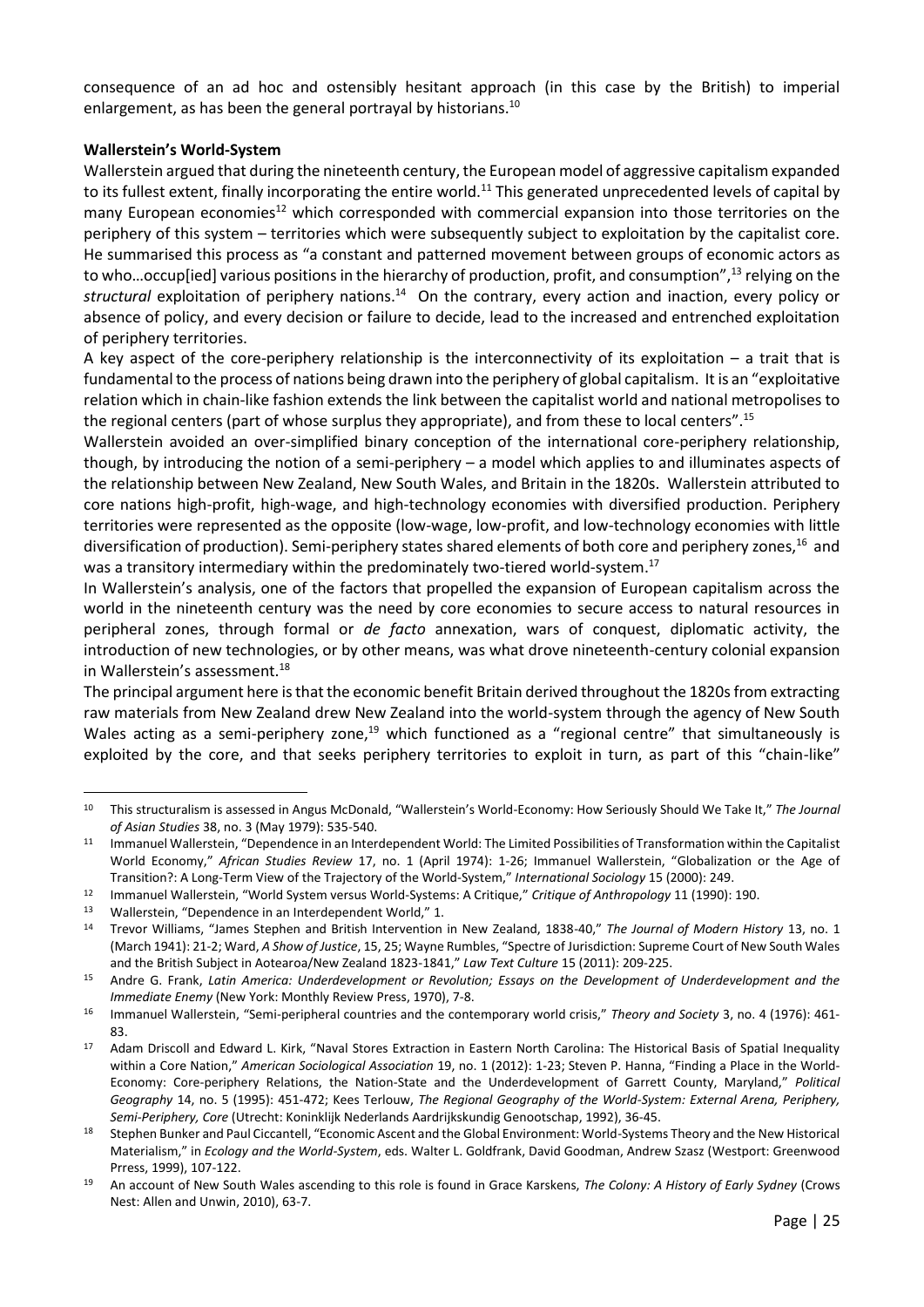consequence of an ad hoc and ostensibly hesitant approach (in this case by the British) to imperial enlargement, as has been the general portrayal by historians.[10]

**Wallerstein's World-System**

Wallerstein argued that during the nineteenth century, the European model of aggressive capitalism expanded to its fullest extent, finally incorporating the entire world.[11] This generated unprecedented levels of capital by many European economies[12] which corresponded with commercial expansion into those territories on the periphery of this system – territories which were subsequently subject to exploitation by the capitalist core. He summarised this process as "a constant and patterned movement between groups of economic actors as to who…occup[ied] various positions in the hierarchy of production, profit, and consumption",[13] relying on the *structural* exploitation of periphery nations.[14] On the contrary, every action and inaction, every policy or absence of policy, and every decision or failure to decide, lead to the increased and entrenched exploitation of periphery territories.

A key aspect of the core-periphery relationship is the interconnectivity of its exploitation – a trait that is fundamental to the process of nations being drawn into the periphery of global capitalism. It is an "exploitative relation which in chain-like fashion extends the link between the capitalist world and national metropolises to the regional centers (part of whose surplus they appropriate), and from these to local centers".[15]

Wallerstein avoided an over-simplified binary conception of the international core-periphery relationship, though, by introducing the notion of a semi-periphery – a model which applies to and illuminates aspects of the relationship between New Zealand, New South Wales, and Britain in the 1820s. Wallerstein attributed to core nations high-profit, high-wage, and high-technology economies with diversified production. Periphery territories were represented as the opposite (low-wage, low-profit, and low-technology economies with little diversification of production). Semi-periphery states shared elements of both core and periphery zones,[16] and was a transitory intermediary within the predominately two-tiered world-system.[17]

In Wallerstein's analysis, one of the factors that propelled the expansion of European capitalism across the world in the nineteenth century was the need by core economies to secure access to natural resources in peripheral zones, through formal or *de facto* annexation, wars of conquest, diplomatic activity, the introduction of new technologies, or by other means, was what drove nineteenth-century colonial expansion in Wallerstein's assessment.[18]

The principal argument here is that the economic benefit Britain derived throughout the 1820s from extracting raw materials from New Zealand drew New Zealand into the world-system through the agency of New South Wales acting as a semi-periphery zone,[19] which functioned as a "regional centre" that simultaneously is exploited by the core, and that seeks periphery territories to exploit in turn, as part of this "chain-like"

---

[10] This structuralism is assessed in Angus McDonald, "Wallerstein's World-Economy: How Seriously Should We Take It," *The Journal of Asian Studies* 38, no. 3 (May 1979): 535-540.

[11] Immanuel Wallerstein, "Dependence in an Interdependent World: The Limited Possibilities of Transformation within the Capitalist World Economy," *African Studies Review* 17, no. 1 (April 1974): 1-26; Immanuel Wallerstein, "Globalization or the Age of Transition?: A Long-Term View of the Trajectory of the World-System," *International Sociology* 15 (2000): 249.

[12] Immanuel Wallerstein, "World System versus World-Systems: A Critique," *Critique of Anthropology* 11 (1990): 190.

[13] Wallerstein, "Dependence in an Interdependent World," 1.

[14] Trevor Williams, "James Stephen and British Intervention in New Zealand, 1838-40," *The Journal of Modern History* 13, no. 1 (March 1941): 21-2; Ward, *A Show of Justice*, 15, 25; Wayne Rumbles, "Spectre of Jurisdiction: Supreme Court of New South Wales and the British Subject in Aotearoa/New Zealand 1823-1841," *Law Text Culture* 15 (2011): 209-225.

[15] Andre G. Frank, *Latin America: Underdevelopment or Revolution; Essays on the Development of Underdevelopment and the Immediate Enemy* (New York: Monthly Review Press, 1970), 7-8.

[16] Immanuel Wallerstein, "Semi-peripheral countries and the contemporary world crisis," *Theory and Society* 3, no. 4 (1976): 461-83.

[17] Adam Driscoll and Edward L. Kirk, "Naval Stores Extraction in Eastern North Carolina: The Historical Basis of Spatial Inequality within a Core Nation," *American Sociological Association* 19, no. 1 (2012): 1-23; Steven P. Hanna, "Finding a Place in the World-Economy: Core-periphery Relations, the Nation-State and the Underdevelopment of Garrett County, Maryland," *Political Geography* 14, no. 5 (1995): 451-472; Kees Terlouw, *The Regional Geography of the World-System: External Arena, Periphery, Semi-Periphery, Core* (Utrecht: Koninklijk Nederlands Aardrijkskundig Genootschap, 1992), 36-45.

[18] Stephen Bunker and Paul Ciccantell, "Economic Ascent and the Global Environment: World-Systems Theory and the New Historical Materialism," in *Ecology and the World-System*, eds. Walter L. Goldfrank, David Goodman, Andrew Szasz (Westport: Greenwood Prress, 1999), 107-122.

[19] An account of New South Wales ascending to this role is found in Grace Karskens, *The Colony: A History of Early Sydney* (Crows Nest: Allen and Unwin, 2010), 63-7.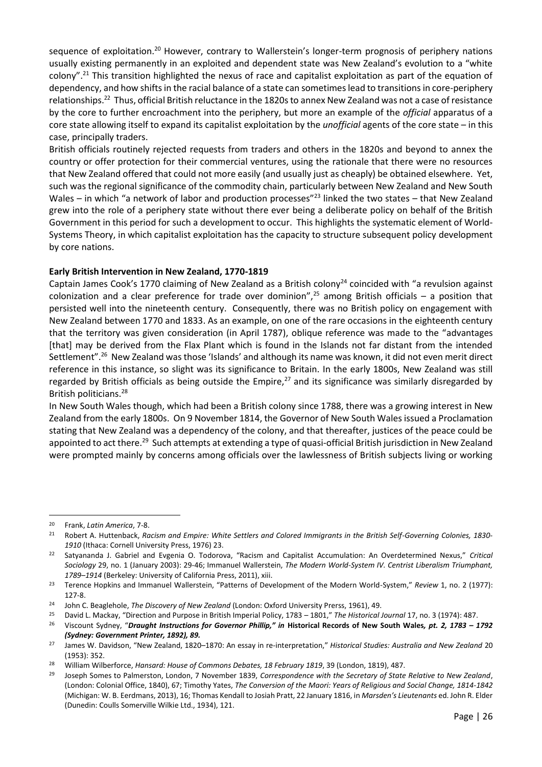sequence of exploitation.[20] However, contrary to Wallerstein's longer-term prognosis of periphery nations usually existing permanently in an exploited and dependent state was New Zealand's evolution to a "white colony".[21] This transition highlighted the nexus of race and capitalist exploitation as part of the equation of dependency, and how shifts in the racial balance of a state can sometimes lead to transitions in core-periphery relationships.[22] Thus, official British reluctance in the 1820s to annex New Zealand was not a case of resistance by the core to further encroachment into the periphery, but more an example of the *official* apparatus of a core state allowing itself to expand its capitalist exploitation by the *unofficial* agents of the core state – in this case, principally traders.

British officials routinely rejected requests from traders and others in the 1820s and beyond to annex the country or offer protection for their commercial ventures, using the rationale that there were no resources that New Zealand offered that could not more easily (and usually just as cheaply) be obtained elsewhere. Yet, such was the regional significance of the commodity chain, particularly between New Zealand and New South Wales – in which "a network of labor and production processes"[23] linked the two states – that New Zealand grew into the role of a periphery state without there ever being a deliberate policy on behalf of the British Government in this period for such a development to occur. This highlights the systematic element of World-Systems Theory, in which capitalist exploitation has the capacity to structure subsequent policy development by core nations.

**Early British Intervention in New Zealand, 1770-1819**

Captain James Cook's 1770 claiming of New Zealand as a British colony[24] coincided with "a revulsion against colonization and a clear preference for trade over dominion",[25] among British officials – a position that persisted well into the nineteenth century. Consequently, there was no British policy on engagement with New Zealand between 1770 and 1833. As an example, on one of the rare occasions in the eighteenth century that the territory was given consideration (in April 1787), oblique reference was made to the "advantages [that] may be derived from the Flax Plant which is found in the Islands not far distant from the intended Settlement".[26] New Zealand was those 'Islands' and although its name was known, it did not even merit direct reference in this instance, so slight was its significance to Britain. In the early 1800s, New Zealand was still regarded by British officials as being outside the Empire,[27] and its significance was similarly disregarded by British politicians.[28]

In New South Wales though, which had been a British colony since 1788, there was a growing interest in New Zealand from the early 1800s. On 9 November 1814, the Governor of New South Wales issued a Proclamation stating that New Zealand was a dependency of the colony, and that thereafter, justices of the peace could be appointed to act there.[29] Such attempts at extending a type of quasi-official British jurisdiction in New Zealand were prompted mainly by concerns among officials over the lawlessness of British subjects living or working

---

[20] Frank, *Latin America*, 7-8.

[21] Robert A. Huttenback, *Racism and Empire: White Settlers and Colored Immigrants in the British Self-Governing Colonies, 1830-1910* (Ithaca: Cornell University Press, 1976) 23.

[22] Satyananda J. Gabriel and Evgenia O. Todorova, "Racism and Capitalist Accumulation: An Overdetermined Nexus," *Critical Sociology* 29, no. 1 (January 2003): 29-46; Immanuel Wallerstein, *The Modern World-System IV. Centrist Liberalism Triumphant, 1789–1914* (Berkeley: University of California Press, 2011), xiii.

[23] Terence Hopkins and Immanuel Wallerstein, "Patterns of Development of the Modern World-System," *Review* 1, no. 2 (1977): 127-8.

[24] John C. Beaglehole, *The Discovery of New Zealand* (London: Oxford University Prerss, 1961), 49.

[25] David L. Mackay, "Direction and Purpose in British Imperial Policy, 1783 – 1801," *The Historical Journal* 17, no. 3 (1974): 487.

[26] Viscount Sydney, "***Draught Instructions for Governor Phillip," in* Historical Records of New South Wales*, pt. 2, 1783 – 1792 (Sydney: Government Printer, 1892), 89.***

[27] James W. Davidson, "New Zealand, 1820–1870: An essay in re-interpretation," *Historical Studies: Australia and New Zealand* 20 (1953): 352.

[28] William Wilberforce, *Hansard: House of Commons Debates, 18 February 1819*, 39 (London, 1819), 487.

[29] Joseph Somes to Palmerston, London, 7 November 1839, *Correspondence with the Secretary of State Relative to New Zealand*, (London: Colonial Office, 1840), 67; Timothy Yates, *The Conversion of the Maori: Years of Religious and Social Change, 1814-1842* (Michigan: W. B. Eerdmans, 2013), 16; Thomas Kendall to Josiah Pratt, 22 January 1816, in *Marsden's Lieutenants* ed. John R. Elder (Dunedin: Coulls Somerville Wilkie Ltd., 1934), 121.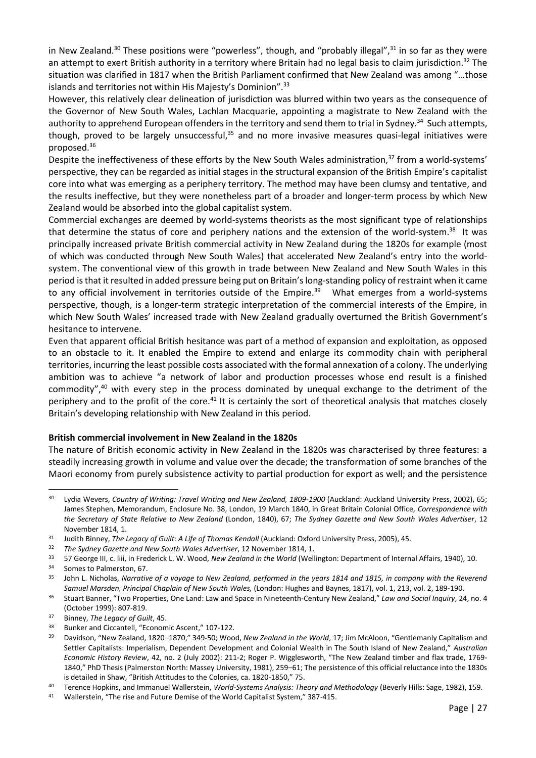in New Zealand.[30] These positions were "powerless", though, and "probably illegal",[31] in so far as they were an attempt to exert British authority in a territory where Britain had no legal basis to claim jurisdiction.[32] The situation was clarified in 1817 when the British Parliament confirmed that New Zealand was among "…those islands and territories not within His Majesty's Dominion".[33]

However, this relatively clear delineation of jurisdiction was blurred within two years as the consequence of the Governor of New South Wales, Lachlan Macquarie, appointing a magistrate to New Zealand with the authority to apprehend European offenders in the territory and send them to trial in Sydney.[34] Such attempts, though, proved to be largely unsuccessful,[35] and no more invasive measures quasi-legal initiatives were proposed.[36]

Despite the ineffectiveness of these efforts by the New South Wales administration,[37] from a world-systems' perspective, they can be regarded as initial stages in the structural expansion of the British Empire's capitalist core into what was emerging as a periphery territory. The method may have been clumsy and tentative, and the results ineffective, but they were nonetheless part of a broader and longer-term process by which New Zealand would be absorbed into the global capitalist system.

Commercial exchanges are deemed by world-systems theorists as the most significant type of relationships that determine the status of core and periphery nations and the extension of the world-system.[38] It was principally increased private British commercial activity in New Zealand during the 1820s for example (most of which was conducted through New South Wales) that accelerated New Zealand's entry into the world-system. The conventional view of this growth in trade between New Zealand and New South Wales in this period is that it resulted in added pressure being put on Britain's long-standing policy of restraint when it came to any official involvement in territories outside of the Empire.[39] What emerges from a world-systems perspective, though, is a longer-term strategic interpretation of the commercial interests of the Empire, in which New South Wales' increased trade with New Zealand gradually overturned the British Government's hesitance to intervene.

Even that apparent official British hesitance was part of a method of expansion and exploitation, as opposed to an obstacle to it. It enabled the Empire to extend and enlarge its commodity chain with peripheral territories, incurring the least possible costs associated with the formal annexation of a colony. The underlying ambition was to achieve "a network of labor and production processes whose end result is a finished commodity",[40] with every step in the process dominated by unequal exchange to the detriment of the periphery and to the profit of the core.[41] It is certainly the sort of theoretical analysis that matches closely Britain's developing relationship with New Zealand in this period.

**British commercial involvement in New Zealand in the 1820s**

The nature of British economic activity in New Zealand in the 1820s was characterised by three features: a steadily increasing growth in volume and value over the decade; the transformation of some branches of the Maori economy from purely subsistence activity to partial production for export as well; and the persistence

---

[30] Lydia Wevers, *Country of Writing: Travel Writing and New Zealand, 1809-1900* (Auckland: Auckland University Press, 2002), 65; James Stephen, Memorandum, Enclosure No. 38, London, 19 March 1840, in Great Britain Colonial Office, *Correspondence with the Secretary of State Relative to New Zealand* (London, 1840), 67; *The Sydney Gazette and New South Wales Advertiser*, 12 November 1814, 1.

[31] Judith Binney, *The Legacy of Guilt: A Life of Thomas Kendall* (Auckland: Oxford University Press, 2005), 45.

[32] *The Sydney Gazette and New South Wales Advertiser*, 12 November 1814, 1.

[33] 57 George III, c. liii, in Frederick L. W. Wood, *New Zealand in the World* (Wellington: Department of Internal Affairs, 1940), 10.

[34] Somes to Palmerston, 67.

[35] John L. Nicholas, *Narrative of a voyage to New Zealand, performed in the years 1814 and 1815, in company with the Reverend Samuel Marsden, Principal Chaplain of New South Wales,* (London: Hughes and Baynes, 1817), vol. 1, 213, vol. 2, 189-190.

[36] Stuart Banner, "Two Properties, One Land: Law and Space in Nineteenth-Century New Zealand," *Law and Social Inquiry*, 24, no. 4 (October 1999): 807-819.

[37] Binney, *The Legacy of Guilt*, 45.

[38] Bunker and Ciccantell, "Economic Ascent," 107-122.

[39] Davidson, "New Zealand, 1820–1870," 349-50; Wood, *New Zealand in the World*, 17; Jim McAloon, "Gentlemanly Capitalism and Settler Capitalists: Imperialism, Dependent Development and Colonial Wealth in The South Island of New Zealand," *Australian Economic History Review*, 42, no. 2 (July 2002): 211-2; Roger P. Wigglesworth, "The New Zealand timber and flax trade, 1769-1840," PhD Thesis (Palmerston North: Massey University, 1981), 259–61; The persistence of this official reluctance into the 1830s is detailed in Shaw, "British Attitudes to the Colonies, ca. 1820-1850," 75.

[40] Terence Hopkins, and Immanuel Wallerstein, *World-Systems Analysis: Theory and Methodology* (Beverly Hills: Sage, 1982), 159.

[41] Wallerstein, "The rise and Future Demise of the World Capitalist System," 387-415.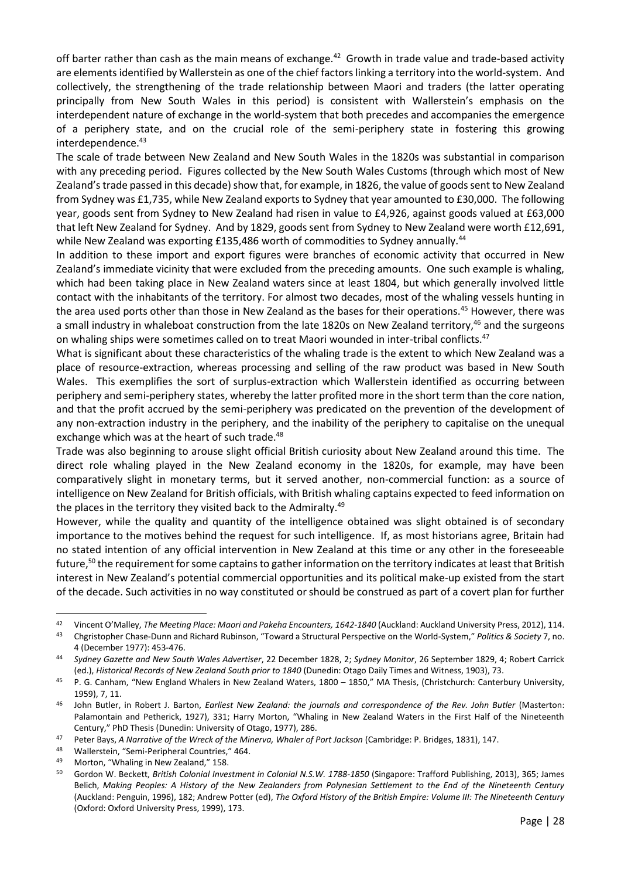off barter rather than cash as the main means of exchange.[42] Growth in trade value and trade-based activity are elements identified by Wallerstein as one of the chief factors linking a territory into the world-system. And collectively, the strengthening of the trade relationship between Maori and traders (the latter operating principally from New South Wales in this period) is consistent with Wallerstein's emphasis on the interdependent nature of exchange in the world-system that both precedes and accompanies the emergence of a periphery state, and on the crucial role of the semi-periphery state in fostering this growing interdependence.[43]

The scale of trade between New Zealand and New South Wales in the 1820s was substantial in comparison with any preceding period. Figures collected by the New South Wales Customs (through which most of New Zealand's trade passed in this decade) show that, for example, in 1826, the value of goods sent to New Zealand from Sydney was £1,735, while New Zealand exports to Sydney that year amounted to £30,000. The following year, goods sent from Sydney to New Zealand had risen in value to £4,926, against goods valued at £63,000 that left New Zealand for Sydney. And by 1829, goods sent from Sydney to New Zealand were worth £12,691, while New Zealand was exporting £135,486 worth of commodities to Sydney annually.[44]

In addition to these import and export figures were branches of economic activity that occurred in New Zealand's immediate vicinity that were excluded from the preceding amounts. One such example is whaling, which had been taking place in New Zealand waters since at least 1804, but which generally involved little contact with the inhabitants of the territory. For almost two decades, most of the whaling vessels hunting in the area used ports other than those in New Zealand as the bases for their operations.[45] However, there was a small industry in whaleboat construction from the late 1820s on New Zealand territory,[46] and the surgeons on whaling ships were sometimes called on to treat Maori wounded in inter-tribal conflicts.[47]

What is significant about these characteristics of the whaling trade is the extent to which New Zealand was a place of resource-extraction, whereas processing and selling of the raw product was based in New South Wales. This exemplifies the sort of surplus-extraction which Wallerstein identified as occurring between periphery and semi-periphery states, whereby the latter profited more in the short term than the core nation, and that the profit accrued by the semi-periphery was predicated on the prevention of the development of any non-extraction industry in the periphery, and the inability of the periphery to capitalise on the unequal exchange which was at the heart of such trade.[48]

Trade was also beginning to arouse slight official British curiosity about New Zealand around this time. The direct role whaling played in the New Zealand economy in the 1820s, for example, may have been comparatively slight in monetary terms, but it served another, non-commercial function: as a source of intelligence on New Zealand for British officials, with British whaling captains expected to feed information on the places in the territory they visited back to the Admiralty.[49]

However, while the quality and quantity of the intelligence obtained was slight obtained is of secondary importance to the motives behind the request for such intelligence. If, as most historians agree, Britain had no stated intention of any official intervention in New Zealand at this time or any other in the foreseeable future,[50] the requirement for some captains to gather information on the territory indicates at least that British interest in New Zealand's potential commercial opportunities and its political make-up existed from the start of the decade. Such activities in no way constituted or should be construed as part of a covert plan for further

---

[42] Vincent O'Malley, *The Meeting Place: Maori and Pakeha Encounters, 1642-1840* (Auckland: Auckland University Press, 2012), 114.

[43] Chgristopher Chase-Dunn and Richard Rubinson, "Toward a Structural Perspective on the World-System," *Politics & Society* 7, no. 4 (December 1977): 453-476.

[44] *Sydney Gazette and New South Wales Advertiser*, 22 December 1828, 2; *Sydney Monitor*, 26 September 1829, 4; Robert Carrick (ed.), *Historical Records of New Zealand South prior to 1840* (Dunedin: Otago Daily Times and Witness, 1903), 73.

[45] P. G. Canham, "New England Whalers in New Zealand Waters, 1800 – 1850," MA Thesis, (Christchurch: Canterbury University, 1959), 7, 11.

[46] John Butler, in Robert J. Barton, *Earliest New Zealand: the journals and correspondence of the Rev. John Butler* (Masterton: Palamontain and Petherick, 1927), 331; Harry Morton, "Whaling in New Zealand Waters in the First Half of the Nineteenth Century," PhD Thesis (Dunedin: University of Otago, 1977), 286.

[47] Peter Bays, *A Narrative of the Wreck of the Minerva, Whaler of Port Jackson* (Cambridge: P. Bridges, 1831), 147.

[48] Wallerstein, "Semi-Peripheral Countries," 464.

[49] Morton, "Whaling in New Zealand," 158.

[50] Gordon W. Beckett, *British Colonial Investment in Colonial N.S.W. 1788-1850* (Singapore: Trafford Publishing, 2013), 365; James Belich, *Making Peoples: A History of the New Zealanders from Polynesian Settlement to the End of the Nineteenth Century* (Auckland: Penguin, 1996), 182; Andrew Potter (ed), *The Oxford History of the British Empire: Volume III: The Nineteenth Century* (Oxford: Oxford University Press, 1999), 173.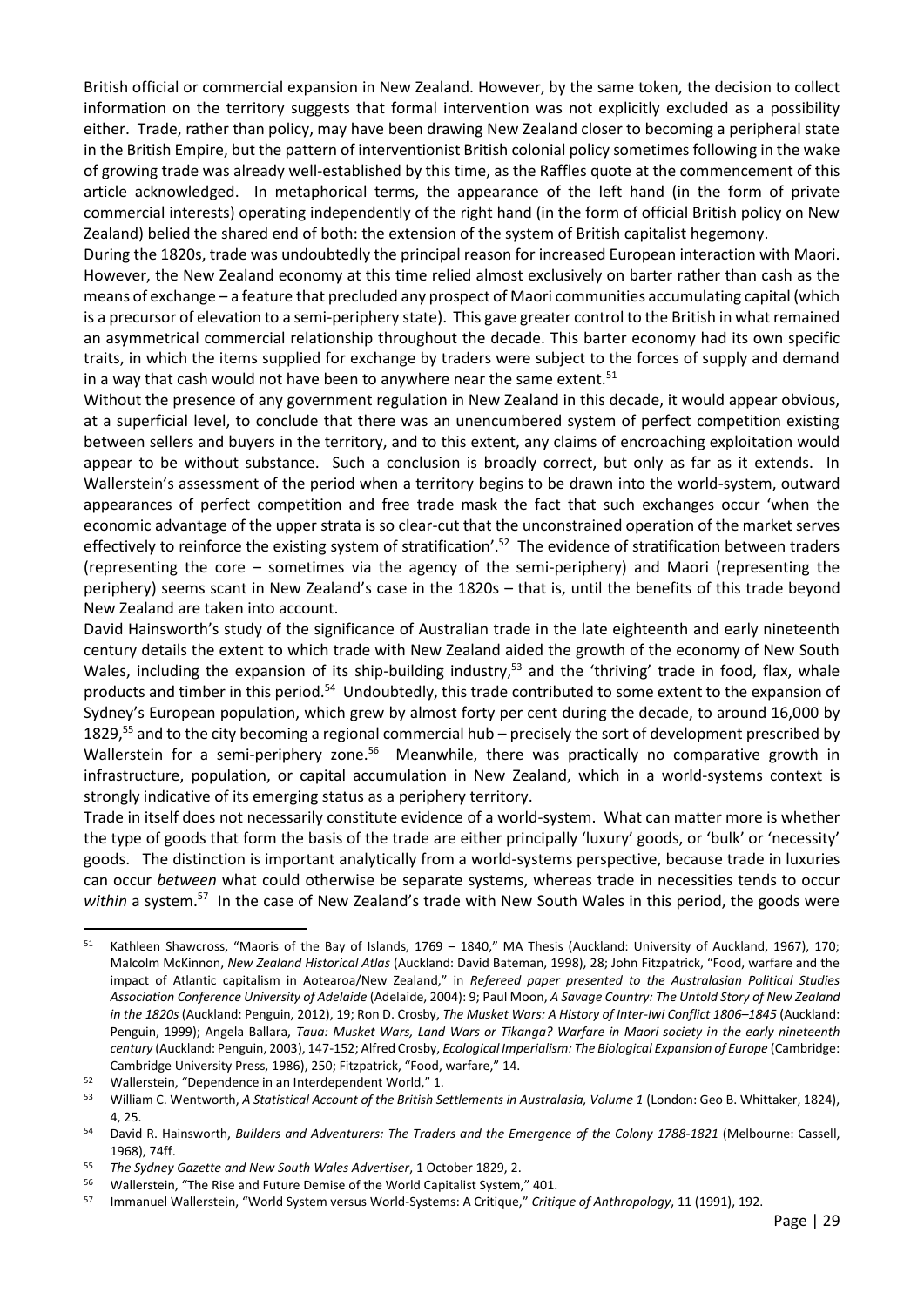British official or commercial expansion in New Zealand. However, by the same token, the decision to collect information on the territory suggests that formal intervention was not explicitly excluded as a possibility either. Trade, rather than policy, may have been drawing New Zealand closer to becoming a peripheral state in the British Empire, but the pattern of interventionist British colonial policy sometimes following in the wake of growing trade was already well-established by this time, as the Raffles quote at the commencement of this article acknowledged. In metaphorical terms, the appearance of the left hand (in the form of private commercial interests) operating independently of the right hand (in the form of official British policy on New Zealand) belied the shared end of both: the extension of the system of British capitalist hegemony.

During the 1820s, trade was undoubtedly the principal reason for increased European interaction with Maori. However, the New Zealand economy at this time relied almost exclusively on barter rather than cash as the means of exchange – a feature that precluded any prospect of Maori communities accumulating capital (which is a precursor of elevation to a semi-periphery state). This gave greater control to the British in what remained an asymmetrical commercial relationship throughout the decade. This barter economy had its own specific traits, in which the items supplied for exchange by traders were subject to the forces of supply and demand in a way that cash would not have been to anywhere near the same extent.[51]

Without the presence of any government regulation in New Zealand in this decade, it would appear obvious, at a superficial level, to conclude that there was an unencumbered system of perfect competition existing between sellers and buyers in the territory, and to this extent, any claims of encroaching exploitation would appear to be without substance. Such a conclusion is broadly correct, but only as far as it extends. In Wallerstein's assessment of the period when a territory begins to be drawn into the world-system, outward appearances of perfect competition and free trade mask the fact that such exchanges occur 'when the economic advantage of the upper strata is so clear-cut that the unconstrained operation of the market serves effectively to reinforce the existing system of stratification'.[52] The evidence of stratification between traders (representing the core – sometimes via the agency of the semi-periphery) and Maori (representing the periphery) seems scant in New Zealand's case in the 1820s – that is, until the benefits of this trade beyond New Zealand are taken into account.

David Hainsworth's study of the significance of Australian trade in the late eighteenth and early nineteenth century details the extent to which trade with New Zealand aided the growth of the economy of New South Wales, including the expansion of its ship-building industry,[53] and the 'thriving' trade in food, flax, whale products and timber in this period.[54] Undoubtedly, this trade contributed to some extent to the expansion of Sydney's European population, which grew by almost forty per cent during the decade, to around 16,000 by 1829,[55] and to the city becoming a regional commercial hub – precisely the sort of development prescribed by Wallerstein for a semi-periphery zone.[56] Meanwhile, there was practically no comparative growth in infrastructure, population, or capital accumulation in New Zealand, which in a world-systems context is strongly indicative of its emerging status as a periphery territory.

Trade in itself does not necessarily constitute evidence of a world-system. What can matter more is whether the type of goods that form the basis of the trade are either principally 'luxury' goods, or 'bulk' or 'necessity' goods. The distinction is important analytically from a world-systems perspective, because trade in luxuries can occur *between* what could otherwise be separate systems, whereas trade in necessities tends to occur *within* a system.[57] In the case of New Zealand's trade with New South Wales in this period, the goods were

---

[51] Kathleen Shawcross, "Maoris of the Bay of Islands, 1769 – 1840," MA Thesis (Auckland: University of Auckland, 1967), 170; Malcolm McKinnon, *New Zealand Historical Atlas* (Auckland: David Bateman, 1998), 28; John Fitzpatrick, "Food, warfare and the impact of Atlantic capitalism in Aotearoa/New Zealand," in *Refereed paper presented to the Australasian Political Studies Association Conference University of Adelaide* (Adelaide, 2004): 9; Paul Moon, *A Savage Country: The Untold Story of New Zealand in the 1820s* (Auckland: Penguin, 2012), 19; Ron D. Crosby, *The Musket Wars: A History of Inter-Iwi Conflict 1806–1845* (Auckland: Penguin, 1999); Angela Ballara, *Taua: Musket Wars, Land Wars or Tikanga? Warfare in Maori society in the early nineteenth century* (Auckland: Penguin, 2003), 147-152; Alfred Crosby, *Ecological Imperialism: The Biological Expansion of Europe* (Cambridge: Cambridge University Press, 1986), 250; Fitzpatrick, "Food, warfare," 14.

[52] Wallerstein, "Dependence in an Interdependent World," 1.

[53] William C. Wentworth, *A Statistical Account of the British Settlements in Australasia, Volume 1* (London: Geo B. Whittaker, 1824), 4, 25.

[54] David R. Hainsworth, *Builders and Adventurers: The Traders and the Emergence of the Colony 1788-1821* (Melbourne: Cassell, 1968), 74ff.

[55] *The Sydney Gazette and New South Wales Advertiser*, 1 October 1829, 2.

[56] Wallerstein, "The Rise and Future Demise of the World Capitalist System," 401.

[57] Immanuel Wallerstein, "World System versus World-Systems: A Critique," *Critique of Anthropology*, 11 (1991), 192.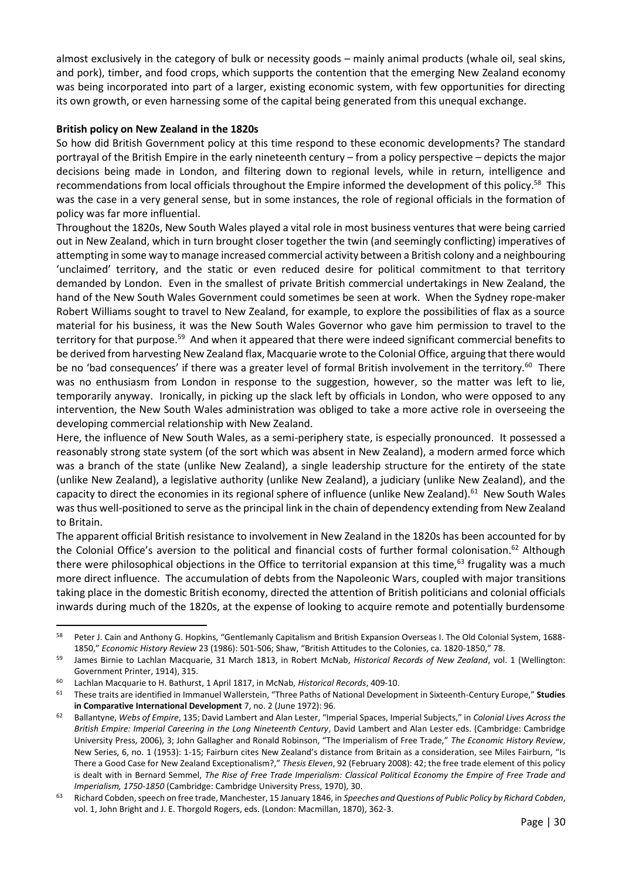almost exclusively in the category of bulk or necessity goods – mainly animal products (whale oil, seal skins, and pork), timber, and food crops, which supports the contention that the emerging New Zealand economy was being incorporated into part of a larger, existing economic system, with few opportunities for directing its own growth, or even harnessing some of the capital being generated from this unequal exchange.

**British policy on New Zealand in the 1820s**

So how did British Government policy at this time respond to these economic developments? The standard portrayal of the British Empire in the early nineteenth century – from a policy perspective – depicts the major decisions being made in London, and filtering down to regional levels, while in return, intelligence and recommendations from local officials throughout the Empire informed the development of this policy.[58] This was the case in a very general sense, but in some instances, the role of regional officials in the formation of policy was far more influential.

Throughout the 1820s, New South Wales played a vital role in most business ventures that were being carried out in New Zealand, which in turn brought closer together the twin (and seemingly conflicting) imperatives of attempting in some way to manage increased commercial activity between a British colony and a neighbouring 'unclaimed' territory, and the static or even reduced desire for political commitment to that territory demanded by London. Even in the smallest of private British commercial undertakings in New Zealand, the hand of the New South Wales Government could sometimes be seen at work. When the Sydney rope-maker Robert Williams sought to travel to New Zealand, for example, to explore the possibilities of flax as a source material for his business, it was the New South Wales Governor who gave him permission to travel to the territory for that purpose.[59] And when it appeared that there were indeed significant commercial benefits to be derived from harvesting New Zealand flax, Macquarie wrote to the Colonial Office, arguing that there would be no 'bad consequences' if there was a greater level of formal British involvement in the territory.[60] There was no enthusiasm from London in response to the suggestion, however, so the matter was left to lie, temporarily anyway. Ironically, in picking up the slack left by officials in London, who were opposed to any intervention, the New South Wales administration was obliged to take a more active role in overseeing the developing commercial relationship with New Zealand.

Here, the influence of New South Wales, as a semi-periphery state, is especially pronounced. It possessed a reasonably strong state system (of the sort which was absent in New Zealand), a modern armed force which was a branch of the state (unlike New Zealand), a single leadership structure for the entirety of the state (unlike New Zealand), a legislative authority (unlike New Zealand), a judiciary (unlike New Zealand), and the capacity to direct the economies in its regional sphere of influence (unlike New Zealand).[61] New South Wales was thus well-positioned to serve as the principal link in the chain of dependency extending from New Zealand to Britain.

The apparent official British resistance to involvement in New Zealand in the 1820s has been accounted for by the Colonial Office's aversion to the political and financial costs of further formal colonisation.[62] Although there were philosophical objections in the Office to territorial expansion at this time,[63] frugality was a much more direct influence. The accumulation of debts from the Napoleonic Wars, coupled with major transitions taking place in the domestic British economy, directed the attention of British politicians and colonial officials inwards during much of the 1820s, at the expense of looking to acquire remote and potentially burdensome

---

[58] Peter J. Cain and Anthony G. Hopkins, "Gentlemanly Capitalism and British Expansion Overseas I. The Old Colonial System, 1688-1850," *Economic History Review* 23 (1986): 501-506; Shaw, "British Attitudes to the Colonies, ca. 1820-1850," 78.

[59] James Birnie to Lachlan Macquarie, 31 March 1813, in Robert McNab, *Historical Records of New Zealand*, vol. 1 (Wellington: Government Printer, 1914), 315.

[60] Lachlan Macquarie to H. Bathurst, 1 April 1817, in McNab, *Historical Records*, 409-10.

[61] These traits are identified in Immanuel Wallerstein, "Three Paths of National Development in Sixteenth-Century Europe," **Studies in Comparative International Development** 7, no. 2 (June 1972): 96.

[62] Ballantyne, *Webs of Empire*, 135; David Lambert and Alan Lester, "Imperial Spaces, Imperial Subjects," in *Colonial Lives Across the British Empire: Imperial Careering in the Long Nineteenth Century*, David Lambert and Alan Lester eds. (Cambridge: Cambridge University Press, 2006), 3; John Gallagher and Ronald Robinson, "The Imperialism of Free Trade," *The Economic History Review*, New Series, 6, no. 1 (1953): 1-15; Fairburn cites New Zealand's distance from Britain as a consideration, see Miles Fairburn, "Is There a Good Case for New Zealand Exceptionalism?," *Thesis Eleven*, 92 (February 2008): 42; the free trade element of this policy is dealt with in Bernard Semmel, *The Rise of Free Trade Imperialism: Classical Political Economy the Empire of Free Trade and Imperialism, 1750-1850* (Cambridge: Cambridge University Press, 1970), 30.

[63] Richard Cobden, speech on free trade, Manchester, 15 January 1846, in *Speeches and Questions of Public Policy by Richard Cobden*, vol. 1, John Bright and J. E. Thorgold Rogers, eds. (London: Macmillan, 1870), 362-3.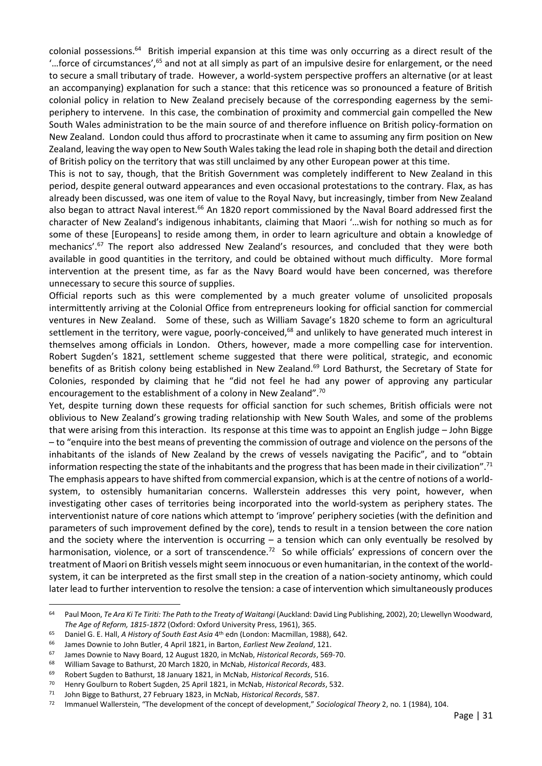colonial possessions.[64] British imperial expansion at this time was only occurring as a direct result of the '…force of circumstances',[65] and not at all simply as part of an impulsive desire for enlargement, or the need to secure a small tributary of trade. However, a world-system perspective proffers an alternative (or at least an accompanying) explanation for such a stance: that this reticence was so pronounced a feature of British colonial policy in relation to New Zealand precisely because of the corresponding eagerness by the semi-periphery to intervene. In this case, the combination of proximity and commercial gain compelled the New South Wales administration to be the main source of and therefore influence on British policy-formation on New Zealand. London could thus afford to procrastinate when it came to assuming any firm position on New Zealand, leaving the way open to New South Wales taking the lead role in shaping both the detail and direction of British policy on the territory that was still unclaimed by any other European power at this time.

This is not to say, though, that the British Government was completely indifferent to New Zealand in this period, despite general outward appearances and even occasional protestations to the contrary. Flax, as has already been discussed, was one item of value to the Royal Navy, but increasingly, timber from New Zealand also began to attract Naval interest.[66] An 1820 report commissioned by the Naval Board addressed first the character of New Zealand's indigenous inhabitants, claiming that Maori '…wish for nothing so much as for some of these [Europeans] to reside among them, in order to learn agriculture and obtain a knowledge of mechanics'.[67] The report also addressed New Zealand's resources, and concluded that they were both available in good quantities in the territory, and could be obtained without much difficulty. More formal intervention at the present time, as far as the Navy Board would have been concerned, was therefore unnecessary to secure this source of supplies.

Official reports such as this were complemented by a much greater volume of unsolicited proposals intermittently arriving at the Colonial Office from entrepreneurs looking for official sanction for commercial ventures in New Zealand. Some of these, such as William Savage's 1820 scheme to form an agricultural settlement in the territory, were vague, poorly-conceived,[68] and unlikely to have generated much interest in themselves among officials in London. Others, however, made a more compelling case for intervention. Robert Sugden's 1821, settlement scheme suggested that there were political, strategic, and economic benefits of as British colony being established in New Zealand.[69] Lord Bathurst, the Secretary of State for Colonies, responded by claiming that he "did not feel he had any power of approving any particular encouragement to the establishment of a colony in New Zealand".[70]

Yet, despite turning down these requests for official sanction for such schemes, British officials were not oblivious to New Zealand's growing trading relationship with New South Wales, and some of the problems that were arising from this interaction. Its response at this time was to appoint an English judge – John Bigge – to "enquire into the best means of preventing the commission of outrage and violence on the persons of the inhabitants of the islands of New Zealand by the crews of vessels navigating the Pacific", and to "obtain information respecting the state of the inhabitants and the progress that has been made in their civilization".[71] The emphasis appears to have shifted from commercial expansion, which is at the centre of notions of a world-system, to ostensibly humanitarian concerns. Wallerstein addresses this very point, however, when investigating other cases of territories being incorporated into the world-system as periphery states. The interventionist nature of core nations which attempt to 'improve' periphery societies (with the definition and parameters of such improvement defined by the core), tends to result in a tension between the core nation and the society where the intervention is occurring – a tension which can only eventually be resolved by harmonisation, violence, or a sort of transcendence.[72] So while officials' expressions of concern over the treatment of Maori on British vessels might seem innocuous or even humanitarian, in the context of the world-system, it can be interpreted as the first small step in the creation of a nation-society antinomy, which could later lead to further intervention to resolve the tension: a case of intervention which simultaneously produces

---

[64] Paul Moon, *Te Ara Ki Te Tiriti: The Path to the Treaty of Waitangi* (Auckland: David Ling Publishing, 2002), 20; Llewellyn Woodward, *The Age of Reform, 1815-1872* (Oxford: Oxford University Press, 1961), 365.

[65] Daniel G. E. Hall, *A History of South East Asia* 4th edn (London: Macmillan, 1988), 642.

[66] James Downie to John Butler, 4 April 1821, in Barton, *Earliest New Zealand*, 121.

[67] James Downie to Navy Board, 12 August 1820, in McNab, *Historical Records*, 569-70.

[68] William Savage to Bathurst, 20 March 1820, in McNab, *Historical Records*, 483.

[69] Robert Sugden to Bathurst, 18 January 1821, in McNab, *Historical Records*, 516.

[70] Henry Goulburn to Robert Sugden, 25 April 1821, in McNab, *Historical Records*, 532.

[71] John Bigge to Bathurst, 27 February 1823, in McNab, *Historical Records*, 587.

[72] Immanuel Wallerstein, "The development of the concept of development," *Sociological Theory* 2, no. 1 (1984), 104.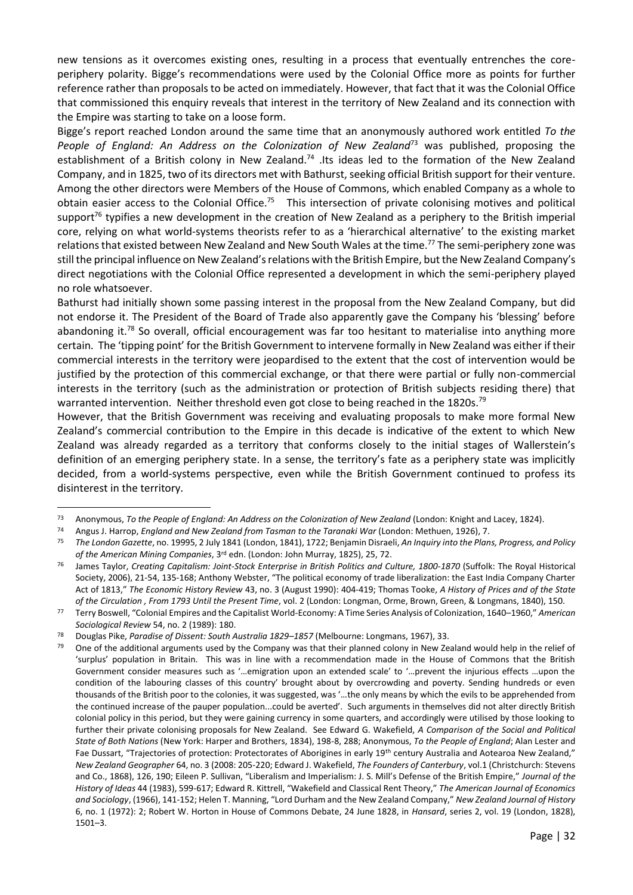new tensions as it overcomes existing ones, resulting in a process that eventually entrenches the core-periphery polarity. Bigge's recommendations were used by the Colonial Office more as points for further reference rather than proposals to be acted on immediately. However, that fact that it was the Colonial Office that commissioned this enquiry reveals that interest in the territory of New Zealand and its connection with the Empire was starting to take on a loose form.

Bigge's report reached London around the same time that an anonymously authored work entitled *To the People of England: An Address on the Colonization of New Zealand*[73] was published, proposing the establishment of a British colony in New Zealand.[74] .Its ideas led to the formation of the New Zealand Company, and in 1825, two of its directors met with Bathurst, seeking official British support for their venture. Among the other directors were Members of the House of Commons, which enabled Company as a whole to obtain easier access to the Colonial Office.[75] This intersection of private colonising motives and political support[76] typifies a new development in the creation of New Zealand as a periphery to the British imperial core, relying on what world-systems theorists refer to as a 'hierarchical alternative' to the existing market relations that existed between New Zealand and New South Wales at the time.[77] The semi-periphery zone was still the principal influence on New Zealand's relations with the British Empire, but the New Zealand Company's direct negotiations with the Colonial Office represented a development in which the semi-periphery played no role whatsoever.

Bathurst had initially shown some passing interest in the proposal from the New Zealand Company, but did not endorse it. The President of the Board of Trade also apparently gave the Company his 'blessing' before abandoning it.[78] So overall, official encouragement was far too hesitant to materialise into anything more certain. The 'tipping point' for the British Government to intervene formally in New Zealand was either if their commercial interests in the territory were jeopardised to the extent that the cost of intervention would be justified by the protection of this commercial exchange, or that there were partial or fully non-commercial interests in the territory (such as the administration or protection of British subjects residing there) that warranted intervention. Neither threshold even got close to being reached in the 1820s.[79]

However, that the British Government was receiving and evaluating proposals to make more formal New Zealand's commercial contribution to the Empire in this decade is indicative of the extent to which New Zealand was already regarded as a territory that conforms closely to the initial stages of Wallerstein's definition of an emerging periphery state. In a sense, the territory's fate as a periphery state was implicitly decided, from a world-systems perspective, even while the British Government continued to profess its disinterest in the territory.

---

[73] Anonymous, *To the People of England: An Address on the Colonization of New Zealand* (London: Knight and Lacey, 1824).

[74] Angus J. Harrop, *England and New Zealand from Tasman to the Taranaki War* (London: Methuen, 1926), 7.

[75] *The London Gazette*, no. 19995, 2 July 1841 (London, 1841), 1722; Benjamin Disraeli, *An Inquiry into the Plans, Progress, and Policy of the American Mining Companies*, 3rd edn. (London: John Murray, 1825), 25, 72.

[76] James Taylor, *Creating Capitalism: Joint-Stock Enterprise in British Politics and Culture, 1800-1870* (Suffolk: The Royal Historical Society, 2006), 21-54, 135-168; Anthony Webster, "The political economy of trade liberalization: the East India Company Charter Act of 1813," *The Economic History Review* 43, no. 3 (August 1990): 404-419; Thomas Tooke, *A History of Prices and of the State of the Circulation , From 1793 Until the Present Time*, vol. 2 (London: Longman, Orme, Brown, Green, & Longmans, 1840), 150.

[77] Terry Boswell, "Colonial Empires and the Capitalist World-Economy: A Time Series Analysis of Colonization, 1640–1960," *American Sociological Review* 54, no. 2 (1989): 180.

[78] Douglas Pike, *Paradise of Dissent: South Australia 1829–1857* (Melbourne: Longmans, 1967), 33.

[79] One of the additional arguments used by the Company was that their planned colony in New Zealand would help in the relief of 'surplus' population in Britain. This was in line with a recommendation made in the House of Commons that the British Government consider measures such as '…emigration upon an extended scale' to '…prevent the injurious effects …upon the condition of the labouring classes of this country' brought about by overcrowding and poverty. Sending hundreds or even thousands of the British poor to the colonies, it was suggested, was '…the only means by which the evils to be apprehended from the continued increase of the pauper population...could be averted'. Such arguments in themselves did not alter directly British colonial policy in this period, but they were gaining currency in some quarters, and accordingly were utilised by those looking to further their private colonising proposals for New Zealand. See Edward G. Wakefield, *A Comparison of the Social and Political State of Both Nations* (New York: Harper and Brothers, 1834), 198-8, 288; Anonymous, *To the People of England*; Alan Lester and Fae Dussart, "Trajectories of protection: Protectorates of Aborigines in early 19th century Australia and Aotearoa New Zealand," *New Zealand Geographer* 64, no. 3 (2008: 205-220; Edward J. Wakefield, *The Founders of Canterbury*, vol.1 (Christchurch: Stevens and Co., 1868), 126, 190; Eileen P. Sullivan, "Liberalism and Imperialism: J. S. Mill's Defense of the British Empire," *Journal of the History of Ideas* 44 (1983), 599-617; Edward R. Kittrell, "Wakefield and Classical Rent Theory," *The American Journal of Economics and Sociology*, (1966), 141-152; Helen T. Manning, "Lord Durham and the New Zealand Company," *New Zealand Journal of History* 6, no. 1 (1972): 2; Robert W. Horton in House of Commons Debate, 24 June 1828, in *Hansard*, series 2, vol. 19 (London, 1828), 1501–3.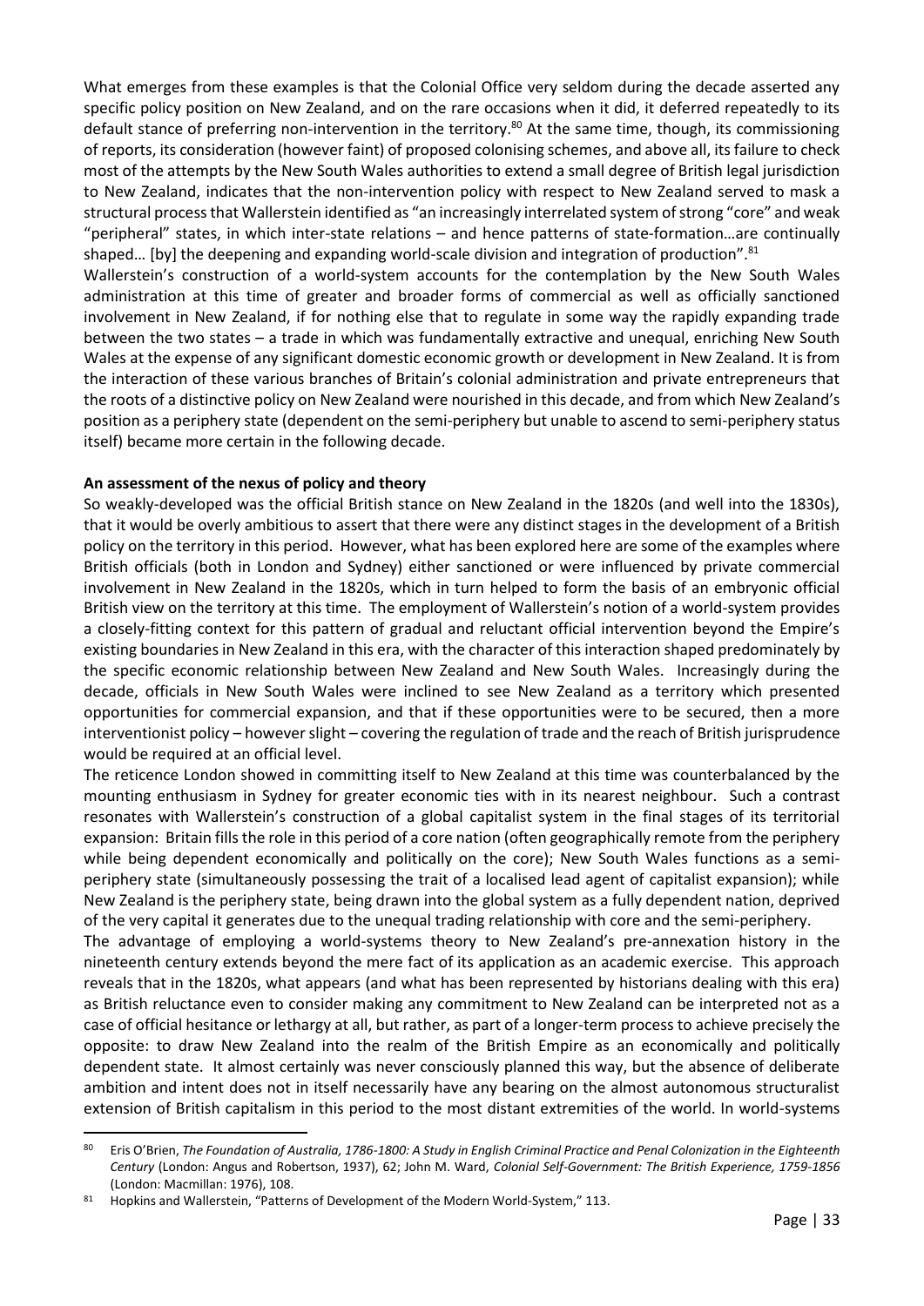What emerges from these examples is that the Colonial Office very seldom during the decade asserted any specific policy position on New Zealand, and on the rare occasions when it did, it deferred repeatedly to its default stance of preferring non-intervention in the territory.[80] At the same time, though, its commissioning of reports, its consideration (however faint) of proposed colonising schemes, and above all, its failure to check most of the attempts by the New South Wales authorities to extend a small degree of British legal jurisdiction to New Zealand, indicates that the non-intervention policy with respect to New Zealand served to mask a structural process that Wallerstein identified as "an increasingly interrelated system of strong "core" and weak "peripheral" states, in which inter-state relations – and hence patterns of state-formation…are continually shaped… [by] the deepening and expanding world-scale division and integration of production".[81]

Wallerstein's construction of a world-system accounts for the contemplation by the New South Wales administration at this time of greater and broader forms of commercial as well as officially sanctioned involvement in New Zealand, if for nothing else that to regulate in some way the rapidly expanding trade between the two states – a trade in which was fundamentally extractive and unequal, enriching New South Wales at the expense of any significant domestic economic growth or development in New Zealand. It is from the interaction of these various branches of Britain's colonial administration and private entrepreneurs that the roots of a distinctive policy on New Zealand were nourished in this decade, and from which New Zealand's position as a periphery state (dependent on the semi-periphery but unable to ascend to semi-periphery status itself) became more certain in the following decade.

**An assessment of the nexus of policy and theory**

So weakly-developed was the official British stance on New Zealand in the 1820s (and well into the 1830s), that it would be overly ambitious to assert that there were any distinct stages in the development of a British policy on the territory in this period. However, what has been explored here are some of the examples where British officials (both in London and Sydney) either sanctioned or were influenced by private commercial involvement in New Zealand in the 1820s, which in turn helped to form the basis of an embryonic official British view on the territory at this time. The employment of Wallerstein's notion of a world-system provides a closely-fitting context for this pattern of gradual and reluctant official intervention beyond the Empire's existing boundaries in New Zealand in this era, with the character of this interaction shaped predominately by the specific economic relationship between New Zealand and New South Wales. Increasingly during the decade, officials in New South Wales were inclined to see New Zealand as a territory which presented opportunities for commercial expansion, and that if these opportunities were to be secured, then a more interventionist policy – however slight – covering the regulation of trade and the reach of British jurisprudence would be required at an official level.

The reticence London showed in committing itself to New Zealand at this time was counterbalanced by the mounting enthusiasm in Sydney for greater economic ties with in its nearest neighbour. Such a contrast resonates with Wallerstein's construction of a global capitalist system in the final stages of its territorial expansion: Britain fills the role in this period of a core nation (often geographically remote from the periphery while being dependent economically and politically on the core); New South Wales functions as a semi-periphery state (simultaneously possessing the trait of a localised lead agent of capitalist expansion); while New Zealand is the periphery state, being drawn into the global system as a fully dependent nation, deprived of the very capital it generates due to the unequal trading relationship with core and the semi-periphery.

The advantage of employing a world-systems theory to New Zealand's pre-annexation history in the nineteenth century extends beyond the mere fact of its application as an academic exercise. This approach reveals that in the 1820s, what appears (and what has been represented by historians dealing with this era) as British reluctance even to consider making any commitment to New Zealand can be interpreted not as a case of official hesitance or lethargy at all, but rather, as part of a longer-term process to achieve precisely the opposite: to draw New Zealand into the realm of the British Empire as an economically and politically dependent state. It almost certainly was never consciously planned this way, but the absence of deliberate ambition and intent does not in itself necessarily have any bearing on the almost autonomous structuralist extension of British capitalism in this period to the most distant extremities of the world. In world-systems

---

[80] Eris O'Brien, *The Foundation of Australia, 1786-1800: A Study in English Criminal Practice and Penal Colonization in the Eighteenth Century* (London: Angus and Robertson, 1937), 62; John M. Ward, *Colonial Self-Government: The British Experience, 1759-1856* (London: Macmillan: 1976), 108.

[81] Hopkins and Wallerstein, "Patterns of Development of the Modern World-System," 113.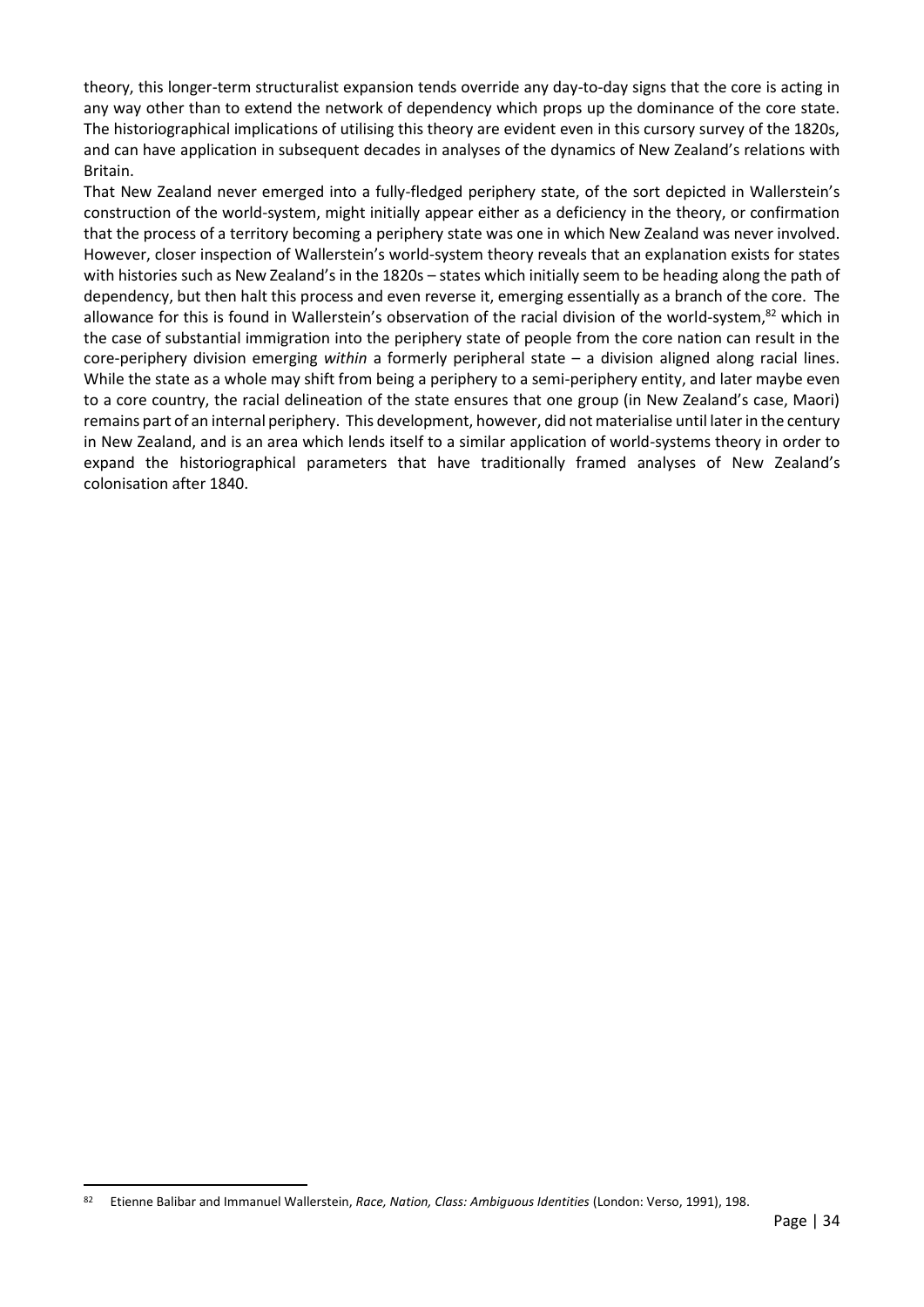theory, this longer-term structuralist expansion tends override any day-to-day signs that the core is acting in any way other than to extend the network of dependency which props up the dominance of the core state. The historiographical implications of utilising this theory are evident even in this cursory survey of the 1820s, and can have application in subsequent decades in analyses of the dynamics of New Zealand's relations with Britain.

That New Zealand never emerged into a fully-fledged periphery state, of the sort depicted in Wallerstein's construction of the world-system, might initially appear either as a deficiency in the theory, or confirmation that the process of a territory becoming a periphery state was one in which New Zealand was never involved. However, closer inspection of Wallerstein's world-system theory reveals that an explanation exists for states with histories such as New Zealand's in the 1820s – states which initially seem to be heading along the path of dependency, but then halt this process and even reverse it, emerging essentially as a branch of the core. The allowance for this is found in Wallerstein's observation of the racial division of the world-system,[82] which in the case of substantial immigration into the periphery state of people from the core nation can result in the core-periphery division emerging *within* a formerly peripheral state – a division aligned along racial lines. While the state as a whole may shift from being a periphery to a semi-periphery entity, and later maybe even to a core country, the racial delineation of the state ensures that one group (in New Zealand's case, Maori) remains part of an internal periphery. This development, however, did not materialise until later in the century in New Zealand, and is an area which lends itself to a similar application of world-systems theory in order to expand the historiographical parameters that have traditionally framed analyses of New Zealand's colonisation after 1840.

[82] Etienne Balibar and Immanuel Wallerstein, *Race, Nation, Class: Ambiguous Identities* (London: Verso, 1991), 198.